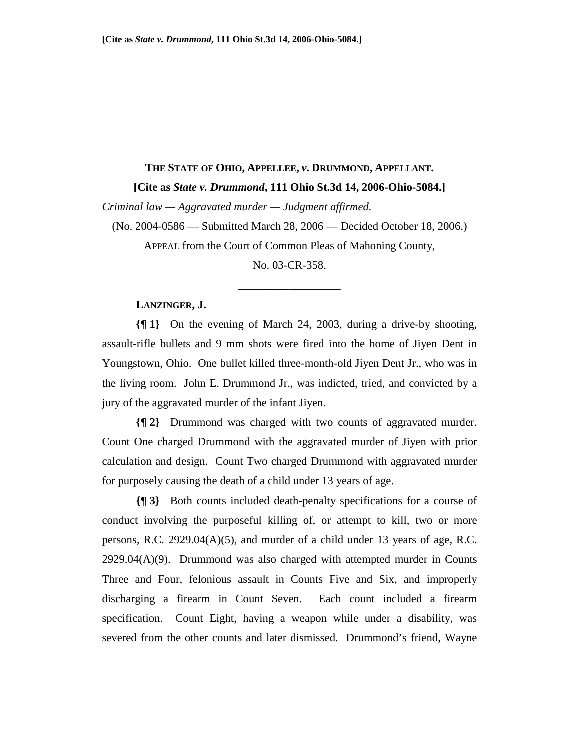**THE STATE OF OHIO, APPELLEE, *v.* DRUMMOND, APPELLANT.**

**[Cite as *State v. Drummond*, 111 Ohio St.3d 14, 2006-Ohio-5084.]**

*Criminal law — Aggravated murder — Judgment affirmed.*

(No. 2004-0586 — Submitted March 28, 2006 — Decided October 18, 2006.)

APPEAL from the Court of Common Pleas of Mahoning County,

No. 03-CR-358.

\_\_\_\_\_\_\_\_\_\_\_\_\_\_\_\_\_\_

**LANZINGER, J.**

**{¶ 1}** On the evening of March 24, 2003, during a drive-by shooting, assault-rifle bullets and 9 mm shots were fired into the home of Jiyen Dent in Youngstown, Ohio. One bullet killed three-month-old Jiyen Dent Jr., who was in the living room. John E. Drummond Jr., was indicted, tried, and convicted by a jury of the aggravated murder of the infant Jiyen.

**{¶ 2}** Drummond was charged with two counts of aggravated murder. Count One charged Drummond with the aggravated murder of Jiyen with prior calculation and design. Count Two charged Drummond with aggravated murder for purposely causing the death of a child under 13 years of age.

**{¶ 3}** Both counts included death-penalty specifications for a course of conduct involving the purposeful killing of, or attempt to kill, two or more persons, R.C. 2929.04(A)(5), and murder of a child under 13 years of age, R.C. 2929.04(A)(9). Drummond was also charged with attempted murder in Counts Three and Four, felonious assault in Counts Five and Six, and improperly discharging a firearm in Count Seven. Each count included a firearm specification. Count Eight, having a weapon while under a disability, was severed from the other counts and later dismissed. Drummond's friend, Wayne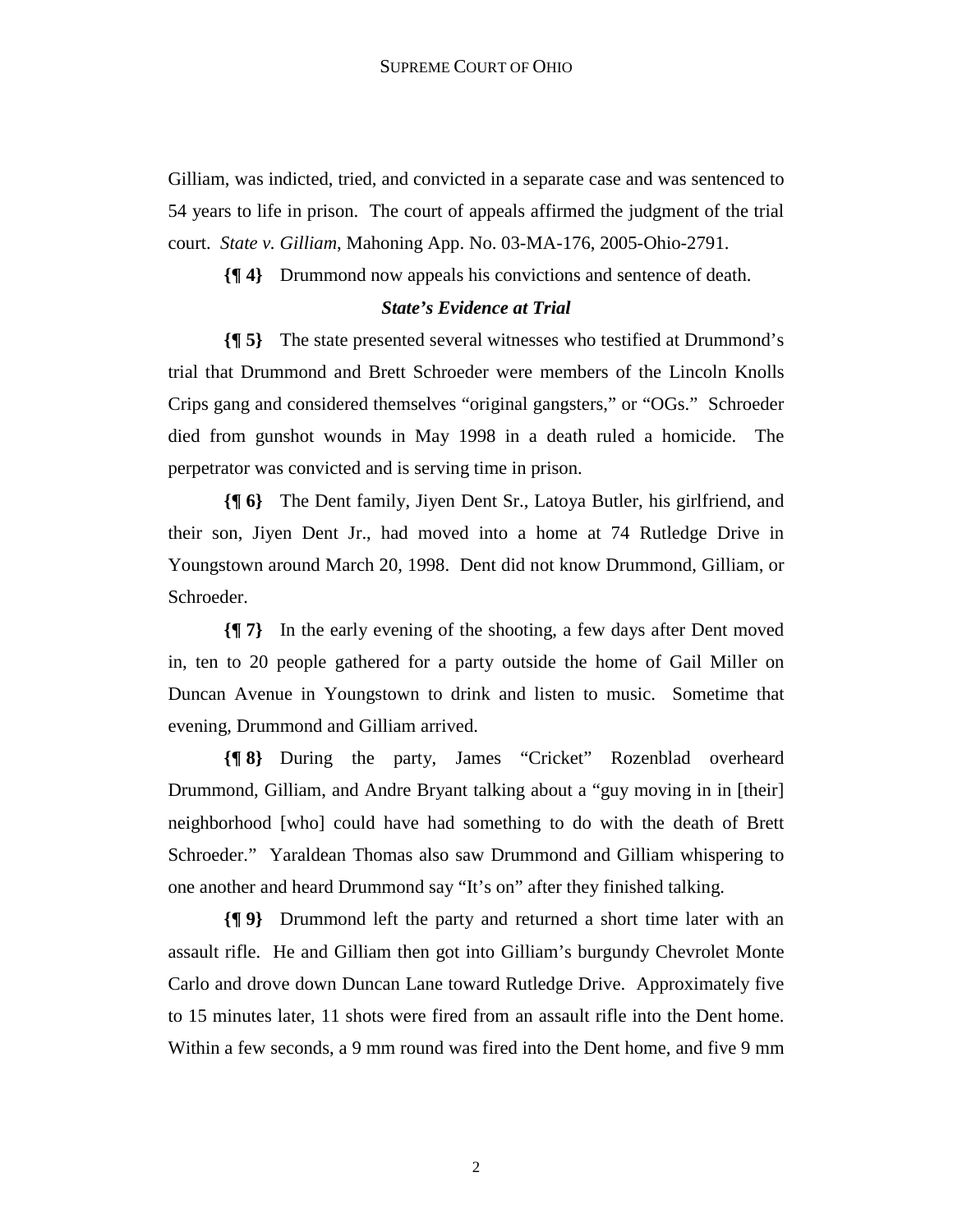Gilliam, was indicted, tried, and convicted in a separate case and was sentenced to 54 years to life in prison. The court of appeals affirmed the judgment of the trial court. *State v. Gilliam*, Mahoning App. No. 03-MA-176, 2005-Ohio-2791.

**{¶ 4}** Drummond now appeals his convictions and sentence of death.

***State's Evidence at Trial***

**{¶ 5}** The state presented several witnesses who testified at Drummond's trial that Drummond and Brett Schroeder were members of the Lincoln Knolls Crips gang and considered themselves "original gangsters," or "OGs." Schroeder died from gunshot wounds in May 1998 in a death ruled a homicide. The perpetrator was convicted and is serving time in prison.

**{¶ 6}** The Dent family, Jiyen Dent Sr., Latoya Butler, his girlfriend, and their son, Jiyen Dent Jr., had moved into a home at 74 Rutledge Drive in Youngstown around March 20, 1998. Dent did not know Drummond, Gilliam, or Schroeder.

**{¶ 7}** In the early evening of the shooting, a few days after Dent moved in, ten to 20 people gathered for a party outside the home of Gail Miller on Duncan Avenue in Youngstown to drink and listen to music. Sometime that evening, Drummond and Gilliam arrived.

**{¶ 8}** During the party, James "Cricket" Rozenblad overheard Drummond, Gilliam, and Andre Bryant talking about a "guy moving in in [their] neighborhood [who] could have had something to do with the death of Brett Schroeder." Yaraldean Thomas also saw Drummond and Gilliam whispering to one another and heard Drummond say "It's on" after they finished talking.

**{¶ 9}** Drummond left the party and returned a short time later with an assault rifle. He and Gilliam then got into Gilliam's burgundy Chevrolet Monte Carlo and drove down Duncan Lane toward Rutledge Drive. Approximately five to 15 minutes later, 11 shots were fired from an assault rifle into the Dent home. Within a few seconds, a 9 mm round was fired into the Dent home, and five 9 mm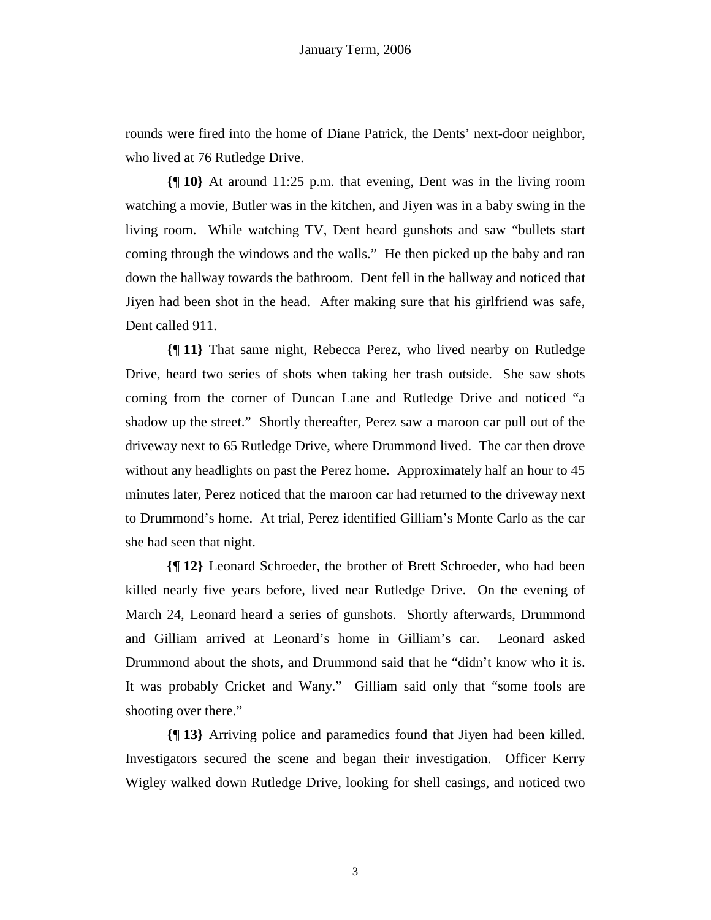rounds were fired into the home of Diane Patrick, the Dents' next-door neighbor, who lived at 76 Rutledge Drive.

**{¶ 10}** At around 11:25 p.m. that evening, Dent was in the living room watching a movie, Butler was in the kitchen, and Jiyen was in a baby swing in the living room. While watching TV, Dent heard gunshots and saw "bullets start coming through the windows and the walls." He then picked up the baby and ran down the hallway towards the bathroom. Dent fell in the hallway and noticed that Jiyen had been shot in the head. After making sure that his girlfriend was safe, Dent called 911.

**{¶ 11}** That same night, Rebecca Perez, who lived nearby on Rutledge Drive, heard two series of shots when taking her trash outside. She saw shots coming from the corner of Duncan Lane and Rutledge Drive and noticed "a shadow up the street." Shortly thereafter, Perez saw a maroon car pull out of the driveway next to 65 Rutledge Drive, where Drummond lived. The car then drove without any headlights on past the Perez home. Approximately half an hour to 45 minutes later, Perez noticed that the maroon car had returned to the driveway next to Drummond's home. At trial, Perez identified Gilliam's Monte Carlo as the car she had seen that night.

**{¶ 12}** Leonard Schroeder, the brother of Brett Schroeder, who had been killed nearly five years before, lived near Rutledge Drive. On the evening of March 24, Leonard heard a series of gunshots. Shortly afterwards, Drummond and Gilliam arrived at Leonard's home in Gilliam's car. Leonard asked Drummond about the shots, and Drummond said that he "didn't know who it is. It was probably Cricket and Wany." Gilliam said only that "some fools are shooting over there."

**{¶ 13}** Arriving police and paramedics found that Jiyen had been killed. Investigators secured the scene and began their investigation. Officer Kerry Wigley walked down Rutledge Drive, looking for shell casings, and noticed two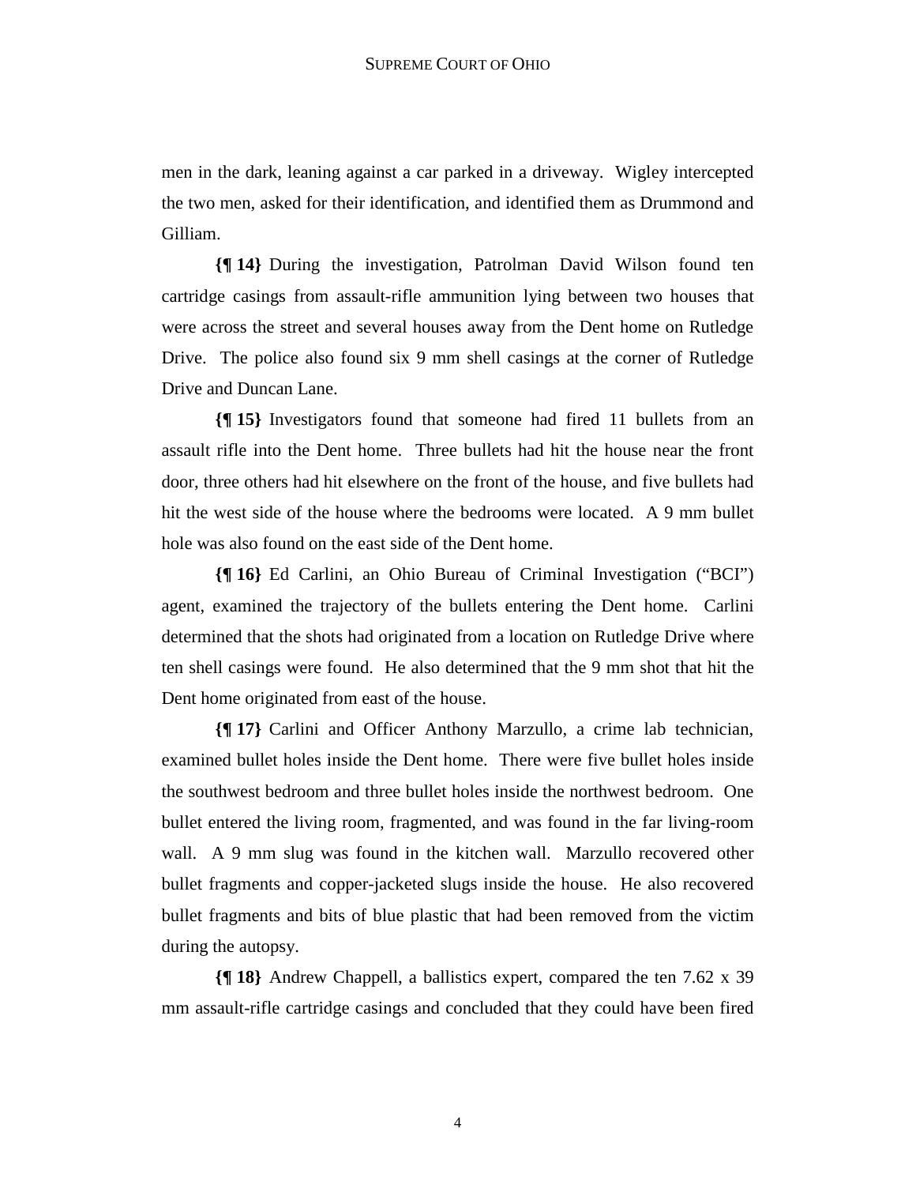men in the dark, leaning against a car parked in a driveway. Wigley intercepted the two men, asked for their identification, and identified them as Drummond and Gilliam.

**{¶ 14}** During the investigation, Patrolman David Wilson found ten cartridge casings from assault-rifle ammunition lying between two houses that were across the street and several houses away from the Dent home on Rutledge Drive. The police also found six 9 mm shell casings at the corner of Rutledge Drive and Duncan Lane.

**{¶ 15}** Investigators found that someone had fired 11 bullets from an assault rifle into the Dent home. Three bullets had hit the house near the front door, three others had hit elsewhere on the front of the house, and five bullets had hit the west side of the house where the bedrooms were located. A 9 mm bullet hole was also found on the east side of the Dent home.

**{¶ 16}** Ed Carlini, an Ohio Bureau of Criminal Investigation ("BCI") agent, examined the trajectory of the bullets entering the Dent home. Carlini determined that the shots had originated from a location on Rutledge Drive where ten shell casings were found. He also determined that the 9 mm shot that hit the Dent home originated from east of the house.

**{¶ 17}** Carlini and Officer Anthony Marzullo, a crime lab technician, examined bullet holes inside the Dent home. There were five bullet holes inside the southwest bedroom and three bullet holes inside the northwest bedroom. One bullet entered the living room, fragmented, and was found in the far living-room wall. A 9 mm slug was found in the kitchen wall. Marzullo recovered other bullet fragments and copper-jacketed slugs inside the house. He also recovered bullet fragments and bits of blue plastic that had been removed from the victim during the autopsy.

**{¶ 18}** Andrew Chappell, a ballistics expert, compared the ten 7.62 x 39 mm assault-rifle cartridge casings and concluded that they could have been fired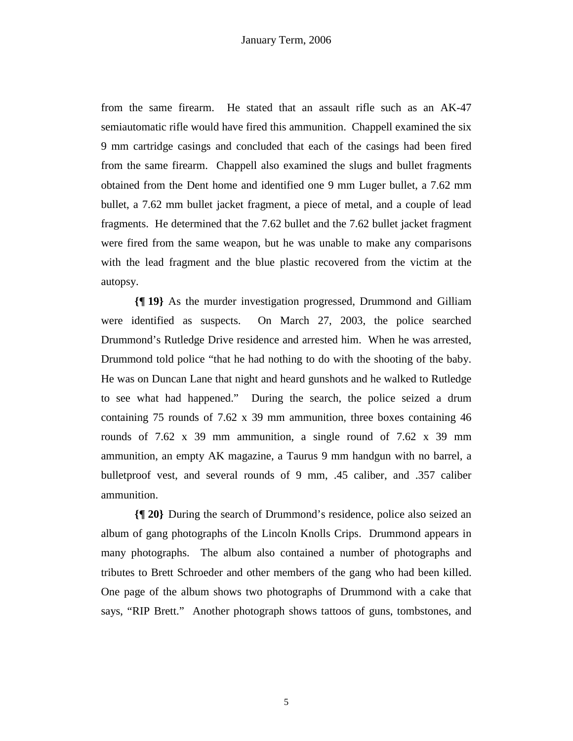from the same firearm. He stated that an assault rifle such as an AK-47 semiautomatic rifle would have fired this ammunition. Chappell examined the six 9 mm cartridge casings and concluded that each of the casings had been fired from the same firearm. Chappell also examined the slugs and bullet fragments obtained from the Dent home and identified one 9 mm Luger bullet, a 7.62 mm bullet, a 7.62 mm bullet jacket fragment, a piece of metal, and a couple of lead fragments. He determined that the 7.62 bullet and the 7.62 bullet jacket fragment were fired from the same weapon, but he was unable to make any comparisons with the lead fragment and the blue plastic recovered from the victim at the autopsy.

**{¶ 19}** As the murder investigation progressed, Drummond and Gilliam were identified as suspects. On March 27, 2003, the police searched Drummond's Rutledge Drive residence and arrested him. When he was arrested, Drummond told police "that he had nothing to do with the shooting of the baby. He was on Duncan Lane that night and heard gunshots and he walked to Rutledge to see what had happened." During the search, the police seized a drum containing 75 rounds of 7.62 x 39 mm ammunition, three boxes containing 46 rounds of 7.62 x 39 mm ammunition, a single round of 7.62 x 39 mm ammunition, an empty AK magazine, a Taurus 9 mm handgun with no barrel, a bulletproof vest, and several rounds of 9 mm, .45 caliber, and .357 caliber ammunition.

**{¶ 20}** During the search of Drummond's residence, police also seized an album of gang photographs of the Lincoln Knolls Crips. Drummond appears in many photographs. The album also contained a number of photographs and tributes to Brett Schroeder and other members of the gang who had been killed. One page of the album shows two photographs of Drummond with a cake that says, "RIP Brett." Another photograph shows tattoos of guns, tombstones, and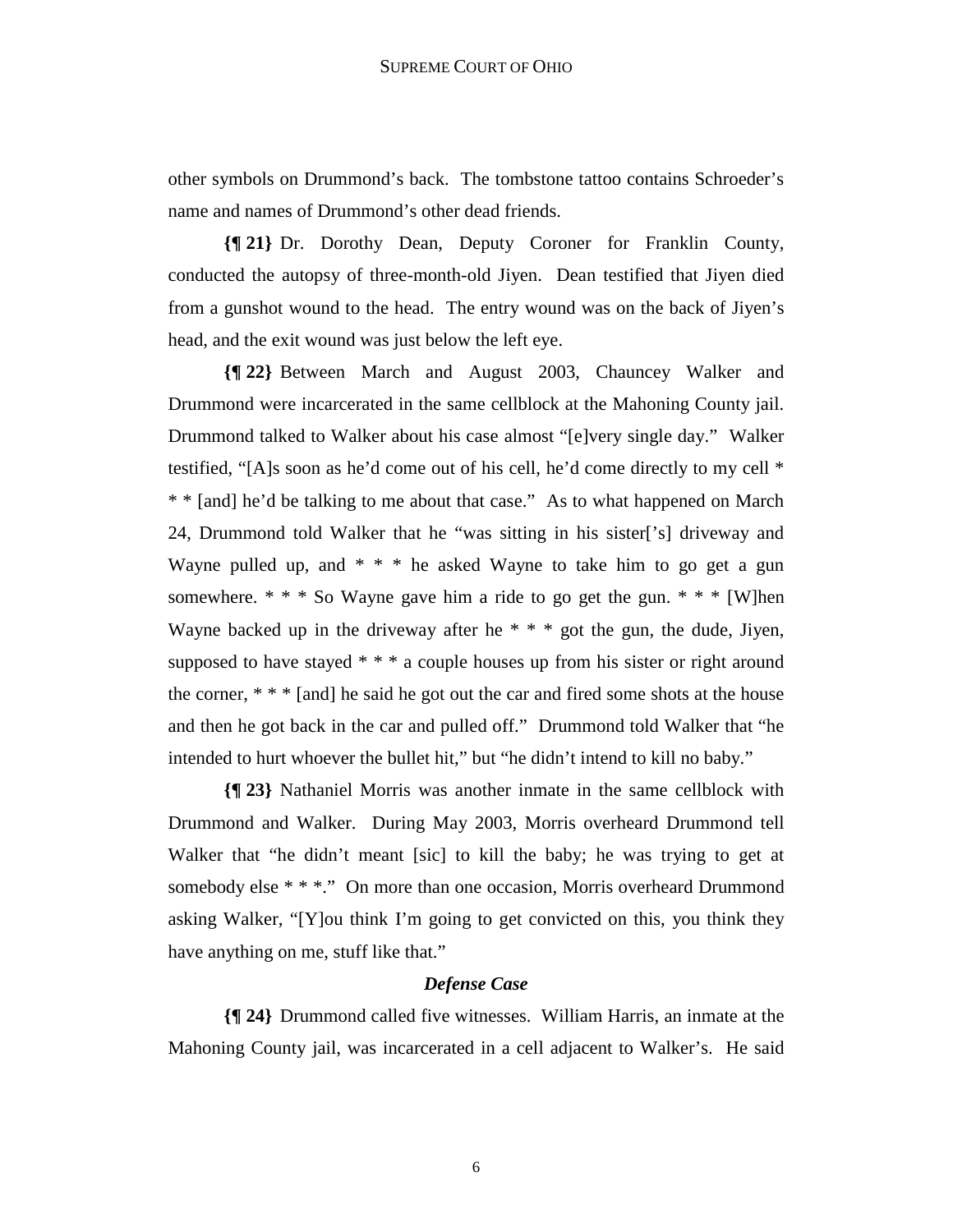other symbols on Drummond's back. The tombstone tattoo contains Schroeder's name and names of Drummond's other dead friends.

**{¶ 21}** Dr. Dorothy Dean, Deputy Coroner for Franklin County, conducted the autopsy of three-month-old Jiyen. Dean testified that Jiyen died from a gunshot wound to the head. The entry wound was on the back of Jiyen's head, and the exit wound was just below the left eye.

**{¶ 22}** Between March and August 2003, Chauncey Walker and Drummond were incarcerated in the same cellblock at the Mahoning County jail. Drummond talked to Walker about his case almost "[e]very single day." Walker testified, "[A]s soon as he'd come out of his cell, he'd come directly to my cell * * * [and] he'd be talking to me about that case." As to what happened on March 24, Drummond told Walker that he "was sitting in his sister['s] driveway and Wayne pulled up, and * * * he asked Wayne to take him to go get a gun somewhere. * * * So Wayne gave him a ride to go get the gun. * * * [W]hen Wayne backed up in the driveway after he * * * got the gun, the dude, Jiyen, supposed to have stayed * * * a couple houses up from his sister or right around the corner, * * * [and] he said he got out the car and fired some shots at the house and then he got back in the car and pulled off." Drummond told Walker that "he intended to hurt whoever the bullet hit," but "he didn't intend to kill no baby."

**{¶ 23}** Nathaniel Morris was another inmate in the same cellblock with Drummond and Walker. During May 2003, Morris overheard Drummond tell Walker that "he didn't meant [sic] to kill the baby; he was trying to get at somebody else * * *." On more than one occasion, Morris overheard Drummond asking Walker, "[Y]ou think I'm going to get convicted on this, you think they have anything on me, stuff like that."

### *Defense Case*

**{¶ 24}** Drummond called five witnesses. William Harris, an inmate at the Mahoning County jail, was incarcerated in a cell adjacent to Walker's. He said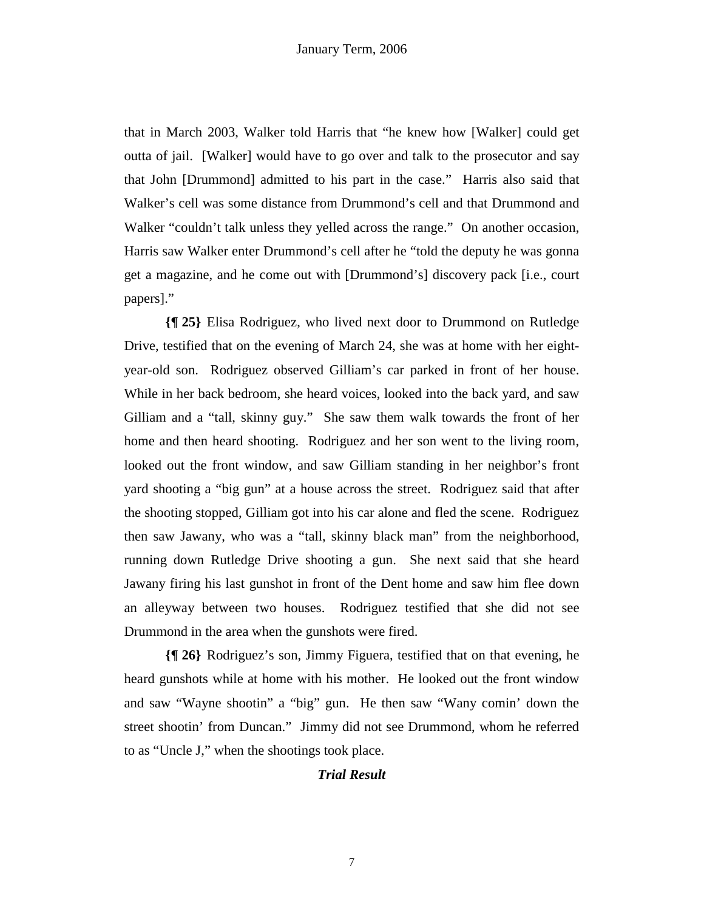that in March 2003, Walker told Harris that "he knew how [Walker] could get outta of jail. [Walker] would have to go over and talk to the prosecutor and say that John [Drummond] admitted to his part in the case." Harris also said that Walker's cell was some distance from Drummond's cell and that Drummond and Walker "couldn't talk unless they yelled across the range." On another occasion, Harris saw Walker enter Drummond's cell after he "told the deputy he was gonna get a magazine, and he come out with [Drummond's] discovery pack [i.e., court papers]."

**{¶ 25}** Elisa Rodriguez, who lived next door to Drummond on Rutledge Drive, testified that on the evening of March 24, she was at home with her eight-year-old son. Rodriguez observed Gilliam's car parked in front of her house. While in her back bedroom, she heard voices, looked into the back yard, and saw Gilliam and a "tall, skinny guy." She saw them walk towards the front of her home and then heard shooting. Rodriguez and her son went to the living room, looked out the front window, and saw Gilliam standing in her neighbor's front yard shooting a "big gun" at a house across the street. Rodriguez said that after the shooting stopped, Gilliam got into his car alone and fled the scene. Rodriguez then saw Jawany, who was a "tall, skinny black man" from the neighborhood, running down Rutledge Drive shooting a gun. She next said that she heard Jawany firing his last gunshot in front of the Dent home and saw him flee down an alleyway between two houses. Rodriguez testified that she did not see Drummond in the area when the gunshots were fired.

**{¶ 26}** Rodriguez's son, Jimmy Figuera, testified that on that evening, he heard gunshots while at home with his mother. He looked out the front window and saw "Wayne shootin" a "big" gun. He then saw "Wany comin' down the street shootin' from Duncan." Jimmy did not see Drummond, whom he referred to as "Uncle J," when the shootings took place.

***Trial Result***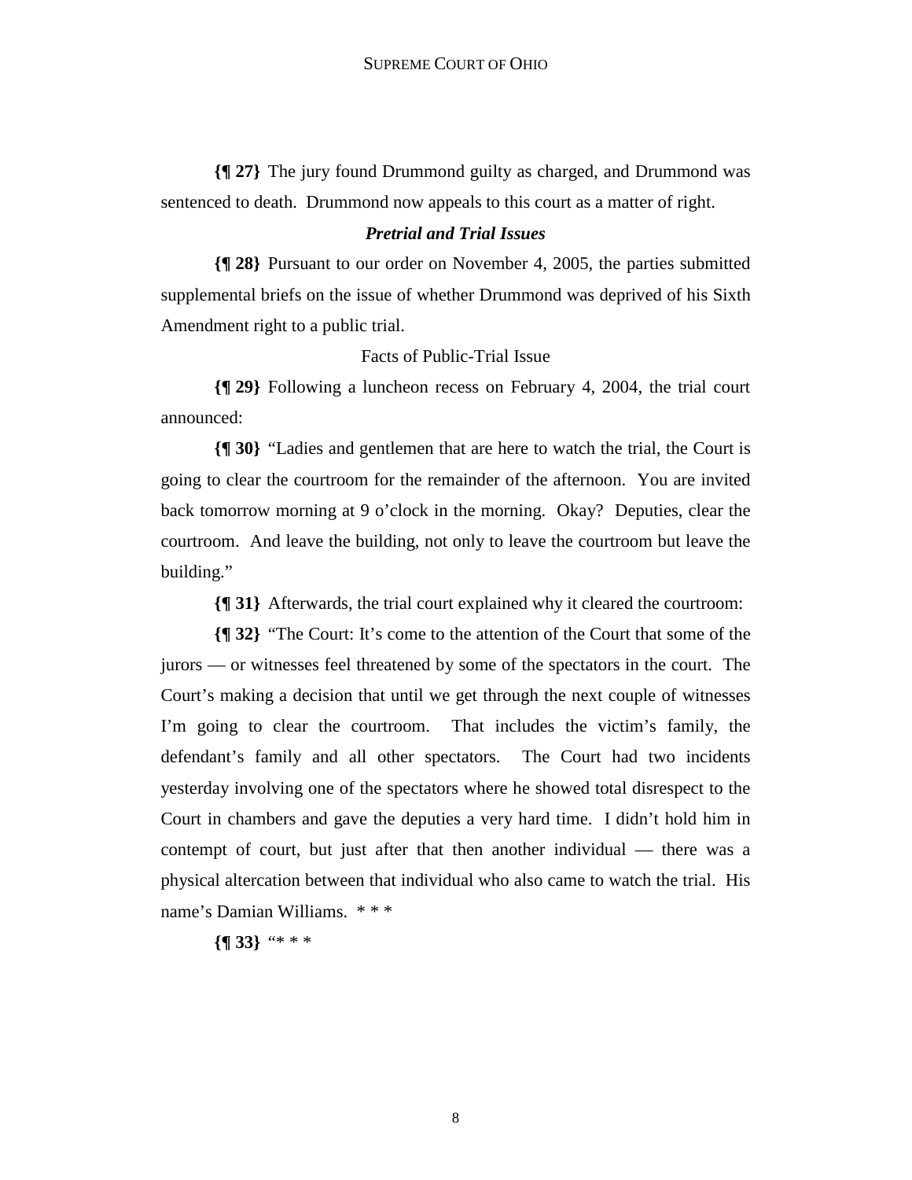**{¶ 27}** The jury found Drummond guilty as charged, and Drummond was sentenced to death. Drummond now appeals to this court as a matter of right.

### *Pretrial and Trial Issues*

**{¶ 28}** Pursuant to our order on November 4, 2005, the parties submitted supplemental briefs on the issue of whether Drummond was deprived of his Sixth Amendment right to a public trial.

Facts of Public-Trial Issue

**{¶ 29}** Following a luncheon recess on February 4, 2004, the trial court announced:

**{¶ 30}** "Ladies and gentlemen that are here to watch the trial, the Court is going to clear the courtroom for the remainder of the afternoon. You are invited back tomorrow morning at 9 o'clock in the morning. Okay? Deputies, clear the courtroom. And leave the building, not only to leave the courtroom but leave the building."

**{¶ 31}** Afterwards, the trial court explained why it cleared the courtroom:

**{¶ 32}** "The Court: It's come to the attention of the Court that some of the jurors — or witnesses feel threatened by some of the spectators in the court. The Court's making a decision that until we get through the next couple of witnesses I'm going to clear the courtroom. That includes the victim's family, the defendant's family and all other spectators. The Court had two incidents yesterday involving one of the spectators where he showed total disrespect to the Court in chambers and gave the deputies a very hard time. I didn't hold him in contempt of court, but just after that then another individual — there was a physical altercation between that individual who also came to watch the trial. His name's Damian Williams. * * *

**{¶ 33}** "* * *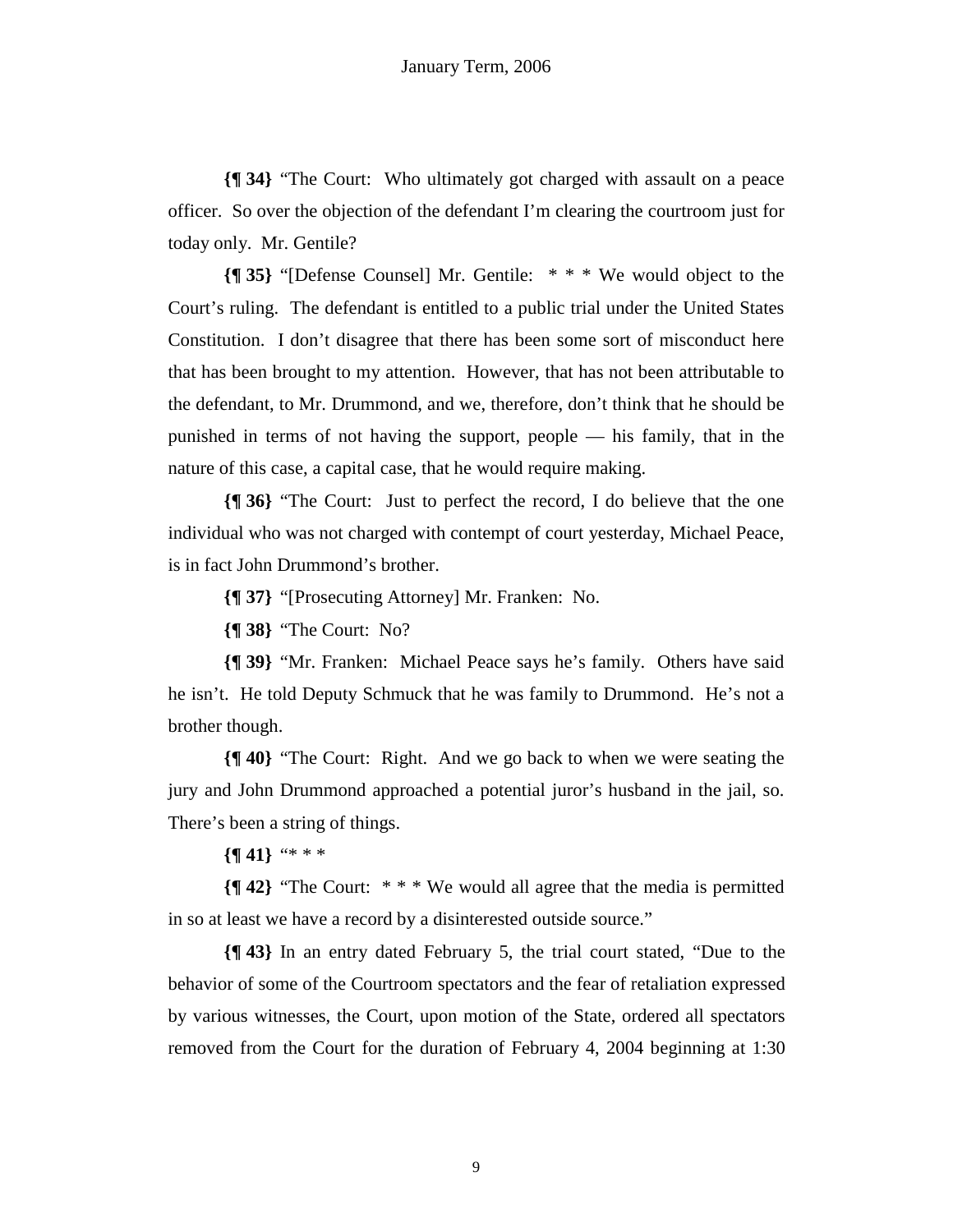**{¶ 34}** "The Court: Who ultimately got charged with assault on a peace officer. So over the objection of the defendant I'm clearing the courtroom just for today only. Mr. Gentile?

**{¶ 35}** "[Defense Counsel] Mr. Gentile: * * * We would object to the Court's ruling. The defendant is entitled to a public trial under the United States Constitution. I don't disagree that there has been some sort of misconduct here that has been brought to my attention. However, that has not been attributable to the defendant, to Mr. Drummond, and we, therefore, don't think that he should be punished in terms of not having the support, people — his family, that in the nature of this case, a capital case, that he would require making.

**{¶ 36}** "The Court: Just to perfect the record, I do believe that the one individual who was not charged with contempt of court yesterday, Michael Peace, is in fact John Drummond's brother.

**{¶ 37}** "[Prosecuting Attorney] Mr. Franken: No.

**{¶ 38}** "The Court: No?

**{¶ 39}** "Mr. Franken: Michael Peace says he's family. Others have said he isn't. He told Deputy Schmuck that he was family to Drummond. He's not a brother though.

**{¶ 40}** "The Court: Right. And we go back to when we were seating the jury and John Drummond approached a potential juror's husband in the jail, so. There's been a string of things.

**{¶ 41}** "* * *

**{¶ 42}** "The Court: * * * We would all agree that the media is permitted in so at least we have a record by a disinterested outside source."

**{¶ 43}** In an entry dated February 5, the trial court stated, "Due to the behavior of some of the Courtroom spectators and the fear of retaliation expressed by various witnesses, the Court, upon motion of the State, ordered all spectators removed from the Court for the duration of February 4, 2004 beginning at 1:30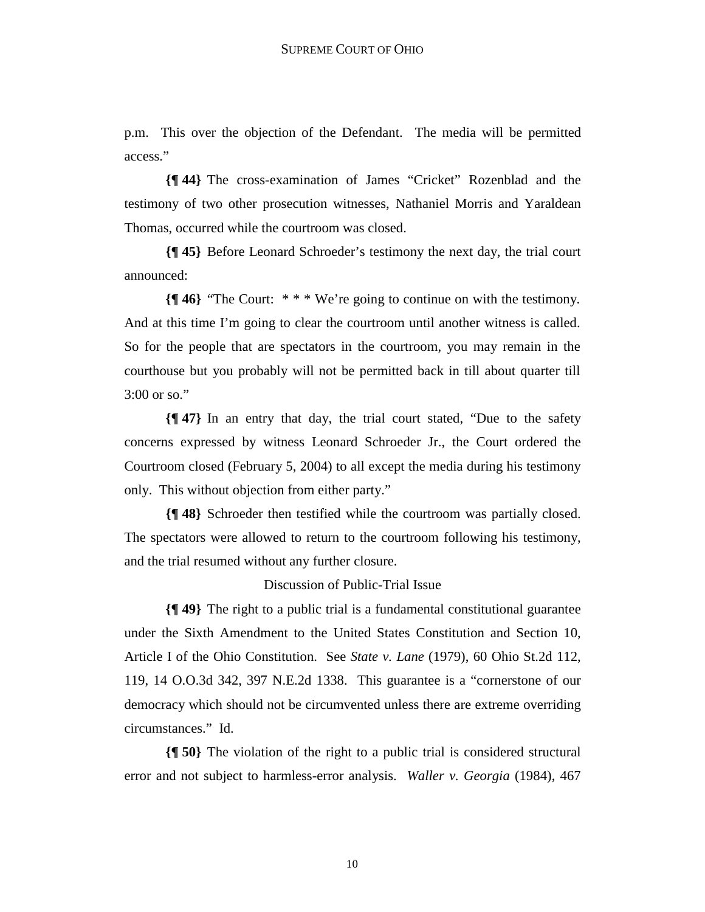p.m. This over the objection of the Defendant. The media will be permitted access."

**{¶ 44}** The cross-examination of James "Cricket" Rozenblad and the testimony of two other prosecution witnesses, Nathaniel Morris and Yaraldean Thomas, occurred while the courtroom was closed.

**{¶ 45}** Before Leonard Schroeder's testimony the next day, the trial court announced:

**{¶ 46}** "The Court: * * * We're going to continue on with the testimony. And at this time I'm going to clear the courtroom until another witness is called. So for the people that are spectators in the courtroom, you may remain in the courthouse but you probably will not be permitted back in till about quarter till 3:00 or so."

**{¶ 47}** In an entry that day, the trial court stated, "Due to the safety concerns expressed by witness Leonard Schroeder Jr., the Court ordered the Courtroom closed (February 5, 2004) to all except the media during his testimony only. This without objection from either party."

**{¶ 48}** Schroeder then testified while the courtroom was partially closed. The spectators were allowed to return to the courtroom following his testimony, and the trial resumed without any further closure.

Discussion of Public-Trial Issue

**{¶ 49}** The right to a public trial is a fundamental constitutional guarantee under the Sixth Amendment to the United States Constitution and Section 10, Article I of the Ohio Constitution. See *State v. Lane* (1979), 60 Ohio St.2d 112, 119, 14 O.O.3d 342, 397 N.E.2d 1338. This guarantee is a "cornerstone of our democracy which should not be circumvented unless there are extreme overriding circumstances." Id.

**{¶ 50}** The violation of the right to a public trial is considered structural error and not subject to harmless-error analysis. *Waller v. Georgia* (1984), 467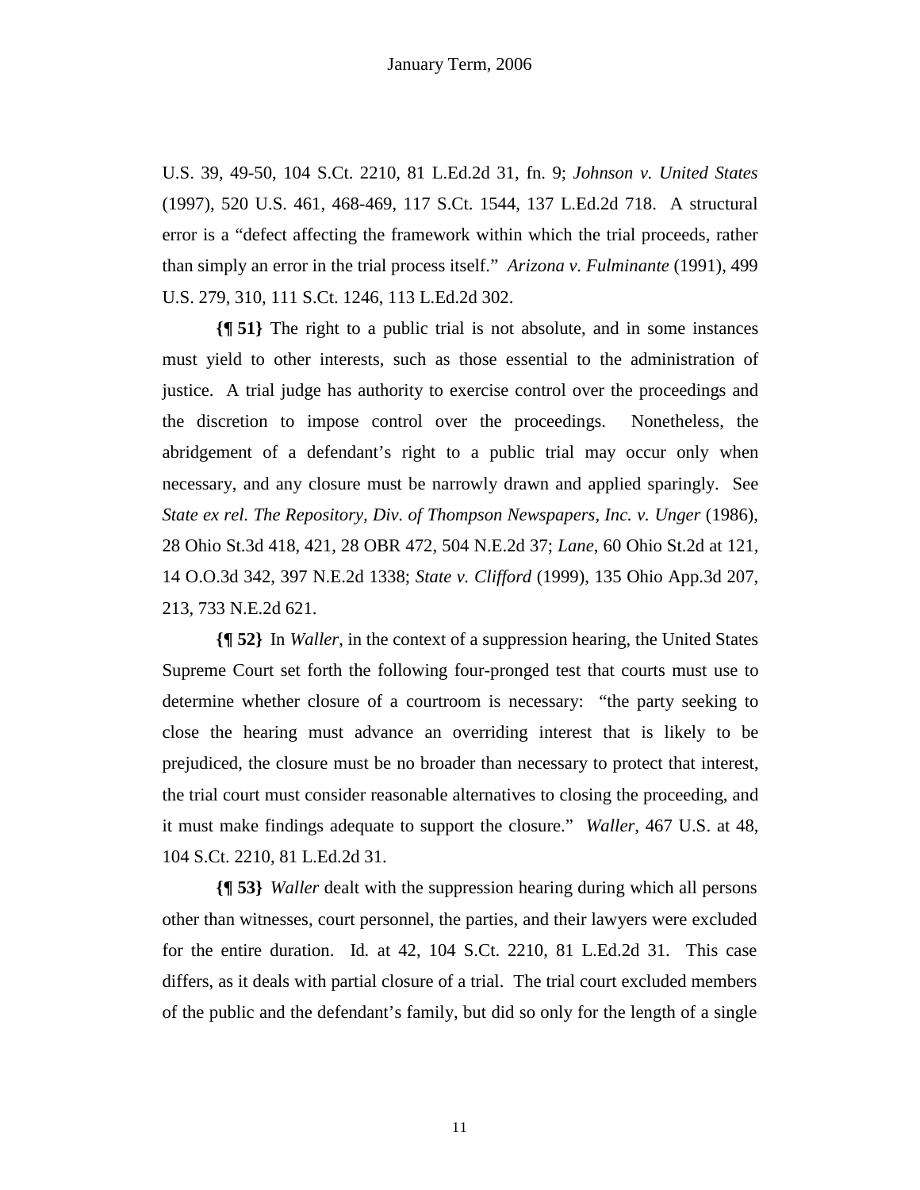U.S. 39, 49-50, 104 S.Ct. 2210, 81 L.Ed.2d 31, fn. 9; *Johnson v. United States* (1997), 520 U.S. 461, 468-469, 117 S.Ct. 1544, 137 L.Ed.2d 718. A structural error is a "defect affecting the framework within which the trial proceeds, rather than simply an error in the trial process itself." *Arizona v. Fulminante* (1991), 499 U.S. 279, 310, 111 S.Ct. 1246, 113 L.Ed.2d 302.

**{¶ 51}** The right to a public trial is not absolute, and in some instances must yield to other interests, such as those essential to the administration of justice. A trial judge has authority to exercise control over the proceedings and the discretion to impose control over the proceedings. Nonetheless, the abridgement of a defendant's right to a public trial may occur only when necessary, and any closure must be narrowly drawn and applied sparingly. See *State ex rel. The Repository, Div. of Thompson Newspapers, Inc. v. Unger* (1986), 28 Ohio St.3d 418, 421, 28 OBR 472, 504 N.E.2d 37; *Lane*, 60 Ohio St.2d at 121, 14 O.O.3d 342, 397 N.E.2d 1338; *State v. Clifford* (1999), 135 Ohio App.3d 207, 213, 733 N.E.2d 621.

**{¶ 52}** In *Waller*, in the context of a suppression hearing, the United States Supreme Court set forth the following four-pronged test that courts must use to determine whether closure of a courtroom is necessary: "the party seeking to close the hearing must advance an overriding interest that is likely to be prejudiced, the closure must be no broader than necessary to protect that interest, the trial court must consider reasonable alternatives to closing the proceeding, and it must make findings adequate to support the closure." *Waller*, 467 U.S. at 48, 104 S.Ct. 2210, 81 L.Ed.2d 31.

**{¶ 53}** *Waller* dealt with the suppression hearing during which all persons other than witnesses, court personnel, the parties, and their lawyers were excluded for the entire duration. Id. at 42, 104 S.Ct. 2210, 81 L.Ed.2d 31. This case differs, as it deals with partial closure of a trial. The trial court excluded members of the public and the defendant's family, but did so only for the length of a single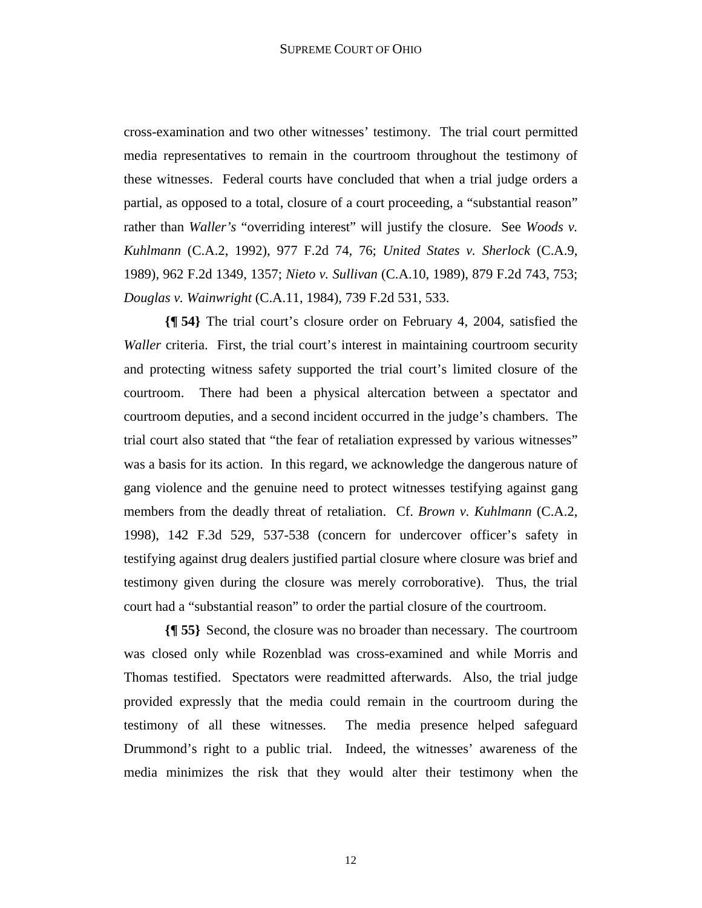cross-examination and two other witnesses' testimony. The trial court permitted media representatives to remain in the courtroom throughout the testimony of these witnesses. Federal courts have concluded that when a trial judge orders a partial, as opposed to a total, closure of a court proceeding, a "substantial reason" rather than *Waller's* "overriding interest" will justify the closure. See *Woods v. Kuhlmann* (C.A.2, 1992), 977 F.2d 74, 76; *United States v. Sherlock* (C.A.9, 1989), 962 F.2d 1349, 1357; *Nieto v. Sullivan* (C.A.10, 1989), 879 F.2d 743, 753; *Douglas v. Wainwright* (C.A.11, 1984), 739 F.2d 531, 533.

**{¶ 54}** The trial court's closure order on February 4, 2004, satisfied the *Waller* criteria. First, the trial court's interest in maintaining courtroom security and protecting witness safety supported the trial court's limited closure of the courtroom. There had been a physical altercation between a spectator and courtroom deputies, and a second incident occurred in the judge's chambers. The trial court also stated that "the fear of retaliation expressed by various witnesses" was a basis for its action. In this regard, we acknowledge the dangerous nature of gang violence and the genuine need to protect witnesses testifying against gang members from the deadly threat of retaliation. Cf. *Brown v. Kuhlmann* (C.A.2, 1998), 142 F.3d 529, 537-538 (concern for undercover officer's safety in testifying against drug dealers justified partial closure where closure was brief and testimony given during the closure was merely corroborative). Thus, the trial court had a "substantial reason" to order the partial closure of the courtroom.

**{¶ 55}** Second, the closure was no broader than necessary. The courtroom was closed only while Rozenblad was cross-examined and while Morris and Thomas testified. Spectators were readmitted afterwards. Also, the trial judge provided expressly that the media could remain in the courtroom during the testimony of all these witnesses. The media presence helped safeguard Drummond's right to a public trial. Indeed, the witnesses' awareness of the media minimizes the risk that they would alter their testimony when the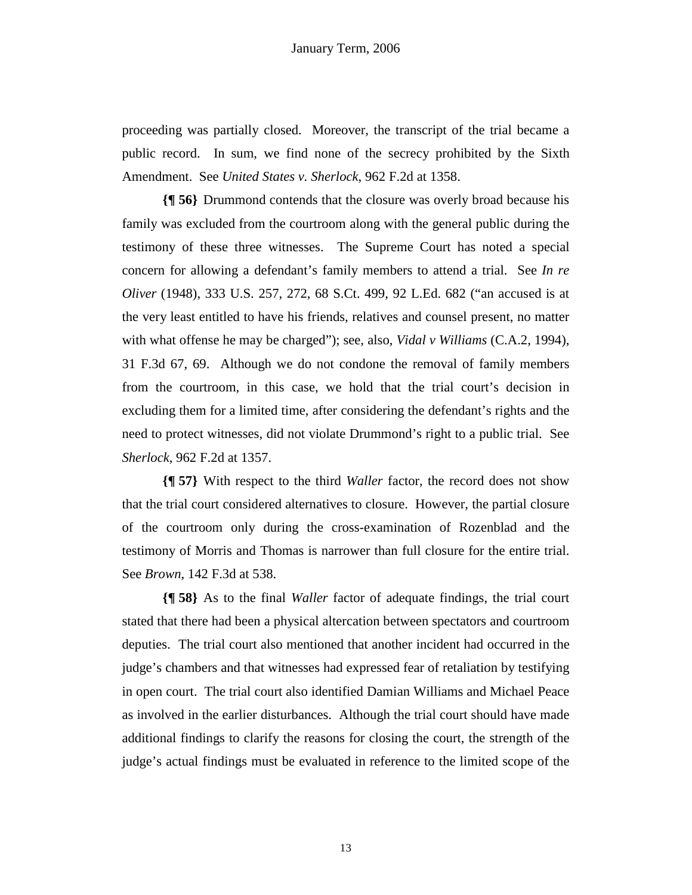proceeding was partially closed. Moreover, the transcript of the trial became a public record. In sum, we find none of the secrecy prohibited by the Sixth Amendment. See *United States v. Sherlock*, 962 F.2d at 1358.

**{¶ 56}** Drummond contends that the closure was overly broad because his family was excluded from the courtroom along with the general public during the testimony of these three witnesses. The Supreme Court has noted a special concern for allowing a defendant's family members to attend a trial. See *In re Oliver* (1948), 333 U.S. 257, 272, 68 S.Ct. 499, 92 L.Ed. 682 ("an accused is at the very least entitled to have his friends, relatives and counsel present, no matter with what offense he may be charged"); see, also, *Vidal v Williams* (C.A.2, 1994), 31 F.3d 67, 69. Although we do not condone the removal of family members from the courtroom, in this case, we hold that the trial court's decision in excluding them for a limited time, after considering the defendant's rights and the need to protect witnesses, did not violate Drummond's right to a public trial. See *Sherlock*, 962 F.2d at 1357.

**{¶ 57}** With respect to the third *Waller* factor, the record does not show that the trial court considered alternatives to closure. However, the partial closure of the courtroom only during the cross-examination of Rozenblad and the testimony of Morris and Thomas is narrower than full closure for the entire trial. See *Brown*, 142 F.3d at 538.

**{¶ 58}** As to the final *Waller* factor of adequate findings, the trial court stated that there had been a physical altercation between spectators and courtroom deputies. The trial court also mentioned that another incident had occurred in the judge's chambers and that witnesses had expressed fear of retaliation by testifying in open court. The trial court also identified Damian Williams and Michael Peace as involved in the earlier disturbances. Although the trial court should have made additional findings to clarify the reasons for closing the court, the strength of the judge's actual findings must be evaluated in reference to the limited scope of the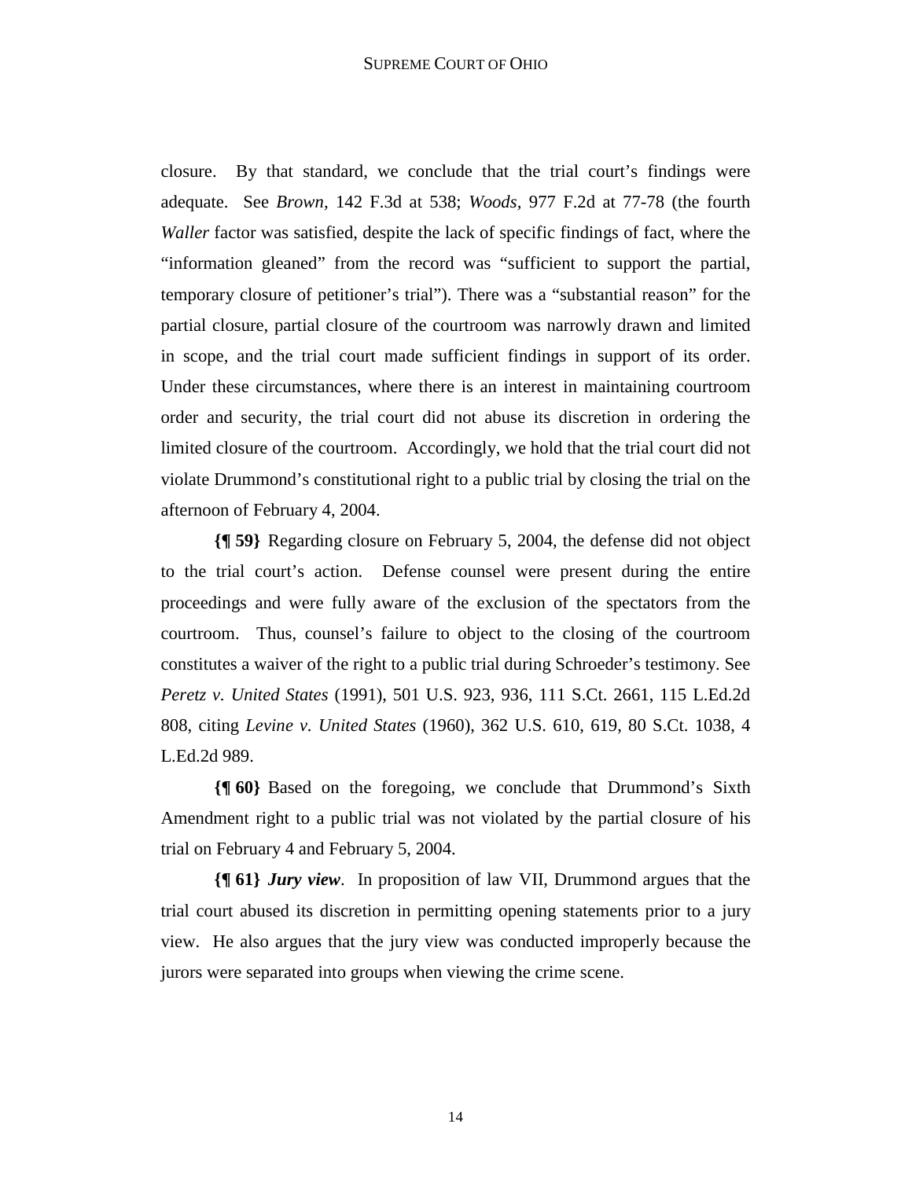closure. By that standard, we conclude that the trial court's findings were adequate. See *Brown*, 142 F.3d at 538; *Woods*, 977 F.2d at 77-78 (the fourth *Waller* factor was satisfied, despite the lack of specific findings of fact, where the "information gleaned" from the record was "sufficient to support the partial, temporary closure of petitioner's trial"). There was a "substantial reason" for the partial closure, partial closure of the courtroom was narrowly drawn and limited in scope, and the trial court made sufficient findings in support of its order. Under these circumstances, where there is an interest in maintaining courtroom order and security, the trial court did not abuse its discretion in ordering the limited closure of the courtroom. Accordingly, we hold that the trial court did not violate Drummond's constitutional right to a public trial by closing the trial on the afternoon of February 4, 2004.

**{¶ 59}** Regarding closure on February 5, 2004, the defense did not object to the trial court's action. Defense counsel were present during the entire proceedings and were fully aware of the exclusion of the spectators from the courtroom. Thus, counsel's failure to object to the closing of the courtroom constitutes a waiver of the right to a public trial during Schroeder's testimony. See *Peretz v. United States* (1991), 501 U.S. 923, 936, 111 S.Ct. 2661, 115 L.Ed.2d 808, citing *Levine v. United States* (1960), 362 U.S. 610, 619, 80 S.Ct. 1038, 4 L.Ed.2d 989.

**{¶ 60}** Based on the foregoing, we conclude that Drummond's Sixth Amendment right to a public trial was not violated by the partial closure of his trial on February 4 and February 5, 2004.

**{¶ 61}** ***Jury view***. In proposition of law VII, Drummond argues that the trial court abused its discretion in permitting opening statements prior to a jury view. He also argues that the jury view was conducted improperly because the jurors were separated into groups when viewing the crime scene.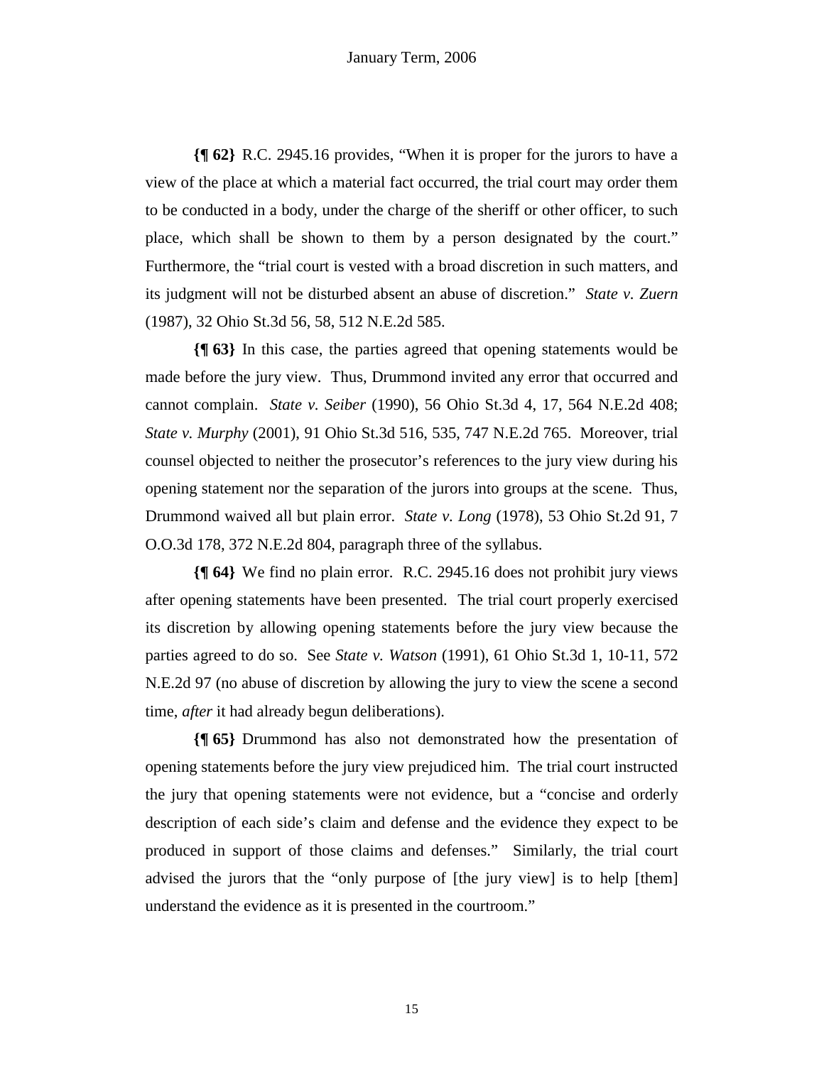**{¶ 62}** R.C. 2945.16 provides, "When it is proper for the jurors to have a view of the place at which a material fact occurred, the trial court may order them to be conducted in a body, under the charge of the sheriff or other officer, to such place, which shall be shown to them by a person designated by the court." Furthermore, the "trial court is vested with a broad discretion in such matters, and its judgment will not be disturbed absent an abuse of discretion." *State v. Zuern* (1987), 32 Ohio St.3d 56, 58, 512 N.E.2d 585.

**{¶ 63}** In this case, the parties agreed that opening statements would be made before the jury view. Thus, Drummond invited any error that occurred and cannot complain. *State v. Seiber* (1990), 56 Ohio St.3d 4, 17, 564 N.E.2d 408; *State v. Murphy* (2001), 91 Ohio St.3d 516, 535, 747 N.E.2d 765. Moreover, trial counsel objected to neither the prosecutor's references to the jury view during his opening statement nor the separation of the jurors into groups at the scene. Thus, Drummond waived all but plain error. *State v. Long* (1978), 53 Ohio St.2d 91, 7 O.O.3d 178, 372 N.E.2d 804, paragraph three of the syllabus.

**{¶ 64}** We find no plain error. R.C. 2945.16 does not prohibit jury views after opening statements have been presented. The trial court properly exercised its discretion by allowing opening statements before the jury view because the parties agreed to do so. See *State v. Watson* (1991), 61 Ohio St.3d 1, 10-11, 572 N.E.2d 97 (no abuse of discretion by allowing the jury to view the scene a second time, *after* it had already begun deliberations).

**{¶ 65}** Drummond has also not demonstrated how the presentation of opening statements before the jury view prejudiced him. The trial court instructed the jury that opening statements were not evidence, but a "concise and orderly description of each side's claim and defense and the evidence they expect to be produced in support of those claims and defenses." Similarly, the trial court advised the jurors that the "only purpose of [the jury view] is to help [them] understand the evidence as it is presented in the courtroom."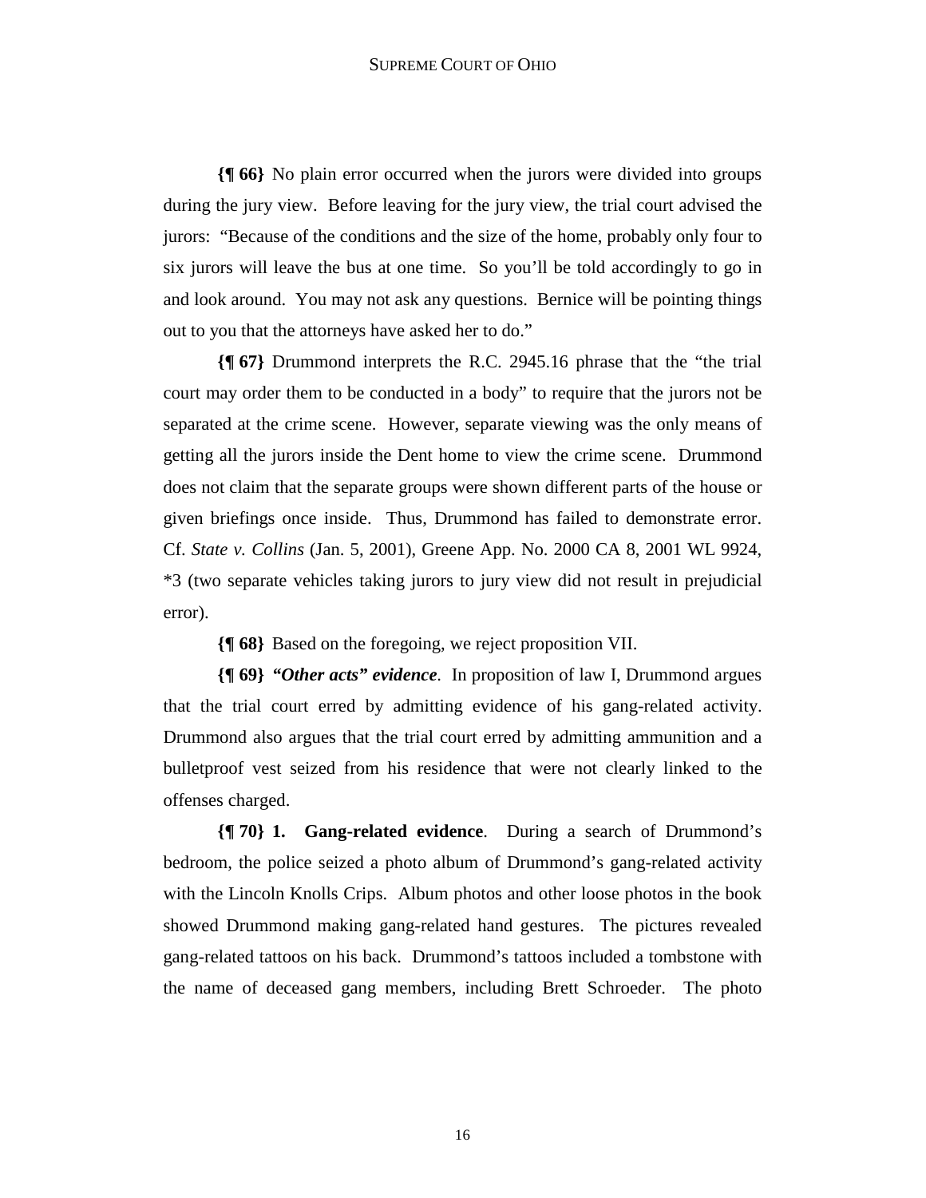**{¶ 66}** No plain error occurred when the jurors were divided into groups during the jury view. Before leaving for the jury view, the trial court advised the jurors: "Because of the conditions and the size of the home, probably only four to six jurors will leave the bus at one time. So you'll be told accordingly to go in and look around. You may not ask any questions. Bernice will be pointing things out to you that the attorneys have asked her to do."

**{¶ 67}** Drummond interprets the R.C. 2945.16 phrase that the "the trial court may order them to be conducted in a body" to require that the jurors not be separated at the crime scene. However, separate viewing was the only means of getting all the jurors inside the Dent home to view the crime scene. Drummond does not claim that the separate groups were shown different parts of the house or given briefings once inside. Thus, Drummond has failed to demonstrate error. Cf. *State v. Collins* (Jan. 5, 2001), Greene App. No. 2000 CA 8, 2001 WL 9924, *3 (two separate vehicles taking jurors to jury view did not result in prejudicial error).

**{¶ 68}** Based on the foregoing, we reject proposition VII.

**{¶ 69}** ***"Other acts" evidence***. In proposition of law I, Drummond argues that the trial court erred by admitting evidence of his gang-related activity. Drummond also argues that the trial court erred by admitting ammunition and a bulletproof vest seized from his residence that were not clearly linked to the offenses charged.

**{¶ 70} 1. Gang-related evidence**. During a search of Drummond's bedroom, the police seized a photo album of Drummond's gang-related activity with the Lincoln Knolls Crips. Album photos and other loose photos in the book showed Drummond making gang-related hand gestures. The pictures revealed gang-related tattoos on his back. Drummond's tattoos included a tombstone with the name of deceased gang members, including Brett Schroeder. The photo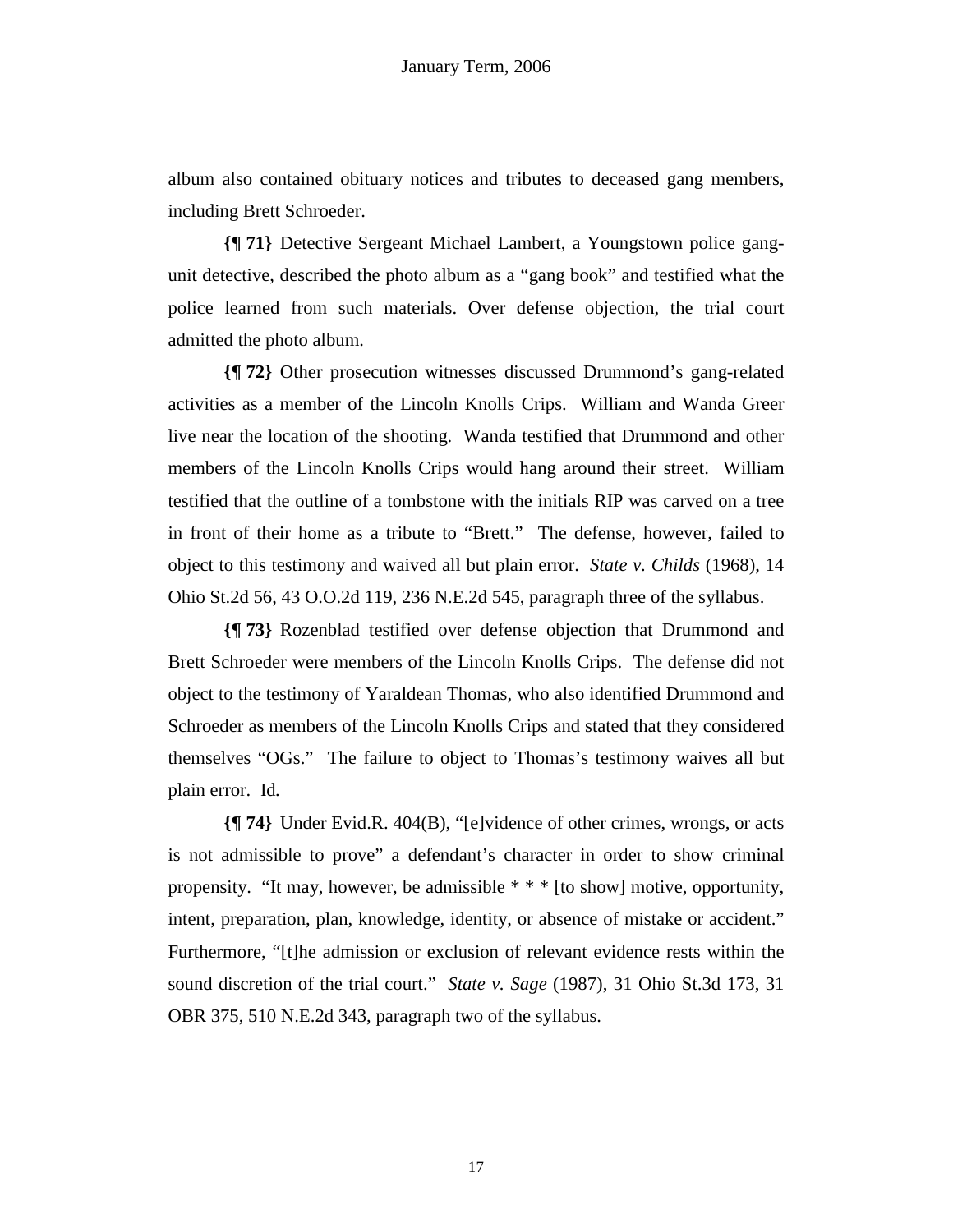album also contained obituary notices and tributes to deceased gang members, including Brett Schroeder.

**{¶ 71}** Detective Sergeant Michael Lambert, a Youngstown police gang-unit detective, described the photo album as a "gang book" and testified what the police learned from such materials. Over defense objection, the trial court admitted the photo album.

**{¶ 72}** Other prosecution witnesses discussed Drummond's gang-related activities as a member of the Lincoln Knolls Crips. William and Wanda Greer live near the location of the shooting. Wanda testified that Drummond and other members of the Lincoln Knolls Crips would hang around their street. William testified that the outline of a tombstone with the initials RIP was carved on a tree in front of their home as a tribute to "Brett." The defense, however, failed to object to this testimony and waived all but plain error. *State v. Childs* (1968), 14 Ohio St.2d 56, 43 O.O.2d 119, 236 N.E.2d 545, paragraph three of the syllabus.

**{¶ 73}** Rozenblad testified over defense objection that Drummond and Brett Schroeder were members of the Lincoln Knolls Crips. The defense did not object to the testimony of Yaraldean Thomas, who also identified Drummond and Schroeder as members of the Lincoln Knolls Crips and stated that they considered themselves "OGs." The failure to object to Thomas's testimony waives all but plain error. Id.

**{¶ 74}** Under Evid.R. 404(B), "[e]vidence of other crimes, wrongs, or acts is not admissible to prove" a defendant's character in order to show criminal propensity. "It may, however, be admissible * * * [to show] motive, opportunity, intent, preparation, plan, knowledge, identity, or absence of mistake or accident." Furthermore, "[t]he admission or exclusion of relevant evidence rests within the sound discretion of the trial court." *State v. Sage* (1987), 31 Ohio St.3d 173, 31 OBR 375, 510 N.E.2d 343, paragraph two of the syllabus.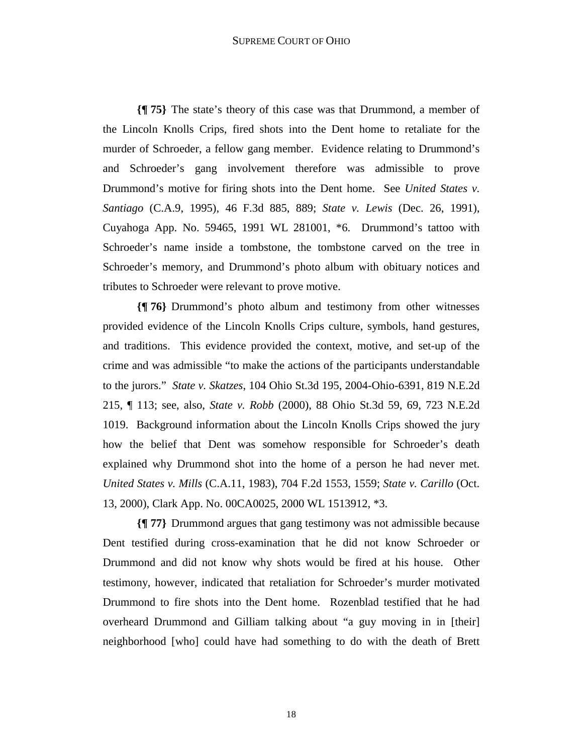**{¶ 75}** The state's theory of this case was that Drummond, a member of the Lincoln Knolls Crips, fired shots into the Dent home to retaliate for the murder of Schroeder, a fellow gang member. Evidence relating to Drummond's and Schroeder's gang involvement therefore was admissible to prove Drummond's motive for firing shots into the Dent home. See *United States v. Santiago* (C.A.9, 1995), 46 F.3d 885, 889; *State v. Lewis* (Dec. 26, 1991), Cuyahoga App. No. 59465, 1991 WL 281001, *6. Drummond's tattoo with Schroeder's name inside a tombstone, the tombstone carved on the tree in Schroeder's memory, and Drummond's photo album with obituary notices and tributes to Schroeder were relevant to prove motive.

**{¶ 76}** Drummond's photo album and testimony from other witnesses provided evidence of the Lincoln Knolls Crips culture, symbols, hand gestures, and traditions. This evidence provided the context, motive, and set-up of the crime and was admissible "to make the actions of the participants understandable to the jurors." *State v. Skatzes*, 104 Ohio St.3d 195, 2004-Ohio-6391, 819 N.E.2d 215, ¶ 113; see, also, *State v. Robb* (2000), 88 Ohio St.3d 59, 69, 723 N.E.2d 1019. Background information about the Lincoln Knolls Crips showed the jury how the belief that Dent was somehow responsible for Schroeder's death explained why Drummond shot into the home of a person he had never met. *United States v. Mills* (C.A.11, 1983), 704 F.2d 1553, 1559; *State v. Carillo* (Oct. 13, 2000), Clark App. No. 00CA0025, 2000 WL 1513912, *3.

**{¶ 77}** Drummond argues that gang testimony was not admissible because Dent testified during cross-examination that he did not know Schroeder or Drummond and did not know why shots would be fired at his house. Other testimony, however, indicated that retaliation for Schroeder's murder motivated Drummond to fire shots into the Dent home. Rozenblad testified that he had overheard Drummond and Gilliam talking about "a guy moving in in [their] neighborhood [who] could have had something to do with the death of Brett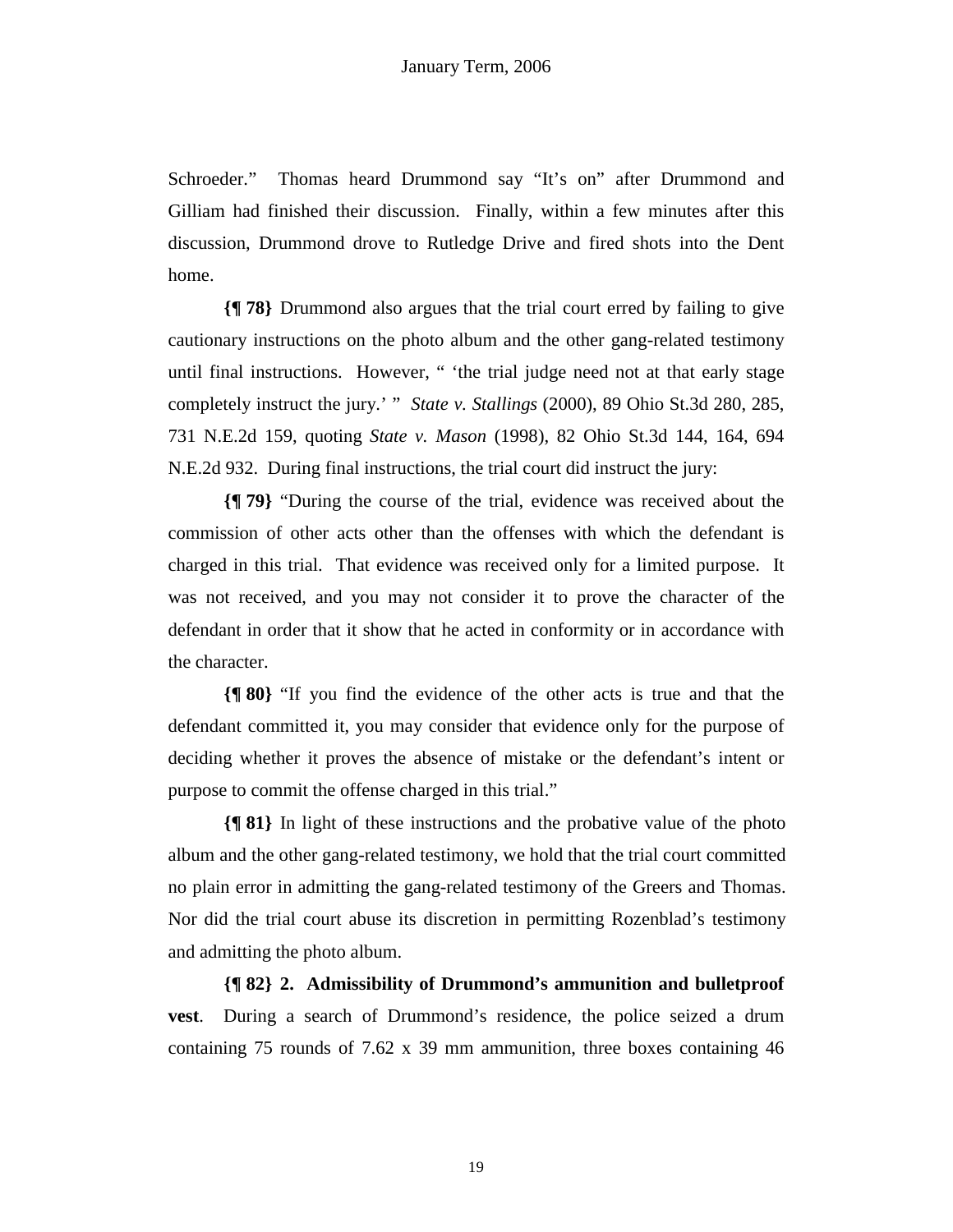Schroeder." Thomas heard Drummond say "It's on" after Drummond and Gilliam had finished their discussion. Finally, within a few minutes after this discussion, Drummond drove to Rutledge Drive and fired shots into the Dent home.

**{¶ 78}** Drummond also argues that the trial court erred by failing to give cautionary instructions on the photo album and the other gang-related testimony until final instructions. However, " 'the trial judge need not at that early stage completely instruct the jury.' " *State v. Stallings* (2000), 89 Ohio St.3d 280, 285, 731 N.E.2d 159, quoting *State v. Mason* (1998), 82 Ohio St.3d 144, 164, 694 N.E.2d 932. During final instructions, the trial court did instruct the jury:

**{¶ 79}** "During the course of the trial, evidence was received about the commission of other acts other than the offenses with which the defendant is charged in this trial. That evidence was received only for a limited purpose. It was not received, and you may not consider it to prove the character of the defendant in order that it show that he acted in conformity or in accordance with the character.

**{¶ 80}** "If you find the evidence of the other acts is true and that the defendant committed it, you may consider that evidence only for the purpose of deciding whether it proves the absence of mistake or the defendant's intent or purpose to commit the offense charged in this trial."

**{¶ 81}** In light of these instructions and the probative value of the photo album and the other gang-related testimony, we hold that the trial court committed no plain error in admitting the gang-related testimony of the Greers and Thomas. Nor did the trial court abuse its discretion in permitting Rozenblad's testimony and admitting the photo album.

**{¶ 82} 2. Admissibility of Drummond's ammunition and bulletproof vest**. During a search of Drummond's residence, the police seized a drum containing 75 rounds of 7.62 x 39 mm ammunition, three boxes containing 46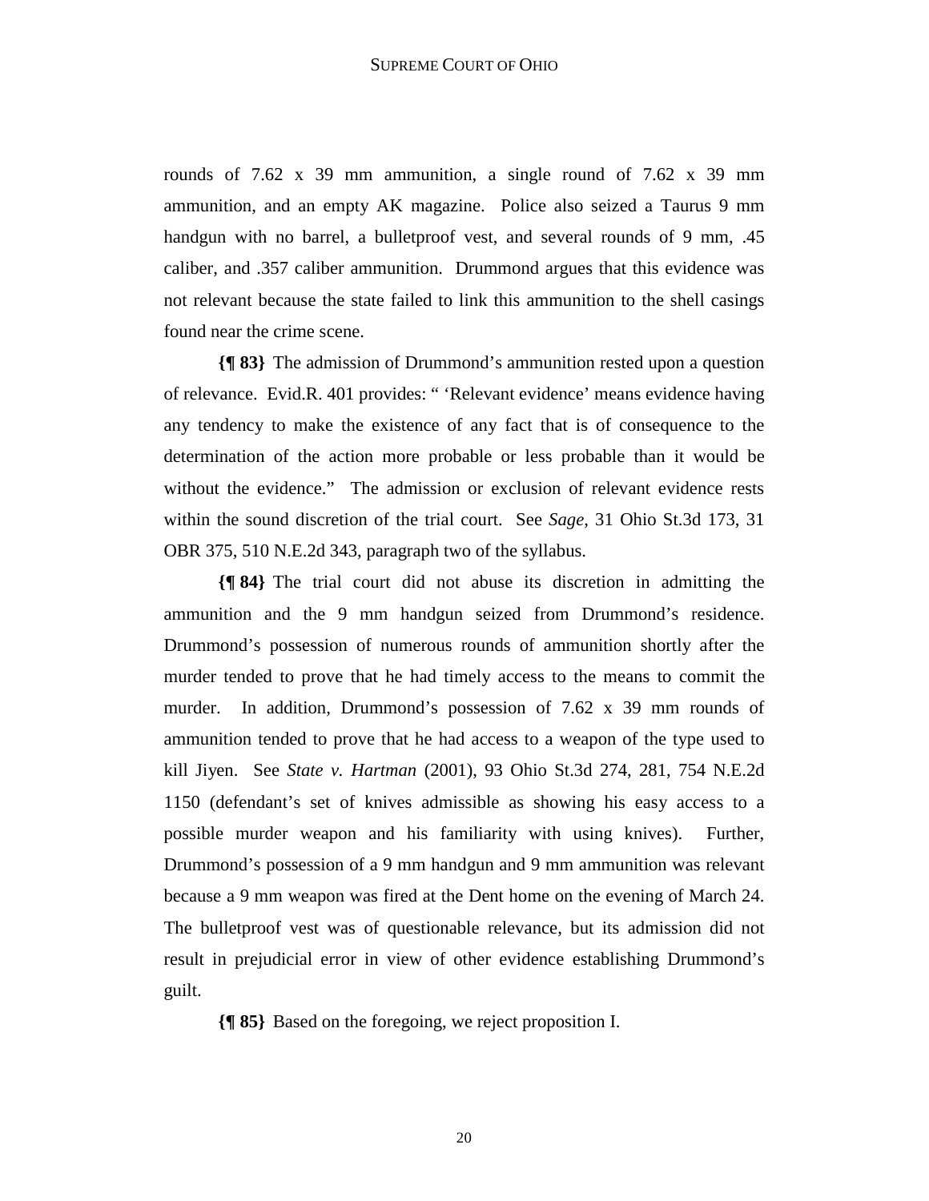rounds of 7.62 x 39 mm ammunition, a single round of 7.62 x 39 mm ammunition, and an empty AK magazine. Police also seized a Taurus 9 mm handgun with no barrel, a bulletproof vest, and several rounds of 9 mm, .45 caliber, and .357 caliber ammunition. Drummond argues that this evidence was not relevant because the state failed to link this ammunition to the shell casings found near the crime scene.

**{¶ 83}** The admission of Drummond's ammunition rested upon a question of relevance. Evid.R. 401 provides: " 'Relevant evidence' means evidence having any tendency to make the existence of any fact that is of consequence to the determination of the action more probable or less probable than it would be without the evidence." The admission or exclusion of relevant evidence rests within the sound discretion of the trial court. See *Sage*, 31 Ohio St.3d 173, 31 OBR 375, 510 N.E.2d 343, paragraph two of the syllabus.

**{¶ 84}** The trial court did not abuse its discretion in admitting the ammunition and the 9 mm handgun seized from Drummond's residence. Drummond's possession of numerous rounds of ammunition shortly after the murder tended to prove that he had timely access to the means to commit the murder. In addition, Drummond's possession of 7.62 x 39 mm rounds of ammunition tended to prove that he had access to a weapon of the type used to kill Jiyen. See *State v. Hartman* (2001), 93 Ohio St.3d 274, 281, 754 N.E.2d 1150 (defendant's set of knives admissible as showing his easy access to a possible murder weapon and his familiarity with using knives). Further, Drummond's possession of a 9 mm handgun and 9 mm ammunition was relevant because a 9 mm weapon was fired at the Dent home on the evening of March 24. The bulletproof vest was of questionable relevance, but its admission did not result in prejudicial error in view of other evidence establishing Drummond's guilt.

**{¶ 85}** Based on the foregoing, we reject proposition I.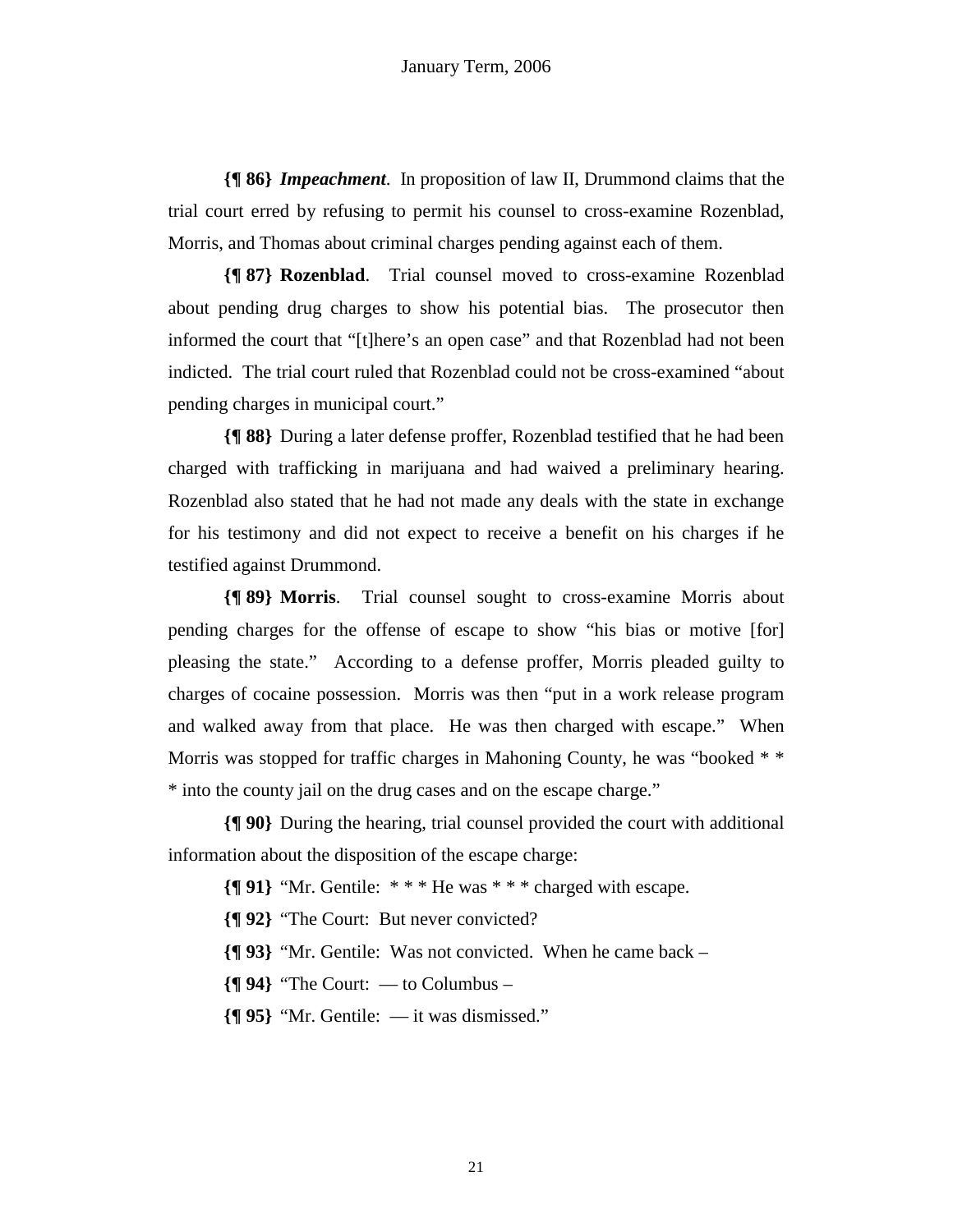**{¶ 86}** ***Impeachment***. In proposition of law II, Drummond claims that the trial court erred by refusing to permit his counsel to cross-examine Rozenblad, Morris, and Thomas about criminal charges pending against each of them.

**{¶ 87} Rozenblad**. Trial counsel moved to cross-examine Rozenblad about pending drug charges to show his potential bias. The prosecutor then informed the court that "[t]here's an open case" and that Rozenblad had not been indicted. The trial court ruled that Rozenblad could not be cross-examined "about pending charges in municipal court."

**{¶ 88}** During a later defense proffer, Rozenblad testified that he had been charged with trafficking in marijuana and had waived a preliminary hearing. Rozenblad also stated that he had not made any deals with the state in exchange for his testimony and did not expect to receive a benefit on his charges if he testified against Drummond.

**{¶ 89} Morris**. Trial counsel sought to cross-examine Morris about pending charges for the offense of escape to show "his bias or motive [for] pleasing the state." According to a defense proffer, Morris pleaded guilty to charges of cocaine possession. Morris was then "put in a work release program and walked away from that place. He was then charged with escape." When Morris was stopped for traffic charges in Mahoning County, he was "booked * * * into the county jail on the drug cases and on the escape charge."

**{¶ 90}** During the hearing, trial counsel provided the court with additional information about the disposition of the escape charge:

**{¶ 91}** "Mr. Gentile: * * * He was * * * charged with escape.

**{¶ 92}** "The Court: But never convicted?

**{¶ 93}** "Mr. Gentile: Was not convicted. When he came back –

**{¶ 94}** "The Court: — to Columbus –

**{¶ 95}** "Mr. Gentile: — it was dismissed."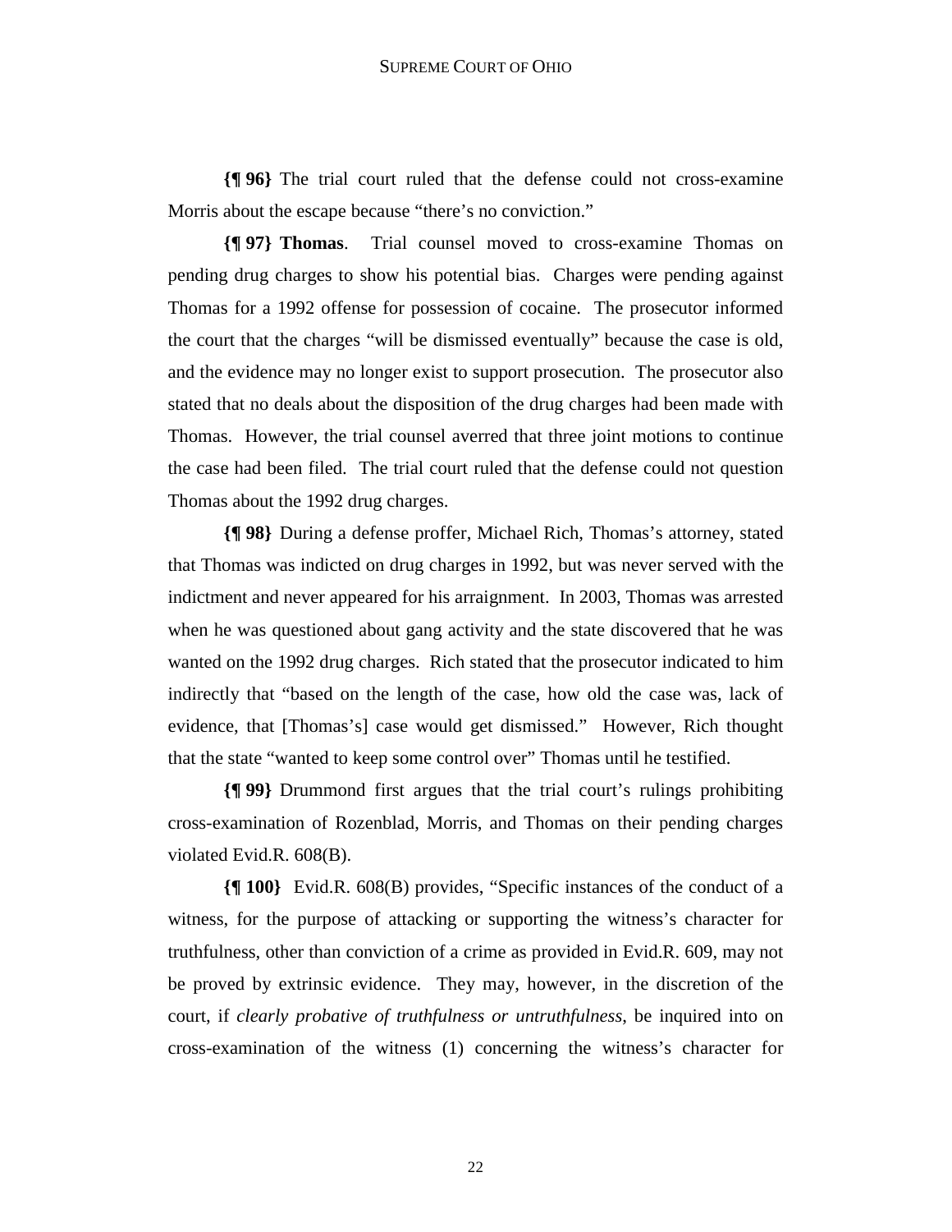**{¶ 96}** The trial court ruled that the defense could not cross-examine Morris about the escape because "there's no conviction."

**{¶ 97} Thomas**. Trial counsel moved to cross-examine Thomas on pending drug charges to show his potential bias. Charges were pending against Thomas for a 1992 offense for possession of cocaine. The prosecutor informed the court that the charges "will be dismissed eventually" because the case is old, and the evidence may no longer exist to support prosecution. The prosecutor also stated that no deals about the disposition of the drug charges had been made with Thomas. However, the trial counsel averred that three joint motions to continue the case had been filed. The trial court ruled that the defense could not question Thomas about the 1992 drug charges.

**{¶ 98}** During a defense proffer, Michael Rich, Thomas's attorney, stated that Thomas was indicted on drug charges in 1992, but was never served with the indictment and never appeared for his arraignment. In 2003, Thomas was arrested when he was questioned about gang activity and the state discovered that he was wanted on the 1992 drug charges. Rich stated that the prosecutor indicated to him indirectly that "based on the length of the case, how old the case was, lack of evidence, that [Thomas's] case would get dismissed." However, Rich thought that the state "wanted to keep some control over" Thomas until he testified.

**{¶ 99}** Drummond first argues that the trial court's rulings prohibiting cross-examination of Rozenblad, Morris, and Thomas on their pending charges violated Evid.R. 608(B).

**{¶ 100}** Evid.R. 608(B) provides, "Specific instances of the conduct of a witness, for the purpose of attacking or supporting the witness's character for truthfulness, other than conviction of a crime as provided in Evid.R. 609, may not be proved by extrinsic evidence. They may, however, in the discretion of the court, if *clearly probative of truthfulness or untruthfulness*, be inquired into on cross-examination of the witness (1) concerning the witness's character for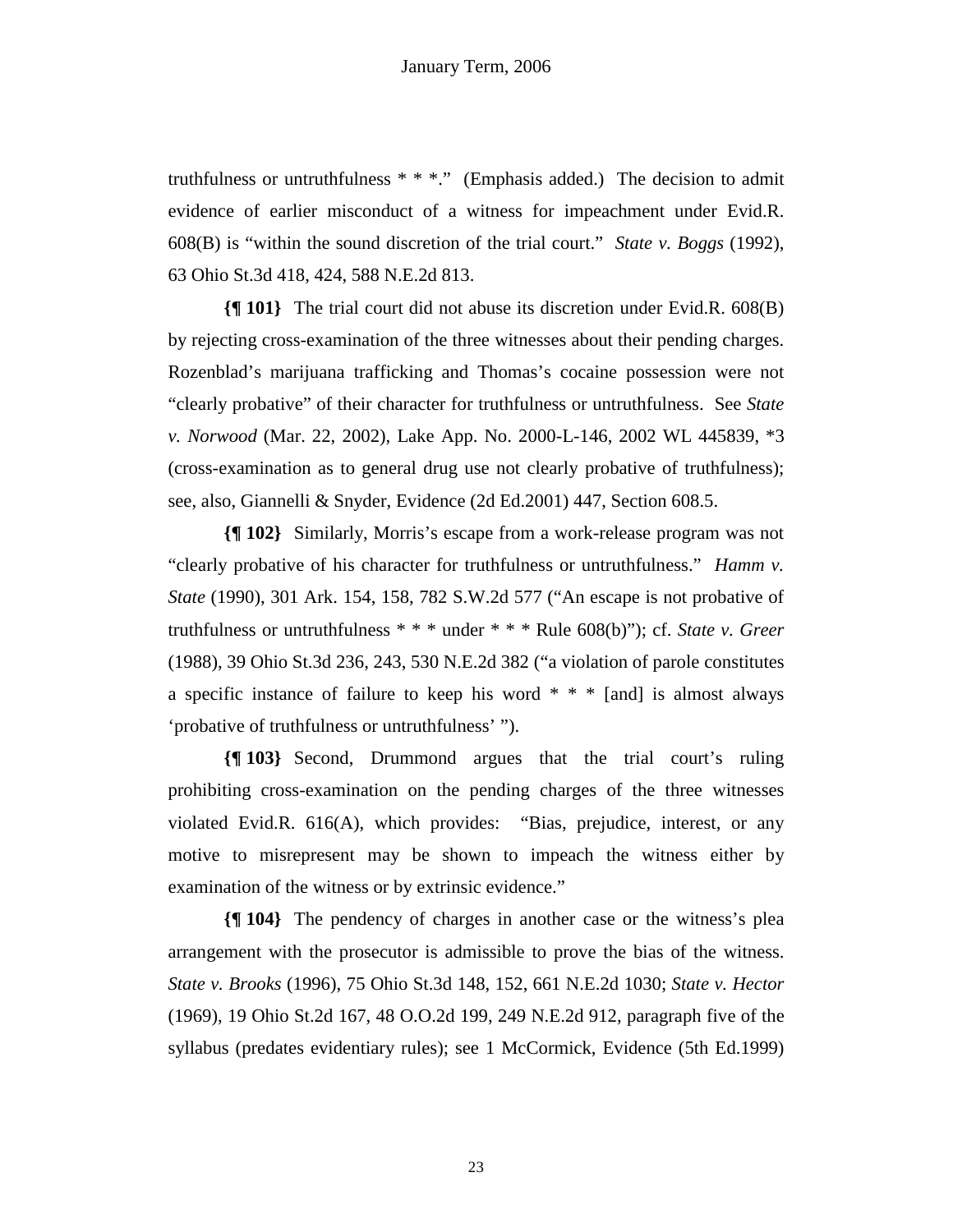truthfulness or untruthfulness * * *." (Emphasis added.) The decision to admit evidence of earlier misconduct of a witness for impeachment under Evid.R. 608(B) is "within the sound discretion of the trial court." *State v. Boggs* (1992), 63 Ohio St.3d 418, 424, 588 N.E.2d 813.

**{¶ 101}** The trial court did not abuse its discretion under Evid.R. 608(B) by rejecting cross-examination of the three witnesses about their pending charges. Rozenblad's marijuana trafficking and Thomas's cocaine possession were not "clearly probative" of their character for truthfulness or untruthfulness. See *State v. Norwood* (Mar. 22, 2002), Lake App. No. 2000-L-146, 2002 WL 445839, *3 (cross-examination as to general drug use not clearly probative of truthfulness); see, also, Giannelli & Snyder, Evidence (2d Ed.2001) 447, Section 608.5.

**{¶ 102}** Similarly, Morris's escape from a work-release program was not "clearly probative of his character for truthfulness or untruthfulness." *Hamm v. State* (1990), 301 Ark. 154, 158, 782 S.W.2d 577 ("An escape is not probative of truthfulness or untruthfulness * * * under * * * Rule 608(b)"); cf. *State v. Greer* (1988), 39 Ohio St.3d 236, 243, 530 N.E.2d 382 ("a violation of parole constitutes a specific instance of failure to keep his word * * * [and] is almost always 'probative of truthfulness or untruthfulness' ").

**{¶ 103}** Second, Drummond argues that the trial court's ruling prohibiting cross-examination on the pending charges of the three witnesses violated Evid.R. 616(A), which provides: "Bias, prejudice, interest, or any motive to misrepresent may be shown to impeach the witness either by examination of the witness or by extrinsic evidence."

**{¶ 104}** The pendency of charges in another case or the witness's plea arrangement with the prosecutor is admissible to prove the bias of the witness. *State v. Brooks* (1996), 75 Ohio St.3d 148, 152, 661 N.E.2d 1030; *State v. Hector* (1969), 19 Ohio St.2d 167, 48 O.O.2d 199, 249 N.E.2d 912, paragraph five of the syllabus (predates evidentiary rules); see 1 McCormick, Evidence (5th Ed.1999)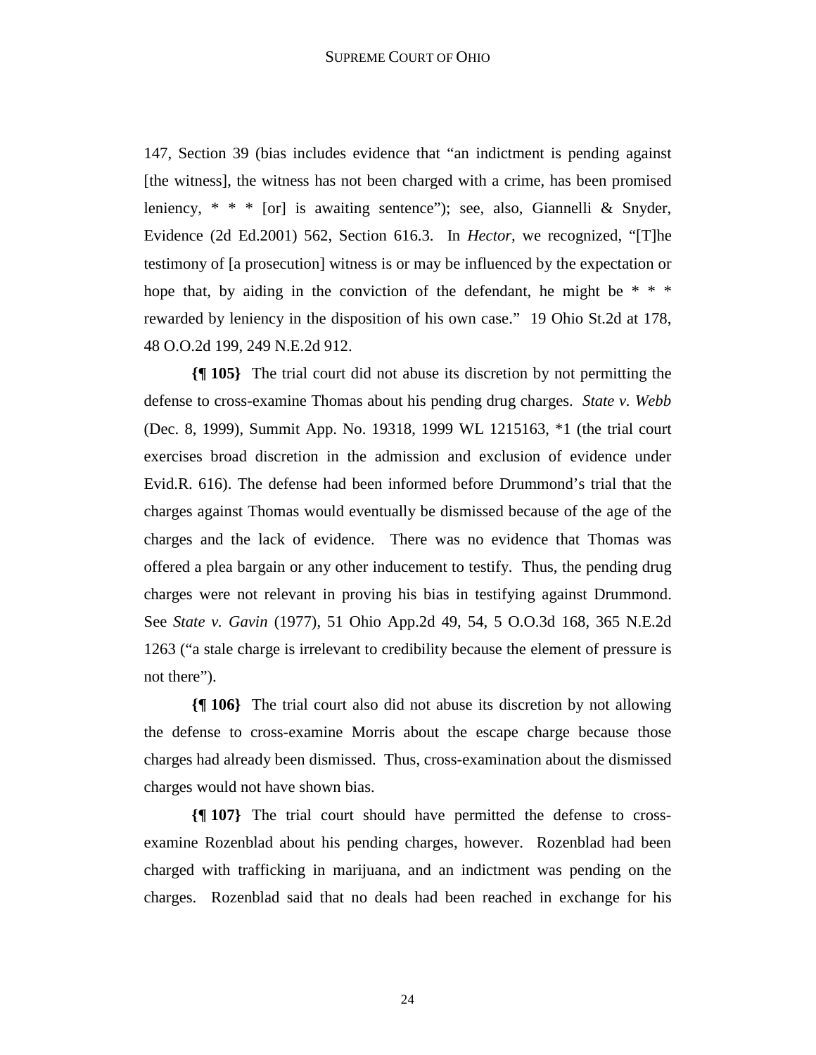147, Section 39 (bias includes evidence that "an indictment is pending against [the witness], the witness has not been charged with a crime, has been promised leniency, * * * [or] is awaiting sentence"); see, also, Giannelli & Snyder, Evidence (2d Ed.2001) 562, Section 616.3. In *Hector*, we recognized, "[T]he testimony of [a prosecution] witness is or may be influenced by the expectation or hope that, by aiding in the conviction of the defendant, he might be * * * rewarded by leniency in the disposition of his own case." 19 Ohio St.2d at 178, 48 O.O.2d 199, 249 N.E.2d 912.

**{¶ 105}** The trial court did not abuse its discretion by not permitting the defense to cross-examine Thomas about his pending drug charges. *State v. Webb* (Dec. 8, 1999), Summit App. No. 19318, 1999 WL 1215163, *1 (the trial court exercises broad discretion in the admission and exclusion of evidence under Evid.R. 616). The defense had been informed before Drummond's trial that the charges against Thomas would eventually be dismissed because of the age of the charges and the lack of evidence. There was no evidence that Thomas was offered a plea bargain or any other inducement to testify. Thus, the pending drug charges were not relevant in proving his bias in testifying against Drummond. See *State v. Gavin* (1977), 51 Ohio App.2d 49, 54, 5 O.O.3d 168, 365 N.E.2d 1263 ("a stale charge is irrelevant to credibility because the element of pressure is not there").

**{¶ 106}** The trial court also did not abuse its discretion by not allowing the defense to cross-examine Morris about the escape charge because those charges had already been dismissed. Thus, cross-examination about the dismissed charges would not have shown bias.

**{¶ 107}** The trial court should have permitted the defense to cross-examine Rozenblad about his pending charges, however. Rozenblad had been charged with trafficking in marijuana, and an indictment was pending on the charges. Rozenblad said that no deals had been reached in exchange for his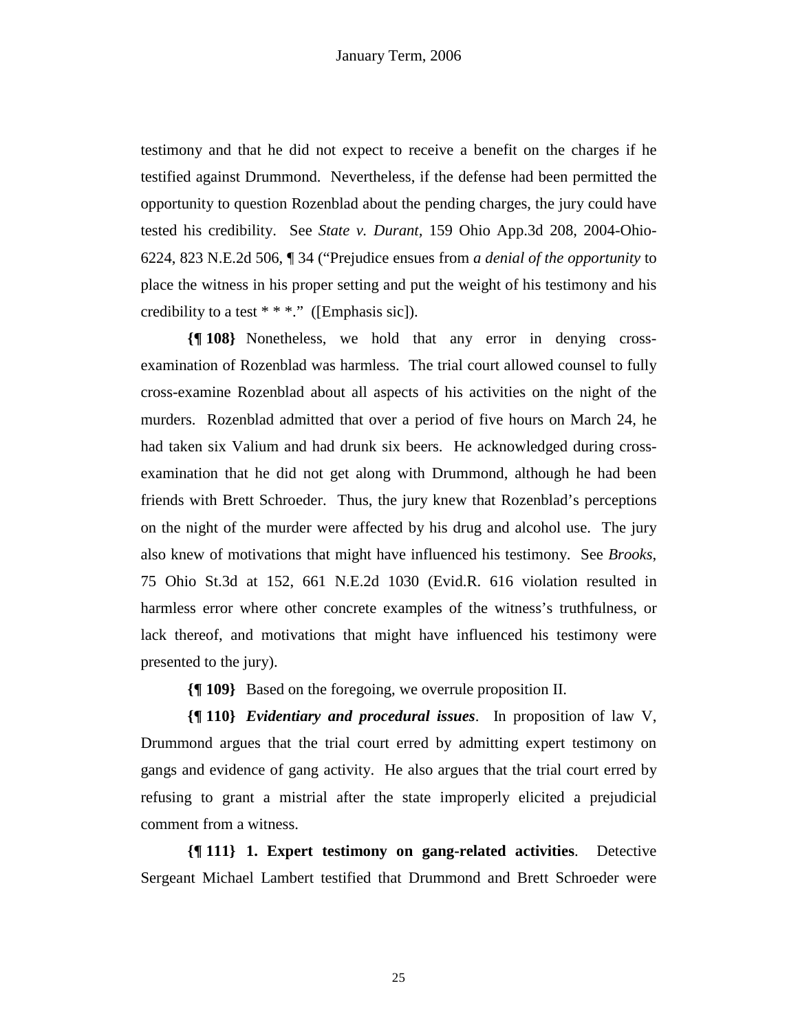testimony and that he did not expect to receive a benefit on the charges if he testified against Drummond. Nevertheless, if the defense had been permitted the opportunity to question Rozenblad about the pending charges, the jury could have tested his credibility. See *State v. Durant*, 159 Ohio App.3d 208, 2004-Ohio-6224, 823 N.E.2d 506, ¶ 34 ("Prejudice ensues from *a denial of the opportunity* to place the witness in his proper setting and put the weight of his testimony and his credibility to a test * * *." ([Emphasis sic]).

**{¶ 108}** Nonetheless, we hold that any error in denying cross-examination of Rozenblad was harmless. The trial court allowed counsel to fully cross-examine Rozenblad about all aspects of his activities on the night of the murders. Rozenblad admitted that over a period of five hours on March 24, he had taken six Valium and had drunk six beers. He acknowledged during cross-examination that he did not get along with Drummond, although he had been friends with Brett Schroeder. Thus, the jury knew that Rozenblad's perceptions on the night of the murder were affected by his drug and alcohol use. The jury also knew of motivations that might have influenced his testimony. See *Brooks*, 75 Ohio St.3d at 152, 661 N.E.2d 1030 (Evid.R. 616 violation resulted in harmless error where other concrete examples of the witness's truthfulness, or lack thereof, and motivations that might have influenced his testimony were presented to the jury).

**{¶ 109}** Based on the foregoing, we overrule proposition II.

**{¶ 110}** ***Evidentiary and procedural issues***. In proposition of law V, Drummond argues that the trial court erred by admitting expert testimony on gangs and evidence of gang activity. He also argues that the trial court erred by refusing to grant a mistrial after the state improperly elicited a prejudicial comment from a witness.

**{¶ 111} 1. Expert testimony on gang-related activities**. Detective Sergeant Michael Lambert testified that Drummond and Brett Schroeder were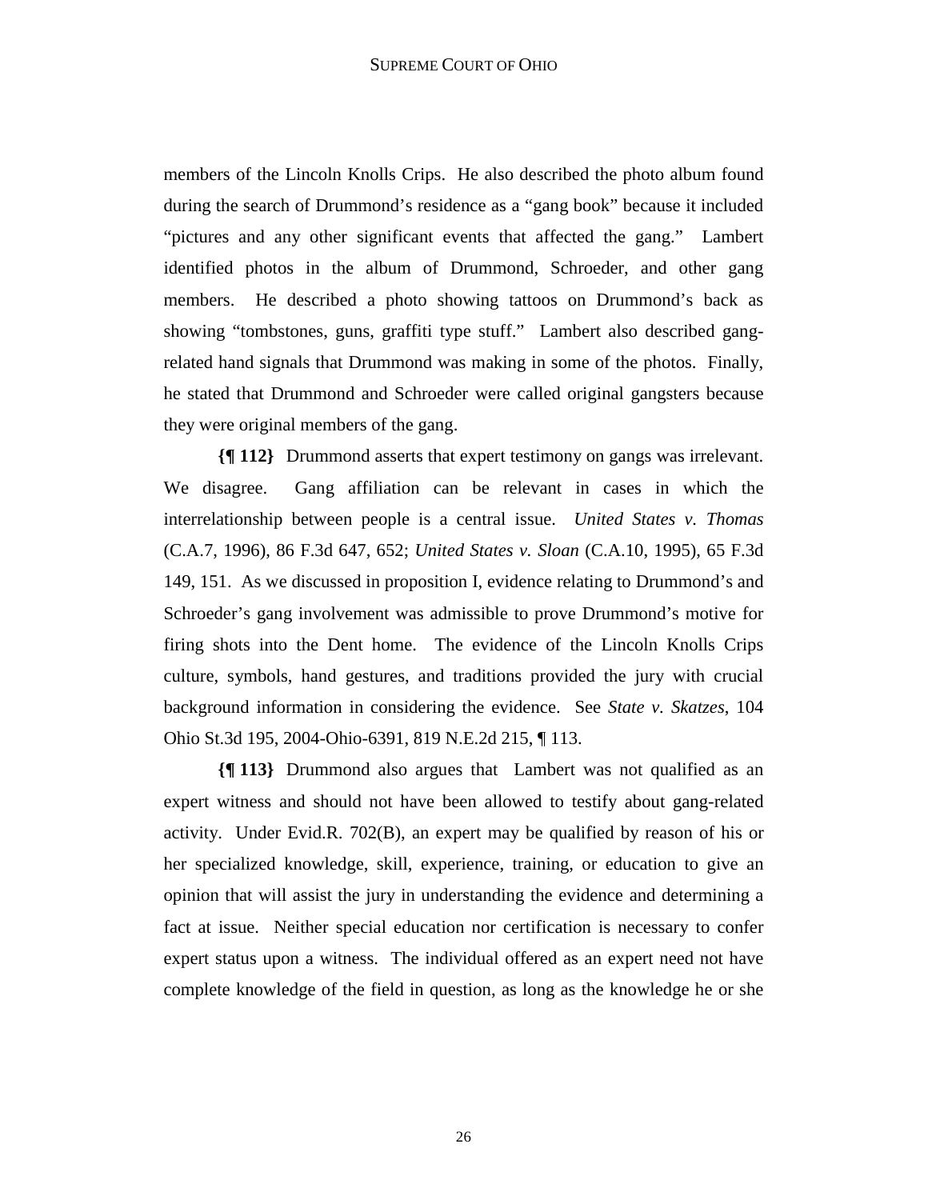members of the Lincoln Knolls Crips. He also described the photo album found during the search of Drummond's residence as a "gang book" because it included "pictures and any other significant events that affected the gang." Lambert identified photos in the album of Drummond, Schroeder, and other gang members. He described a photo showing tattoos on Drummond's back as showing "tombstones, guns, graffiti type stuff." Lambert also described gang-related hand signals that Drummond was making in some of the photos. Finally, he stated that Drummond and Schroeder were called original gangsters because they were original members of the gang.

**{¶ 112}** Drummond asserts that expert testimony on gangs was irrelevant. We disagree. Gang affiliation can be relevant in cases in which the interrelationship between people is a central issue. *United States v. Thomas* (C.A.7, 1996), 86 F.3d 647, 652; *United States v. Sloan* (C.A.10, 1995), 65 F.3d 149, 151. As we discussed in proposition I, evidence relating to Drummond's and Schroeder's gang involvement was admissible to prove Drummond's motive for firing shots into the Dent home. The evidence of the Lincoln Knolls Crips culture, symbols, hand gestures, and traditions provided the jury with crucial background information in considering the evidence. See *State v. Skatzes*, 104 Ohio St.3d 195, 2004-Ohio-6391, 819 N.E.2d 215, ¶ 113.

**{¶ 113}** Drummond also argues that Lambert was not qualified as an expert witness and should not have been allowed to testify about gang-related activity. Under Evid.R. 702(B), an expert may be qualified by reason of his or her specialized knowledge, skill, experience, training, or education to give an opinion that will assist the jury in understanding the evidence and determining a fact at issue. Neither special education nor certification is necessary to confer expert status upon a witness. The individual offered as an expert need not have complete knowledge of the field in question, as long as the knowledge he or she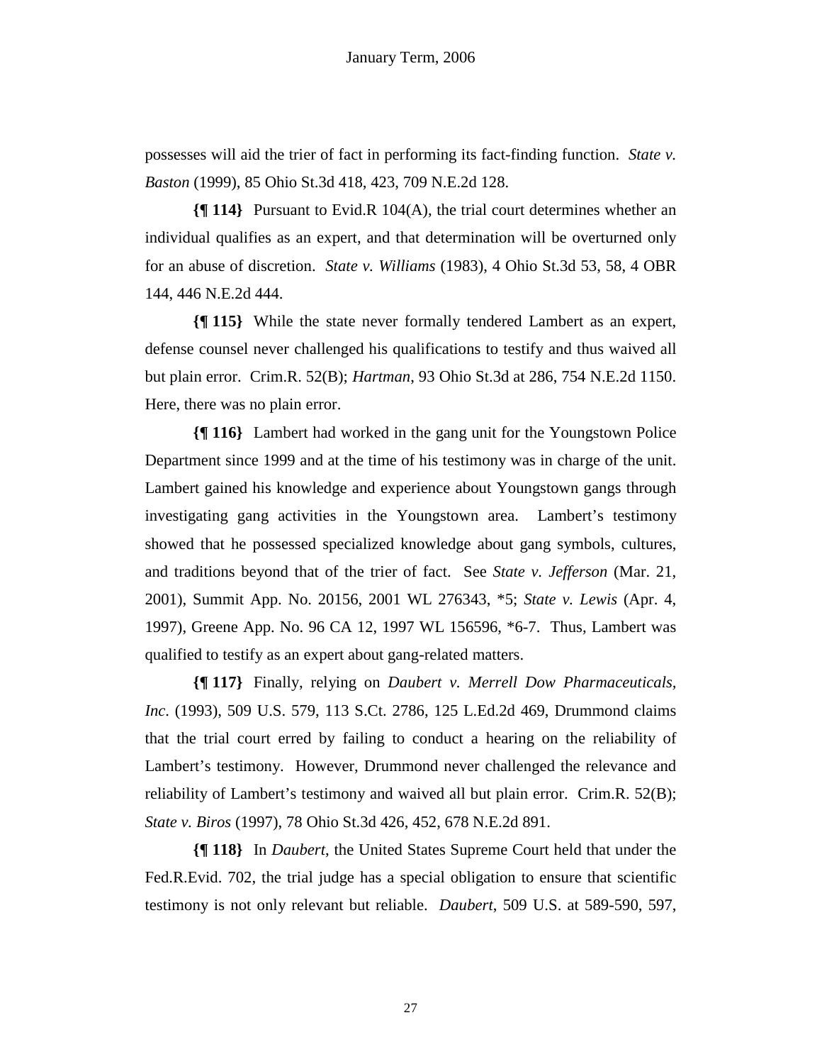possesses will aid the trier of fact in performing its fact-finding function. *State v. Baston* (1999), 85 Ohio St.3d 418, 423, 709 N.E.2d 128.

**{¶ 114}** Pursuant to Evid.R 104(A), the trial court determines whether an individual qualifies as an expert, and that determination will be overturned only for an abuse of discretion. *State v. Williams* (1983), 4 Ohio St.3d 53, 58, 4 OBR 144, 446 N.E.2d 444.

**{¶ 115}** While the state never formally tendered Lambert as an expert, defense counsel never challenged his qualifications to testify and thus waived all but plain error. Crim.R. 52(B); *Hartman*, 93 Ohio St.3d at 286, 754 N.E.2d 1150. Here, there was no plain error.

**{¶ 116}** Lambert had worked in the gang unit for the Youngstown Police Department since 1999 and at the time of his testimony was in charge of the unit. Lambert gained his knowledge and experience about Youngstown gangs through investigating gang activities in the Youngstown area. Lambert's testimony showed that he possessed specialized knowledge about gang symbols, cultures, and traditions beyond that of the trier of fact. See *State v. Jefferson* (Mar. 21, 2001), Summit App. No. 20156, 2001 WL 276343, *5; *State v. Lewis* (Apr. 4, 1997), Greene App. No. 96 CA 12, 1997 WL 156596, *6-7. Thus, Lambert was qualified to testify as an expert about gang-related matters.

**{¶ 117}** Finally, relying on *Daubert v. Merrell Dow Pharmaceuticals, Inc*. (1993), 509 U.S. 579, 113 S.Ct. 2786, 125 L.Ed.2d 469, Drummond claims that the trial court erred by failing to conduct a hearing on the reliability of Lambert's testimony. However, Drummond never challenged the relevance and reliability of Lambert's testimony and waived all but plain error. Crim.R. 52(B); *State v. Biros* (1997), 78 Ohio St.3d 426, 452, 678 N.E.2d 891.

**{¶ 118}** In *Daubert*, the United States Supreme Court held that under the Fed.R.Evid. 702, the trial judge has a special obligation to ensure that scientific testimony is not only relevant but reliable. *Daubert*, 509 U.S. at 589-590, 597,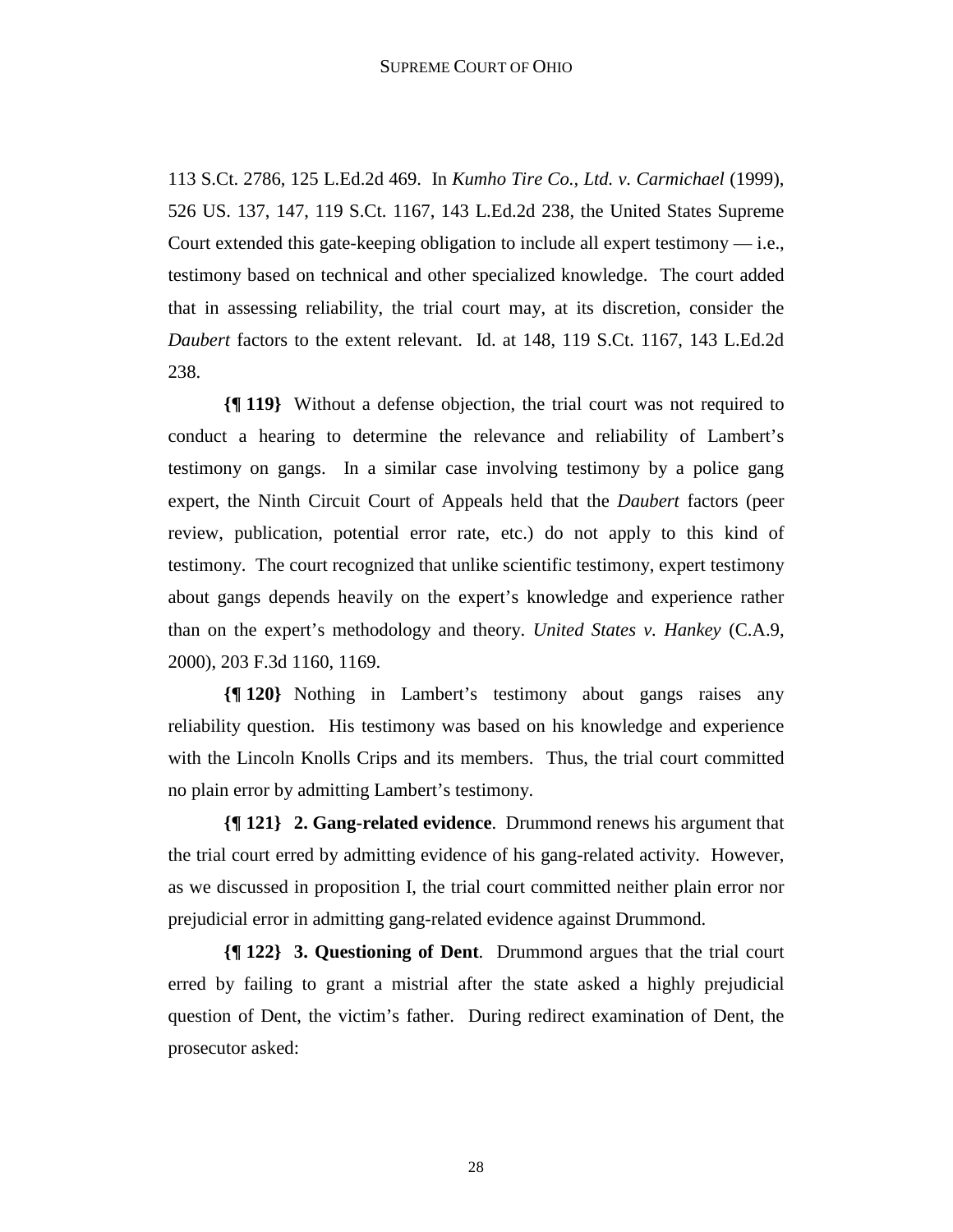113 S.Ct. 2786, 125 L.Ed.2d 469. In *Kumho Tire Co., Ltd. v. Carmichael* (1999), 526 US. 137, 147, 119 S.Ct. 1167, 143 L.Ed.2d 238, the United States Supreme Court extended this gate-keeping obligation to include all expert testimony — i.e., testimony based on technical and other specialized knowledge. The court added that in assessing reliability, the trial court may, at its discretion, consider the *Daubert* factors to the extent relevant. Id. at 148, 119 S.Ct. 1167, 143 L.Ed.2d 238.

**{¶ 119}** Without a defense objection, the trial court was not required to conduct a hearing to determine the relevance and reliability of Lambert's testimony on gangs. In a similar case involving testimony by a police gang expert, the Ninth Circuit Court of Appeals held that the *Daubert* factors (peer review, publication, potential error rate, etc.) do not apply to this kind of testimony. The court recognized that unlike scientific testimony, expert testimony about gangs depends heavily on the expert's knowledge and experience rather than on the expert's methodology and theory. *United States v. Hankey* (C.A.9, 2000), 203 F.3d 1160, 1169.

**{¶ 120}** Nothing in Lambert's testimony about gangs raises any reliability question. His testimony was based on his knowledge and experience with the Lincoln Knolls Crips and its members. Thus, the trial court committed no plain error by admitting Lambert's testimony.

**{¶ 121} 2. Gang-related evidence**. Drummond renews his argument that the trial court erred by admitting evidence of his gang-related activity. However, as we discussed in proposition I, the trial court committed neither plain error nor prejudicial error in admitting gang-related evidence against Drummond.

**{¶ 122} 3. Questioning of Dent**. Drummond argues that the trial court erred by failing to grant a mistrial after the state asked a highly prejudicial question of Dent, the victim's father. During redirect examination of Dent, the prosecutor asked: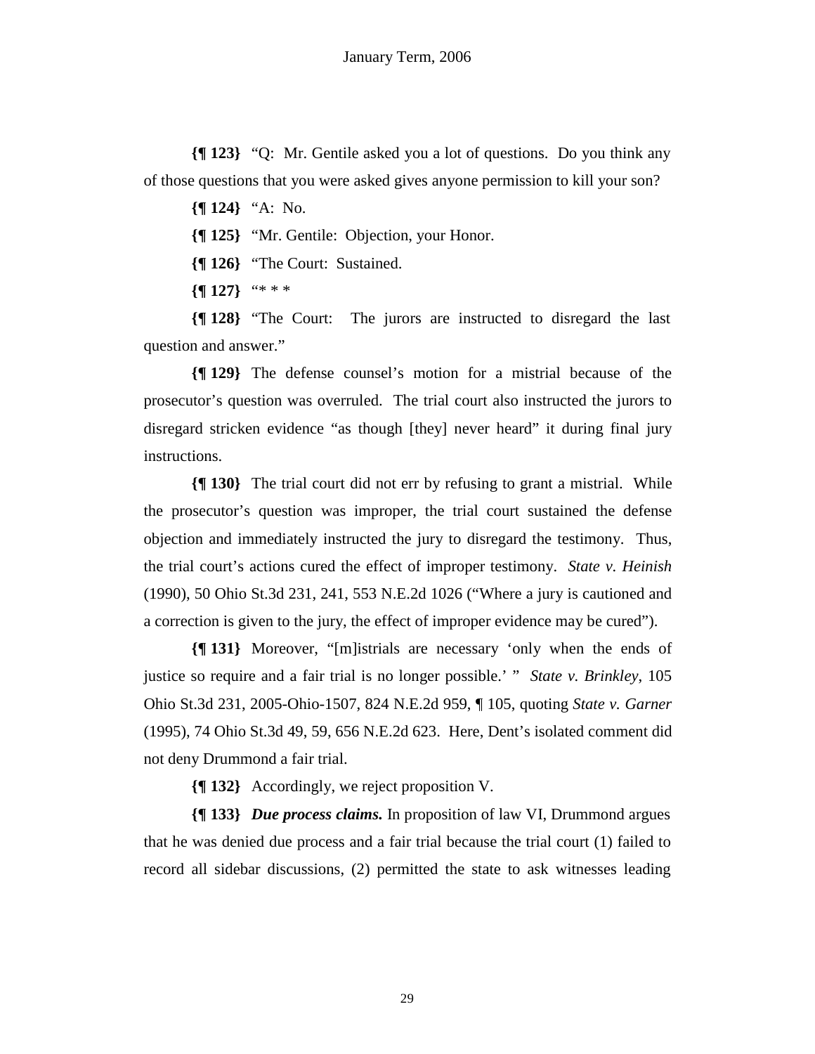**{¶ 123}** "Q: Mr. Gentile asked you a lot of questions. Do you think any of those questions that you were asked gives anyone permission to kill your son?

**{¶ 124}** "A: No.

**{¶ 125}** "Mr. Gentile: Objection, your Honor.

**{¶ 126}** "The Court: Sustained.

**{¶ 127}** "* * *

**{¶ 128}** "The Court: The jurors are instructed to disregard the last question and answer."

**{¶ 129}** The defense counsel's motion for a mistrial because of the prosecutor's question was overruled. The trial court also instructed the jurors to disregard stricken evidence "as though [they] never heard" it during final jury instructions.

**{¶ 130}** The trial court did not err by refusing to grant a mistrial. While the prosecutor's question was improper, the trial court sustained the defense objection and immediately instructed the jury to disregard the testimony. Thus, the trial court's actions cured the effect of improper testimony. *State v. Heinish* (1990), 50 Ohio St.3d 231, 241, 553 N.E.2d 1026 ("Where a jury is cautioned and a correction is given to the jury, the effect of improper evidence may be cured").

**{¶ 131}** Moreover, "[m]istrials are necessary 'only when the ends of justice so require and a fair trial is no longer possible.' " *State v. Brinkley*, 105 Ohio St.3d 231, 2005-Ohio-1507, 824 N.E.2d 959, ¶ 105, quoting *State v. Garner* (1995), 74 Ohio St.3d 49, 59, 656 N.E.2d 623. Here, Dent's isolated comment did not deny Drummond a fair trial.

**{¶ 132}** Accordingly, we reject proposition V.

**{¶ 133}** ***Due process claims.*** In proposition of law VI, Drummond argues that he was denied due process and a fair trial because the trial court (1) failed to record all sidebar discussions, (2) permitted the state to ask witnesses leading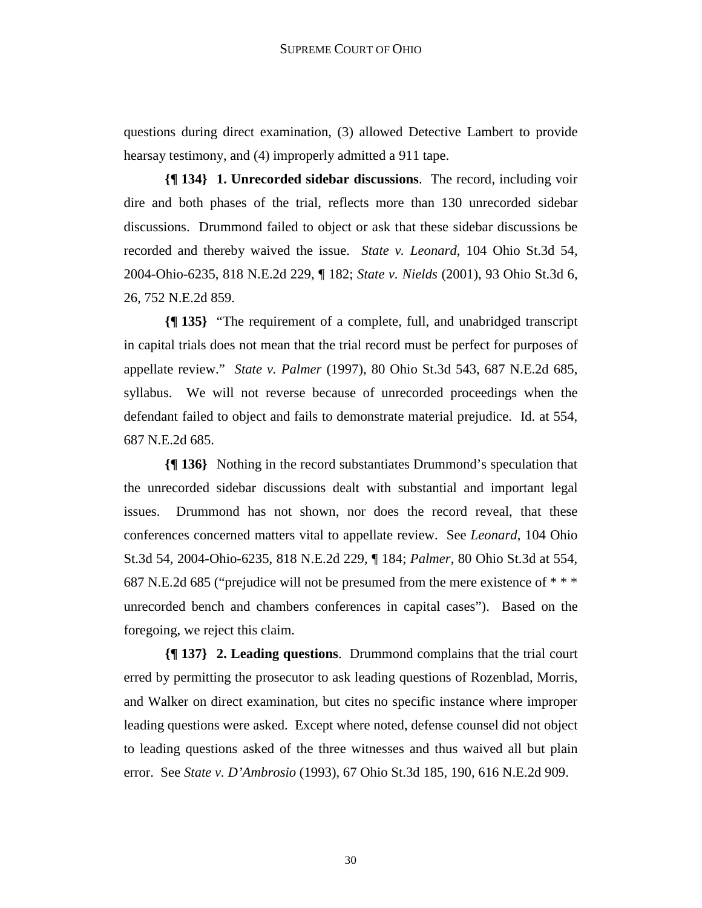questions during direct examination, (3) allowed Detective Lambert to provide hearsay testimony, and (4) improperly admitted a 911 tape.

**{¶ 134} 1. Unrecorded sidebar discussions**. The record, including voir dire and both phases of the trial, reflects more than 130 unrecorded sidebar discussions. Drummond failed to object or ask that these sidebar discussions be recorded and thereby waived the issue. *State v. Leonard*, 104 Ohio St.3d 54, 2004-Ohio-6235, 818 N.E.2d 229, ¶ 182; *State v. Nields* (2001), 93 Ohio St.3d 6, 26, 752 N.E.2d 859.

**{¶ 135}** "The requirement of a complete, full, and unabridged transcript in capital trials does not mean that the trial record must be perfect for purposes of appellate review." *State v. Palmer* (1997), 80 Ohio St.3d 543, 687 N.E.2d 685, syllabus. We will not reverse because of unrecorded proceedings when the defendant failed to object and fails to demonstrate material prejudice. Id. at 554, 687 N.E.2d 685.

**{¶ 136}** Nothing in the record substantiates Drummond's speculation that the unrecorded sidebar discussions dealt with substantial and important legal issues. Drummond has not shown, nor does the record reveal, that these conferences concerned matters vital to appellate review. See *Leonard*, 104 Ohio St.3d 54, 2004-Ohio-6235, 818 N.E.2d 229, ¶ 184; *Palmer*, 80 Ohio St.3d at 554, 687 N.E.2d 685 ("prejudice will not be presumed from the mere existence of * * * unrecorded bench and chambers conferences in capital cases"). Based on the foregoing, we reject this claim.

**{¶ 137} 2. Leading questions**. Drummond complains that the trial court erred by permitting the prosecutor to ask leading questions of Rozenblad, Morris, and Walker on direct examination, but cites no specific instance where improper leading questions were asked. Except where noted, defense counsel did not object to leading questions asked of the three witnesses and thus waived all but plain error. See *State v. D'Ambrosio* (1993), 67 Ohio St.3d 185, 190, 616 N.E.2d 909.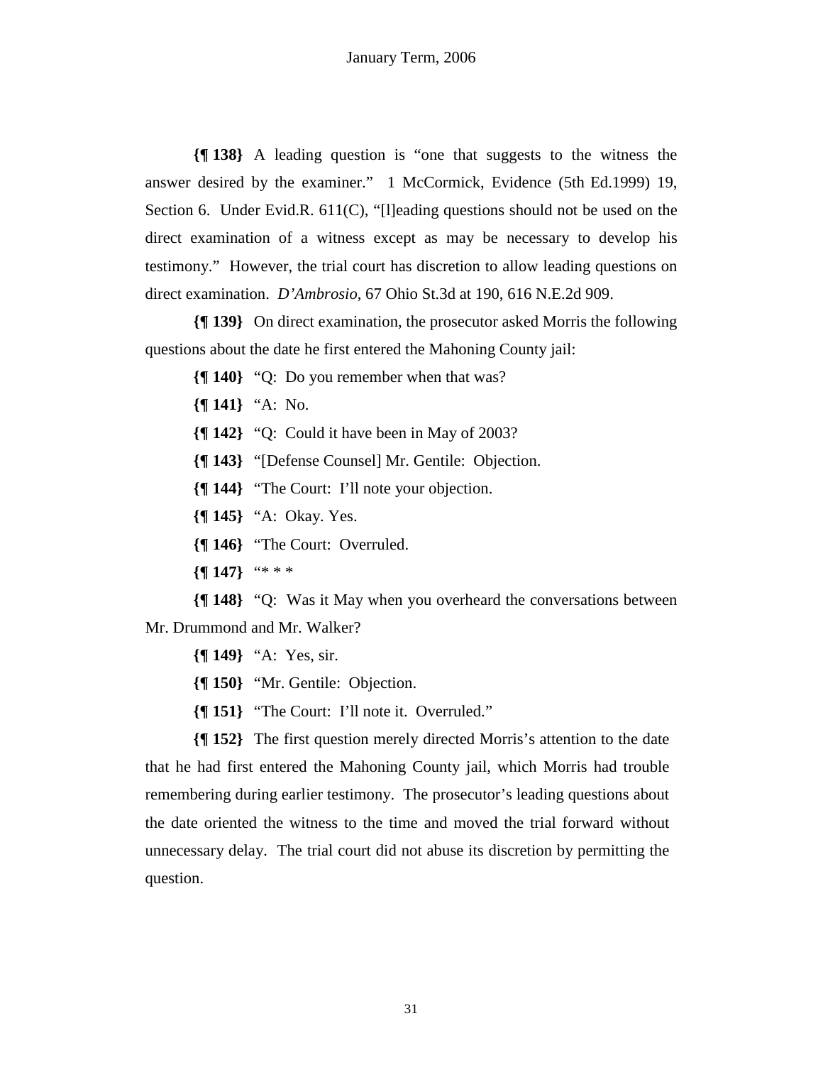**{¶ 138}** A leading question is "one that suggests to the witness the answer desired by the examiner." 1 McCormick, Evidence (5th Ed.1999) 19, Section 6. Under Evid.R. 611(C), "[l]eading questions should not be used on the direct examination of a witness except as may be necessary to develop his testimony." However, the trial court has discretion to allow leading questions on direct examination. *D'Ambrosio*, 67 Ohio St.3d at 190, 616 N.E.2d 909.

**{¶ 139}** On direct examination, the prosecutor asked Morris the following questions about the date he first entered the Mahoning County jail:

**{¶ 140}** "Q: Do you remember when that was?

**{¶ 141}** "A: No.

**{¶ 142}** "Q: Could it have been in May of 2003?

**{¶ 143}** "[Defense Counsel] Mr. Gentile: Objection.

**{¶ 144}** "The Court: I'll note your objection.

**{¶ 145}** "A: Okay. Yes.

**{¶ 146}** "The Court: Overruled.

**{¶ 147}** "* * *

**{¶ 148}** "Q: Was it May when you overheard the conversations between Mr. Drummond and Mr. Walker?

**{¶ 149}** "A: Yes, sir.

**{¶ 150}** "Mr. Gentile: Objection.

**{¶ 151}** "The Court: I'll note it. Overruled."

**{¶ 152}** The first question merely directed Morris's attention to the date that he had first entered the Mahoning County jail, which Morris had trouble remembering during earlier testimony. The prosecutor's leading questions about the date oriented the witness to the time and moved the trial forward without unnecessary delay. The trial court did not abuse its discretion by permitting the question.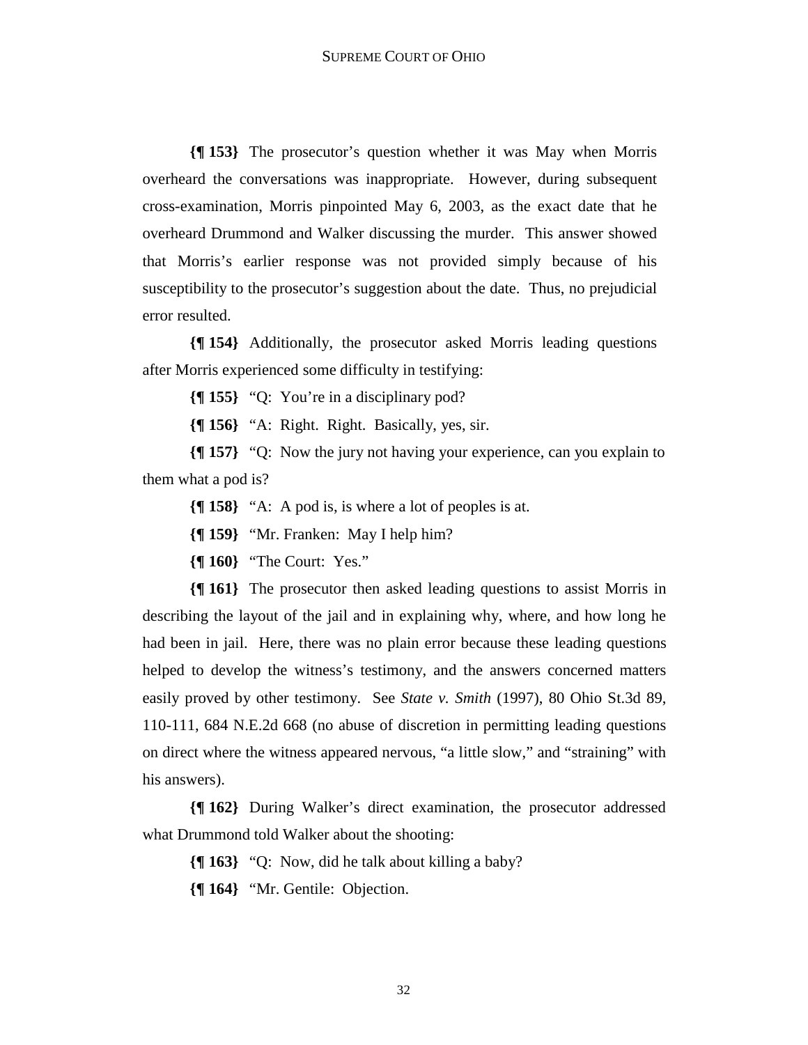**{¶ 153}** The prosecutor's question whether it was May when Morris overheard the conversations was inappropriate. However, during subsequent cross-examination, Morris pinpointed May 6, 2003, as the exact date that he overheard Drummond and Walker discussing the murder. This answer showed that Morris's earlier response was not provided simply because of his susceptibility to the prosecutor's suggestion about the date. Thus, no prejudicial error resulted.

**{¶ 154}** Additionally, the prosecutor asked Morris leading questions after Morris experienced some difficulty in testifying:

**{¶ 155}** "Q: You're in a disciplinary pod?

**{¶ 156}** "A: Right. Right. Basically, yes, sir.

**{¶ 157}** "Q: Now the jury not having your experience, can you explain to them what a pod is?

**{¶ 158}** "A: A pod is, is where a lot of peoples is at.

**{¶ 159}** "Mr. Franken: May I help him?

**{¶ 160}** "The Court: Yes."

**{¶ 161}** The prosecutor then asked leading questions to assist Morris in describing the layout of the jail and in explaining why, where, and how long he had been in jail. Here, there was no plain error because these leading questions helped to develop the witness's testimony, and the answers concerned matters easily proved by other testimony. See *State v. Smith* (1997), 80 Ohio St.3d 89, 110-111, 684 N.E.2d 668 (no abuse of discretion in permitting leading questions on direct where the witness appeared nervous, "a little slow," and "straining" with his answers).

**{¶ 162}** During Walker's direct examination, the prosecutor addressed what Drummond told Walker about the shooting:

**{¶ 163}** "Q: Now, did he talk about killing a baby?

**{¶ 164}** "Mr. Gentile: Objection.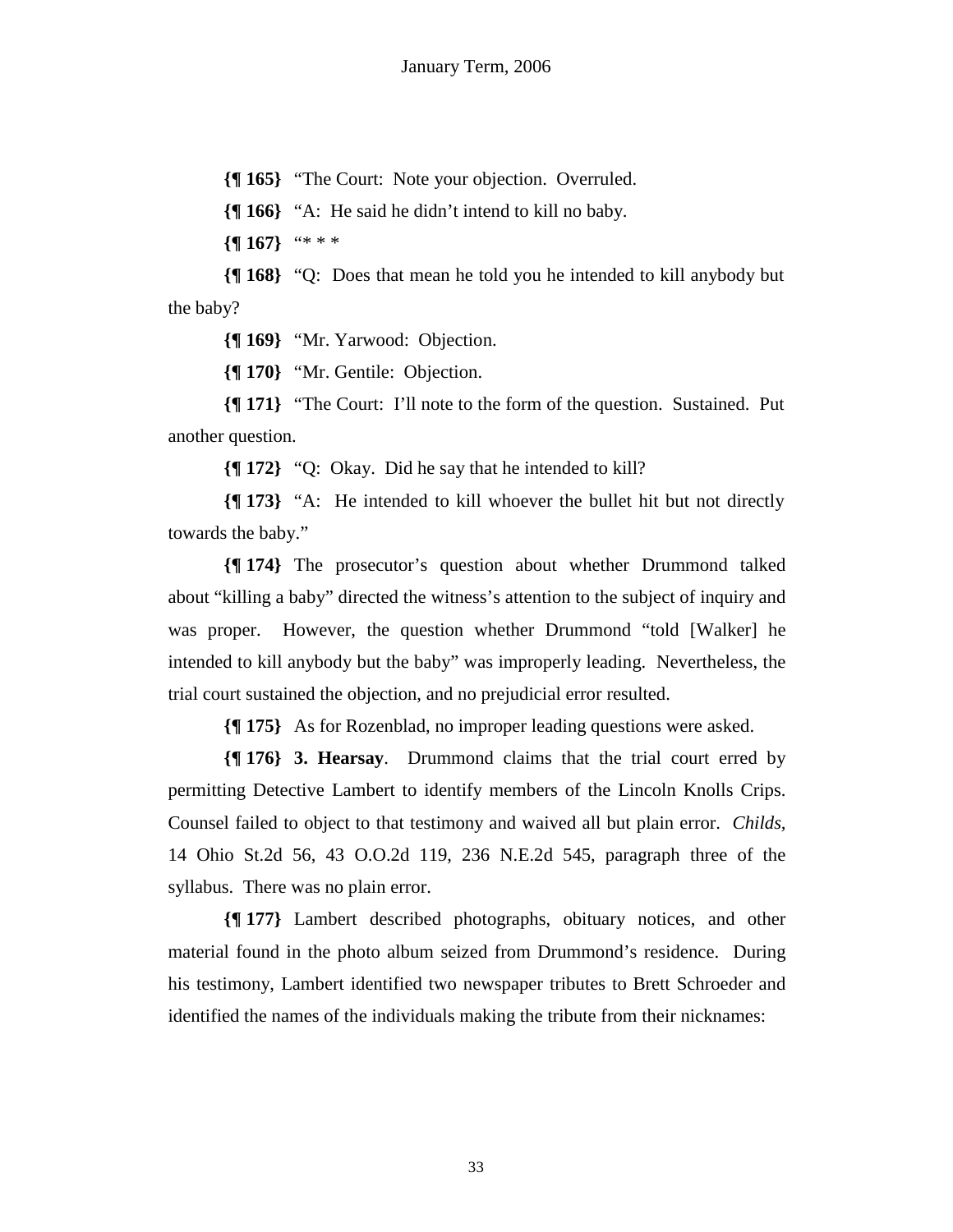**{¶ 165}** "The Court: Note your objection. Overruled.

**{¶ 166}** "A: He said he didn't intend to kill no baby.

**{¶ 167}** "* * *

**{¶ 168}** "Q: Does that mean he told you he intended to kill anybody but the baby?

**{¶ 169}** "Mr. Yarwood: Objection.

**{¶ 170}** "Mr. Gentile: Objection.

**{¶ 171}** "The Court: I'll note to the form of the question. Sustained. Put another question.

**{¶ 172}** "Q: Okay. Did he say that he intended to kill?

**{¶ 173}** "A: He intended to kill whoever the bullet hit but not directly towards the baby."

**{¶ 174}** The prosecutor's question about whether Drummond talked about "killing a baby" directed the witness's attention to the subject of inquiry and was proper. However, the question whether Drummond "told [Walker] he intended to kill anybody but the baby" was improperly leading. Nevertheless, the trial court sustained the objection, and no prejudicial error resulted.

**{¶ 175}** As for Rozenblad, no improper leading questions were asked.

**{¶ 176} 3. Hearsay**. Drummond claims that the trial court erred by permitting Detective Lambert to identify members of the Lincoln Knolls Crips. Counsel failed to object to that testimony and waived all but plain error. *Childs*, 14 Ohio St.2d 56, 43 O.O.2d 119, 236 N.E.2d 545, paragraph three of the syllabus. There was no plain error.

**{¶ 177}** Lambert described photographs, obituary notices, and other material found in the photo album seized from Drummond's residence. During his testimony, Lambert identified two newspaper tributes to Brett Schroeder and identified the names of the individuals making the tribute from their nicknames: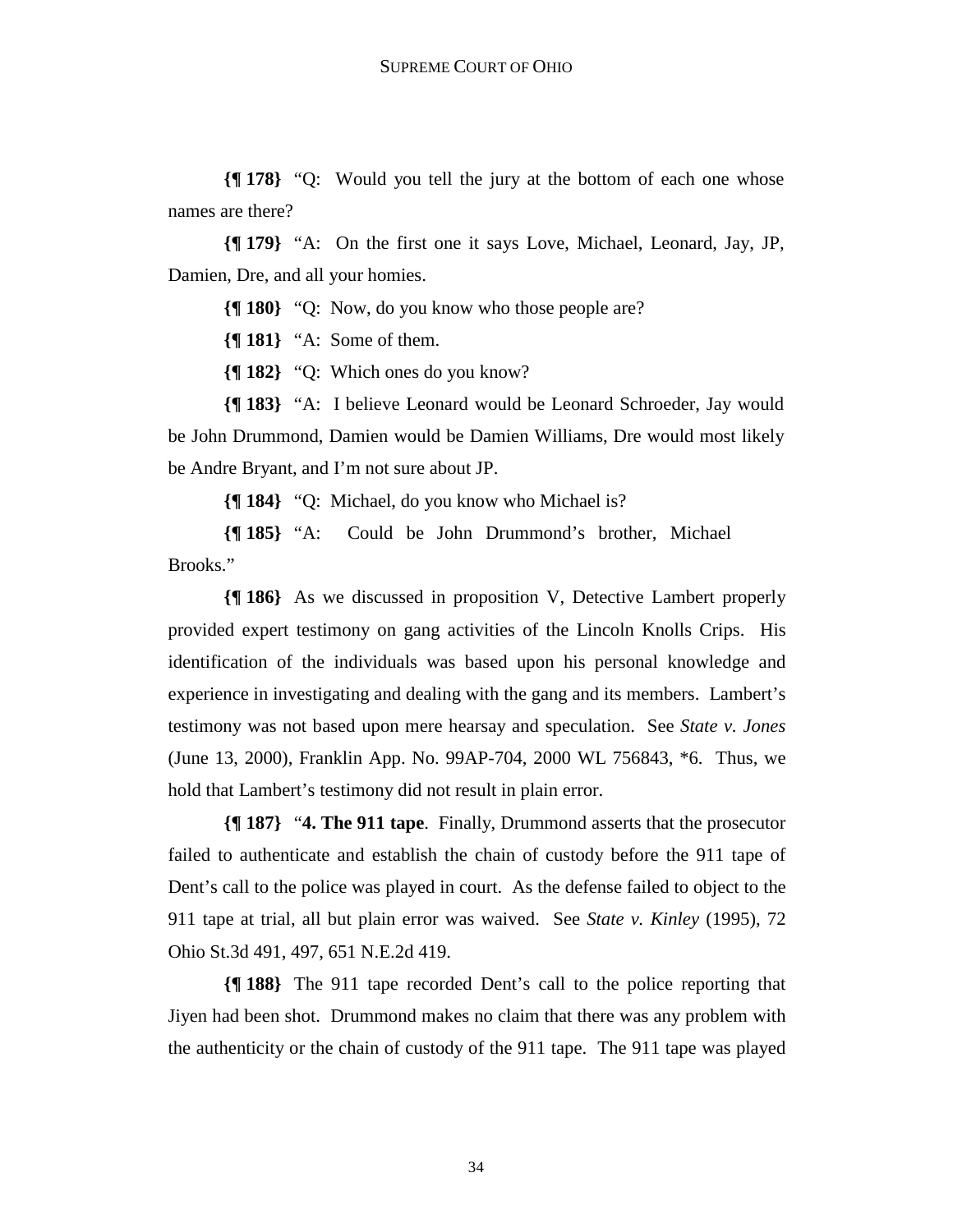**{¶ 178}** "Q: Would you tell the jury at the bottom of each one whose names are there?

**{¶ 179}** "A: On the first one it says Love, Michael, Leonard, Jay, JP, Damien, Dre, and all your homies.

**{¶ 180}** "Q: Now, do you know who those people are?

**{¶ 181}** "A: Some of them.

**{¶ 182}** "Q: Which ones do you know?

**{¶ 183}** "A: I believe Leonard would be Leonard Schroeder, Jay would be John Drummond, Damien would be Damien Williams, Dre would most likely be Andre Bryant, and I'm not sure about JP.

**{¶ 184}** "Q: Michael, do you know who Michael is?

**{¶ 185}** "A: Could be John Drummond's brother, Michael Brooks."

**{¶ 186}** As we discussed in proposition V, Detective Lambert properly provided expert testimony on gang activities of the Lincoln Knolls Crips. His identification of the individuals was based upon his personal knowledge and experience in investigating and dealing with the gang and its members. Lambert's testimony was not based upon mere hearsay and speculation. See *State v. Jones* (June 13, 2000), Franklin App. No. 99AP-704, 2000 WL 756843, *6. Thus, we hold that Lambert's testimony did not result in plain error.

**{¶ 187}** "**4. The 911 tape**. Finally, Drummond asserts that the prosecutor failed to authenticate and establish the chain of custody before the 911 tape of Dent's call to the police was played in court. As the defense failed to object to the 911 tape at trial, all but plain error was waived. See *State v. Kinley* (1995), 72 Ohio St.3d 491, 497, 651 N.E.2d 419.

**{¶ 188}** The 911 tape recorded Dent's call to the police reporting that Jiyen had been shot. Drummond makes no claim that there was any problem with the authenticity or the chain of custody of the 911 tape. The 911 tape was played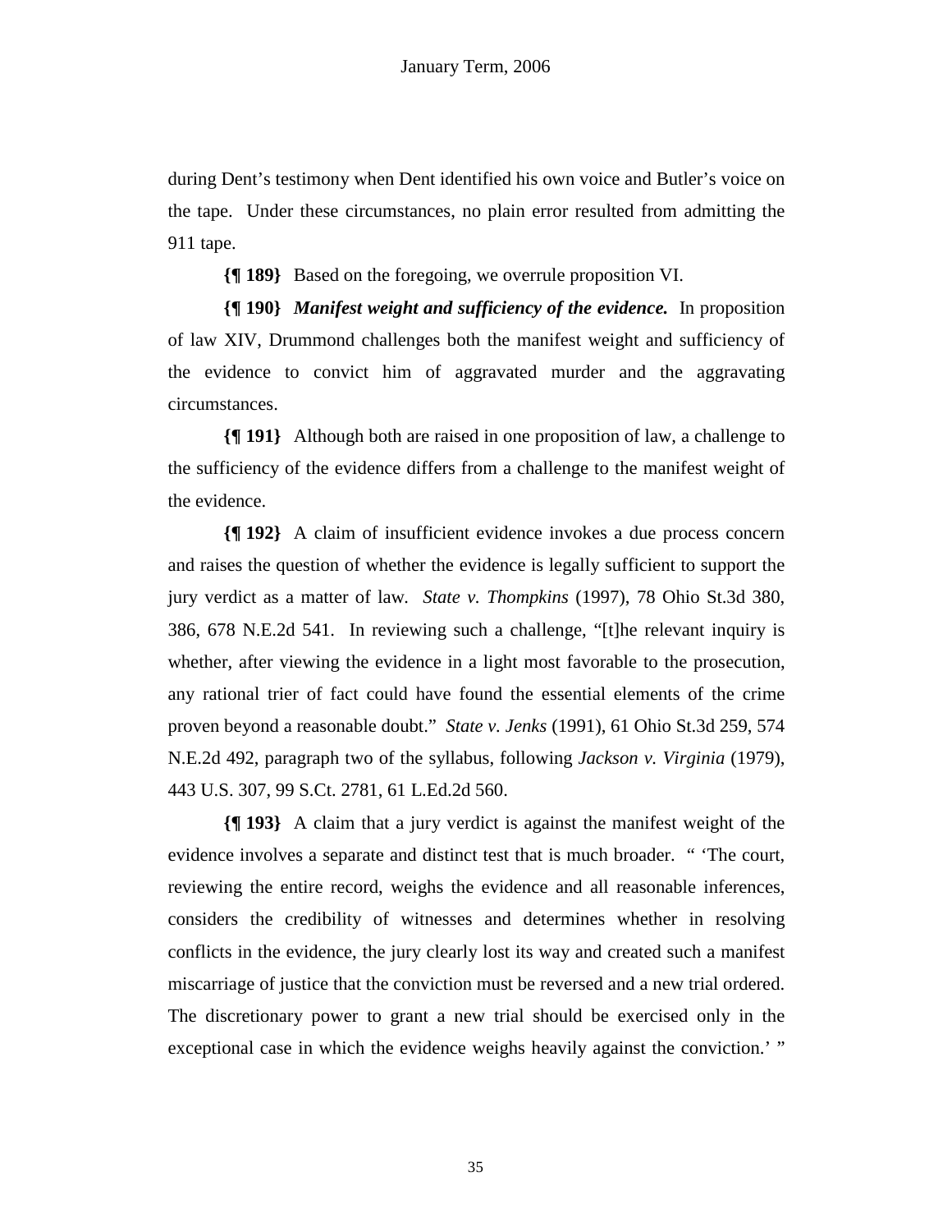during Dent's testimony when Dent identified his own voice and Butler's voice on the tape. Under these circumstances, no plain error resulted from admitting the 911 tape.

**{¶ 189}** Based on the foregoing, we overrule proposition VI.

**{¶ 190}** ***Manifest weight and sufficiency of the evidence.*** In proposition of law XIV, Drummond challenges both the manifest weight and sufficiency of the evidence to convict him of aggravated murder and the aggravating circumstances.

**{¶ 191}** Although both are raised in one proposition of law, a challenge to the sufficiency of the evidence differs from a challenge to the manifest weight of the evidence.

**{¶ 192}** A claim of insufficient evidence invokes a due process concern and raises the question of whether the evidence is legally sufficient to support the jury verdict as a matter of law. *State v. Thompkins* (1997), 78 Ohio St.3d 380, 386, 678 N.E.2d 541. In reviewing such a challenge, "[t]he relevant inquiry is whether, after viewing the evidence in a light most favorable to the prosecution, any rational trier of fact could have found the essential elements of the crime proven beyond a reasonable doubt." *State v. Jenks* (1991), 61 Ohio St.3d 259, 574 N.E.2d 492, paragraph two of the syllabus, following *Jackson v. Virginia* (1979), 443 U.S. 307, 99 S.Ct. 2781, 61 L.Ed.2d 560.

**{¶ 193}** A claim that a jury verdict is against the manifest weight of the evidence involves a separate and distinct test that is much broader. " 'The court, reviewing the entire record, weighs the evidence and all reasonable inferences, considers the credibility of witnesses and determines whether in resolving conflicts in the evidence, the jury clearly lost its way and created such a manifest miscarriage of justice that the conviction must be reversed and a new trial ordered. The discretionary power to grant a new trial should be exercised only in the exceptional case in which the evidence weighs heavily against the conviction.' "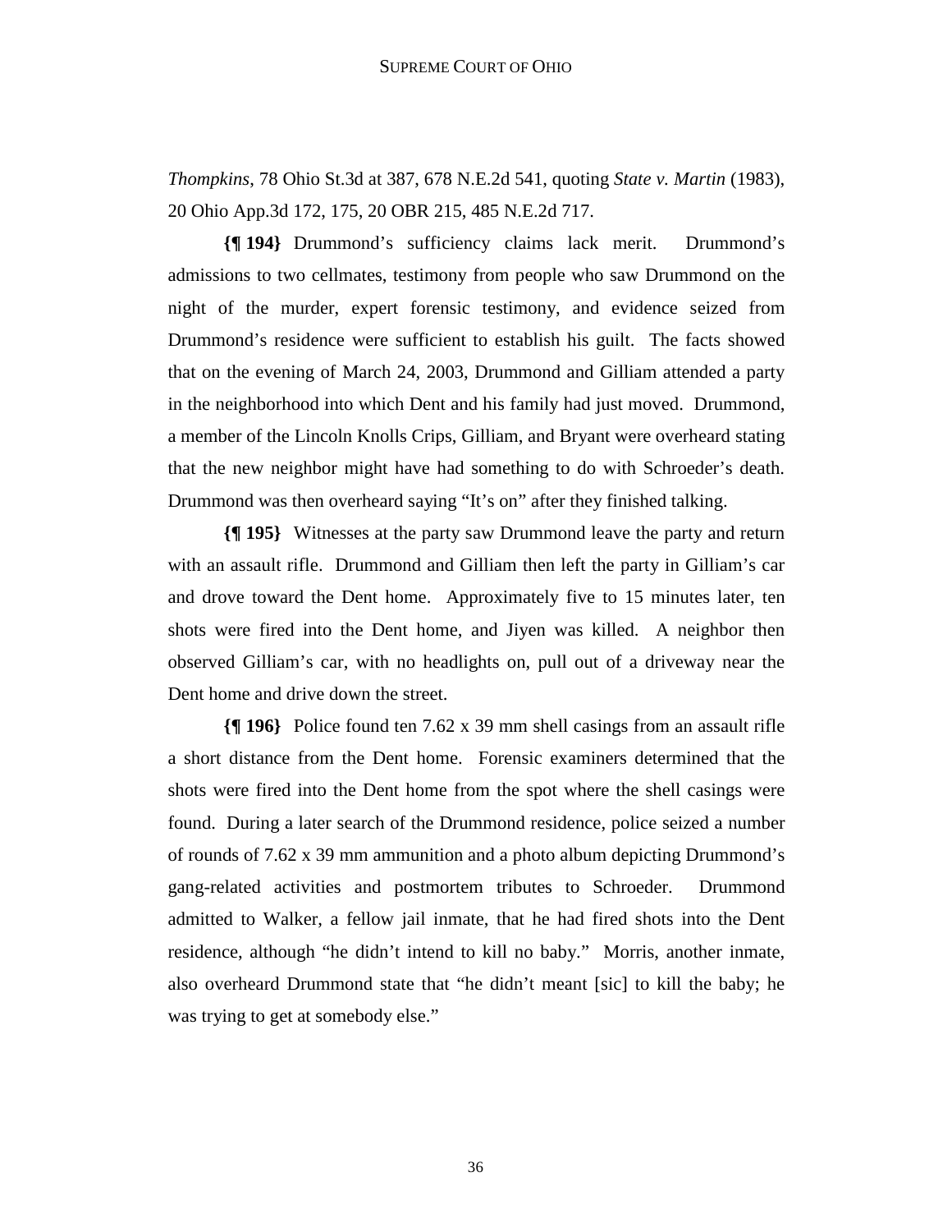*Thompkins*, 78 Ohio St.3d at 387, 678 N.E.2d 541, quoting *State v. Martin* (1983), 20 Ohio App.3d 172, 175, 20 OBR 215, 485 N.E.2d 717.

**{¶ 194}** Drummond's sufficiency claims lack merit. Drummond's admissions to two cellmates, testimony from people who saw Drummond on the night of the murder, expert forensic testimony, and evidence seized from Drummond's residence were sufficient to establish his guilt. The facts showed that on the evening of March 24, 2003, Drummond and Gilliam attended a party in the neighborhood into which Dent and his family had just moved. Drummond, a member of the Lincoln Knolls Crips, Gilliam, and Bryant were overheard stating that the new neighbor might have had something to do with Schroeder's death. Drummond was then overheard saying "It's on" after they finished talking.

**{¶ 195}** Witnesses at the party saw Drummond leave the party and return with an assault rifle. Drummond and Gilliam then left the party in Gilliam's car and drove toward the Dent home. Approximately five to 15 minutes later, ten shots were fired into the Dent home, and Jiyen was killed. A neighbor then observed Gilliam's car, with no headlights on, pull out of a driveway near the Dent home and drive down the street.

**{¶ 196}** Police found ten 7.62 x 39 mm shell casings from an assault rifle a short distance from the Dent home. Forensic examiners determined that the shots were fired into the Dent home from the spot where the shell casings were found. During a later search of the Drummond residence, police seized a number of rounds of 7.62 x 39 mm ammunition and a photo album depicting Drummond's gang-related activities and postmortem tributes to Schroeder. Drummond admitted to Walker, a fellow jail inmate, that he had fired shots into the Dent residence, although "he didn't intend to kill no baby." Morris, another inmate, also overheard Drummond state that "he didn't meant [sic] to kill the baby; he was trying to get at somebody else."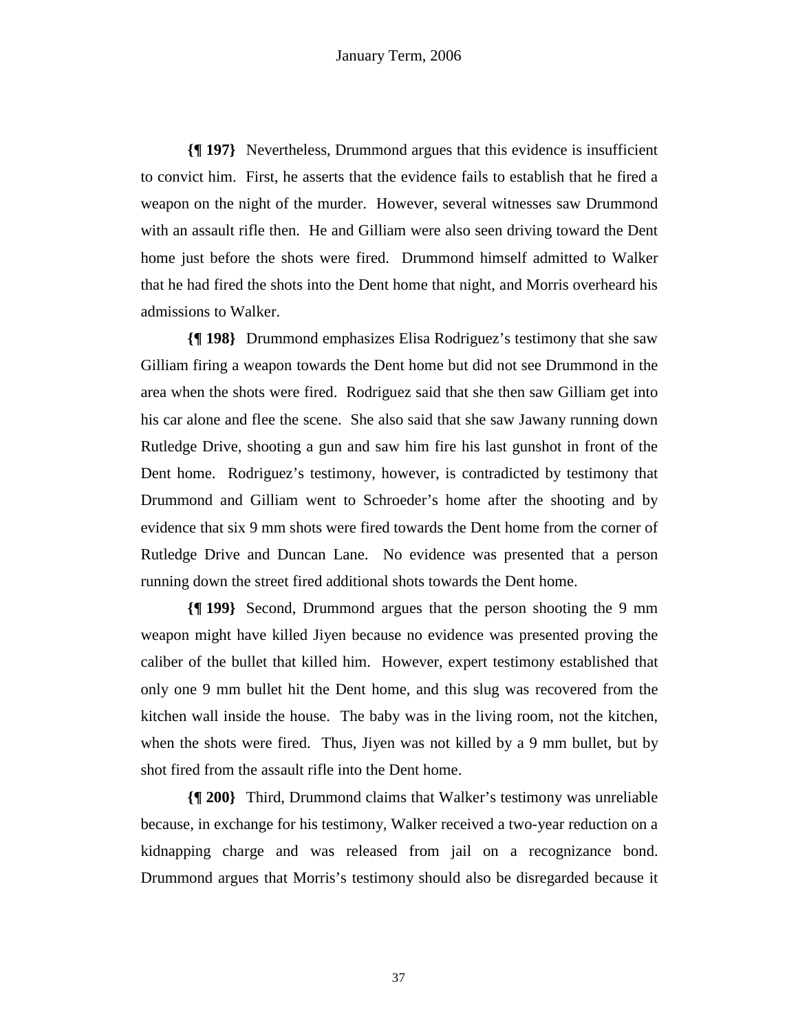**{¶ 197}** Nevertheless, Drummond argues that this evidence is insufficient to convict him. First, he asserts that the evidence fails to establish that he fired a weapon on the night of the murder. However, several witnesses saw Drummond with an assault rifle then. He and Gilliam were also seen driving toward the Dent home just before the shots were fired. Drummond himself admitted to Walker that he had fired the shots into the Dent home that night, and Morris overheard his admissions to Walker.

**{¶ 198}** Drummond emphasizes Elisa Rodriguez's testimony that she saw Gilliam firing a weapon towards the Dent home but did not see Drummond in the area when the shots were fired. Rodriguez said that she then saw Gilliam get into his car alone and flee the scene. She also said that she saw Jawany running down Rutledge Drive, shooting a gun and saw him fire his last gunshot in front of the Dent home. Rodriguez's testimony, however, is contradicted by testimony that Drummond and Gilliam went to Schroeder's home after the shooting and by evidence that six 9 mm shots were fired towards the Dent home from the corner of Rutledge Drive and Duncan Lane. No evidence was presented that a person running down the street fired additional shots towards the Dent home.

**{¶ 199}** Second, Drummond argues that the person shooting the 9 mm weapon might have killed Jiyen because no evidence was presented proving the caliber of the bullet that killed him. However, expert testimony established that only one 9 mm bullet hit the Dent home, and this slug was recovered from the kitchen wall inside the house. The baby was in the living room, not the kitchen, when the shots were fired. Thus, Jiyen was not killed by a 9 mm bullet, but by shot fired from the assault rifle into the Dent home.

**{¶ 200}** Third, Drummond claims that Walker's testimony was unreliable because, in exchange for his testimony, Walker received a two-year reduction on a kidnapping charge and was released from jail on a recognizance bond. Drummond argues that Morris's testimony should also be disregarded because it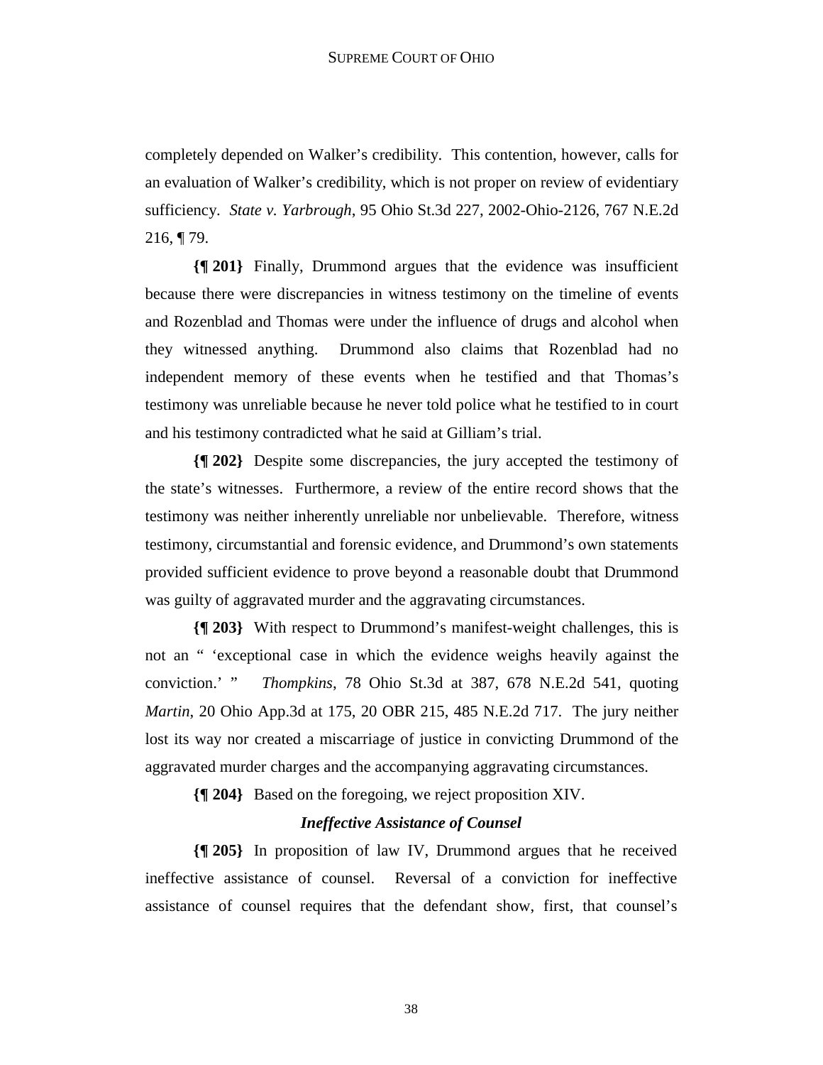completely depended on Walker's credibility. This contention, however, calls for an evaluation of Walker's credibility, which is not proper on review of evidentiary sufficiency. *State v. Yarbrough*, 95 Ohio St.3d 227, 2002-Ohio-2126, 767 N.E.2d 216, ¶ 79.

**{¶ 201}** Finally, Drummond argues that the evidence was insufficient because there were discrepancies in witness testimony on the timeline of events and Rozenblad and Thomas were under the influence of drugs and alcohol when they witnessed anything. Drummond also claims that Rozenblad had no independent memory of these events when he testified and that Thomas's testimony was unreliable because he never told police what he testified to in court and his testimony contradicted what he said at Gilliam's trial.

**{¶ 202}** Despite some discrepancies, the jury accepted the testimony of the state's witnesses. Furthermore, a review of the entire record shows that the testimony was neither inherently unreliable nor unbelievable. Therefore, witness testimony, circumstantial and forensic evidence, and Drummond's own statements provided sufficient evidence to prove beyond a reasonable doubt that Drummond was guilty of aggravated murder and the aggravating circumstances.

**{¶ 203}** With respect to Drummond's manifest-weight challenges, this is not an " 'exceptional case in which the evidence weighs heavily against the conviction.' " *Thompkins*, 78 Ohio St.3d at 387, 678 N.E.2d 541, quoting *Martin*, 20 Ohio App.3d at 175, 20 OBR 215, 485 N.E.2d 717. The jury neither lost its way nor created a miscarriage of justice in convicting Drummond of the aggravated murder charges and the accompanying aggravating circumstances.

**{¶ 204}** Based on the foregoing, we reject proposition XIV.

### *Ineffective Assistance of Counsel*

**{¶ 205}** In proposition of law IV, Drummond argues that he received ineffective assistance of counsel. Reversal of a conviction for ineffective assistance of counsel requires that the defendant show, first, that counsel's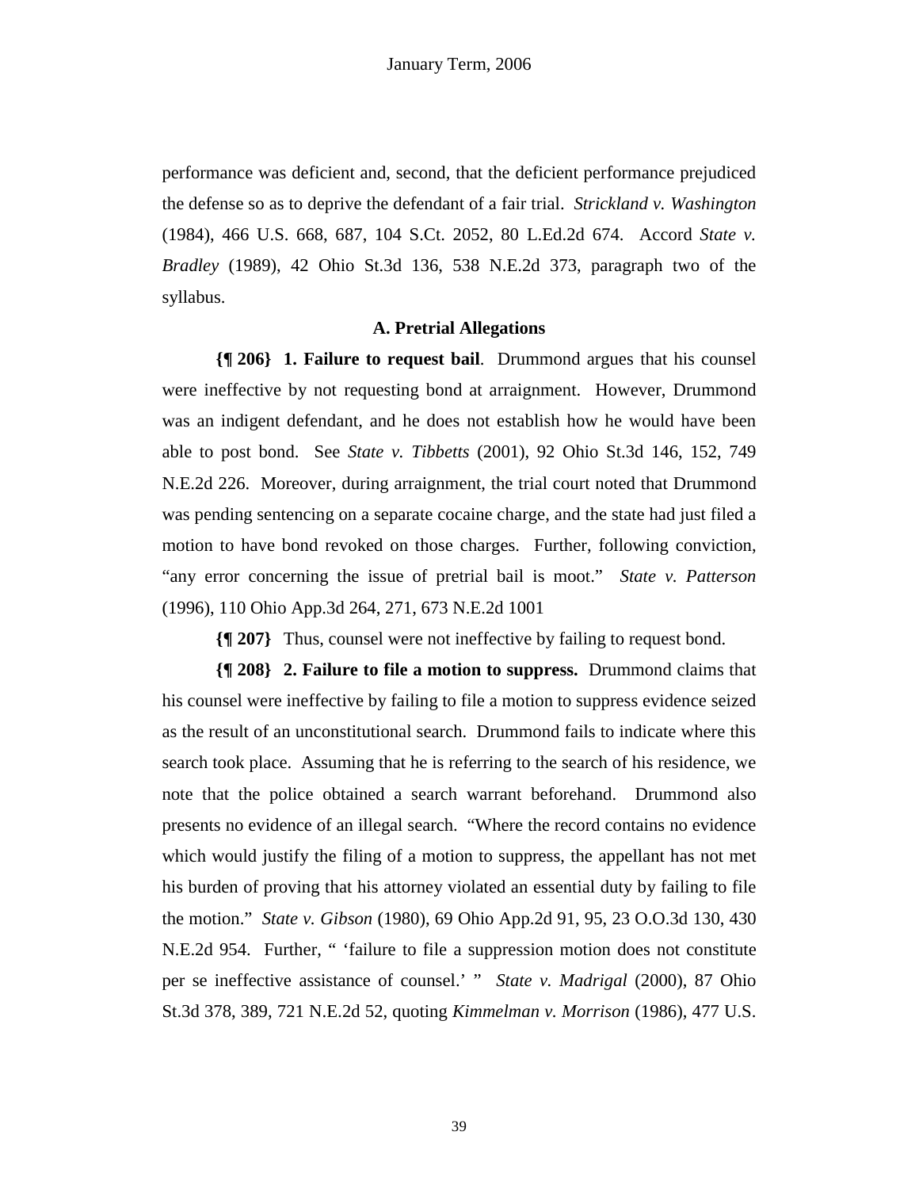performance was deficient and, second, that the deficient performance prejudiced the defense so as to deprive the defendant of a fair trial. *Strickland v. Washington* (1984), 466 U.S. 668, 687, 104 S.Ct. 2052, 80 L.Ed.2d 674. Accord *State v. Bradley* (1989), 42 Ohio St.3d 136, 538 N.E.2d 373, paragraph two of the syllabus.

### A. Pretrial Allegations

**{¶ 206} 1. Failure to request bail**. Drummond argues that his counsel were ineffective by not requesting bond at arraignment. However, Drummond was an indigent defendant, and he does not establish how he would have been able to post bond. See *State v. Tibbetts* (2001), 92 Ohio St.3d 146, 152, 749 N.E.2d 226. Moreover, during arraignment, the trial court noted that Drummond was pending sentencing on a separate cocaine charge, and the state had just filed a motion to have bond revoked on those charges. Further, following conviction, "any error concerning the issue of pretrial bail is moot." *State v. Patterson* (1996), 110 Ohio App.3d 264, 271, 673 N.E.2d 1001

**{¶ 207}** Thus, counsel were not ineffective by failing to request bond.

**{¶ 208} 2. Failure to file a motion to suppress.** Drummond claims that his counsel were ineffective by failing to file a motion to suppress evidence seized as the result of an unconstitutional search. Drummond fails to indicate where this search took place. Assuming that he is referring to the search of his residence, we note that the police obtained a search warrant beforehand. Drummond also presents no evidence of an illegal search. "Where the record contains no evidence which would justify the filing of a motion to suppress, the appellant has not met his burden of proving that his attorney violated an essential duty by failing to file the motion." *State v. Gibson* (1980), 69 Ohio App.2d 91, 95, 23 O.O.3d 130, 430 N.E.2d 954. Further, " 'failure to file a suppression motion does not constitute per se ineffective assistance of counsel.' " *State v. Madrigal* (2000), 87 Ohio St.3d 378, 389, 721 N.E.2d 52, quoting *Kimmelman v. Morrison* (1986), 477 U.S.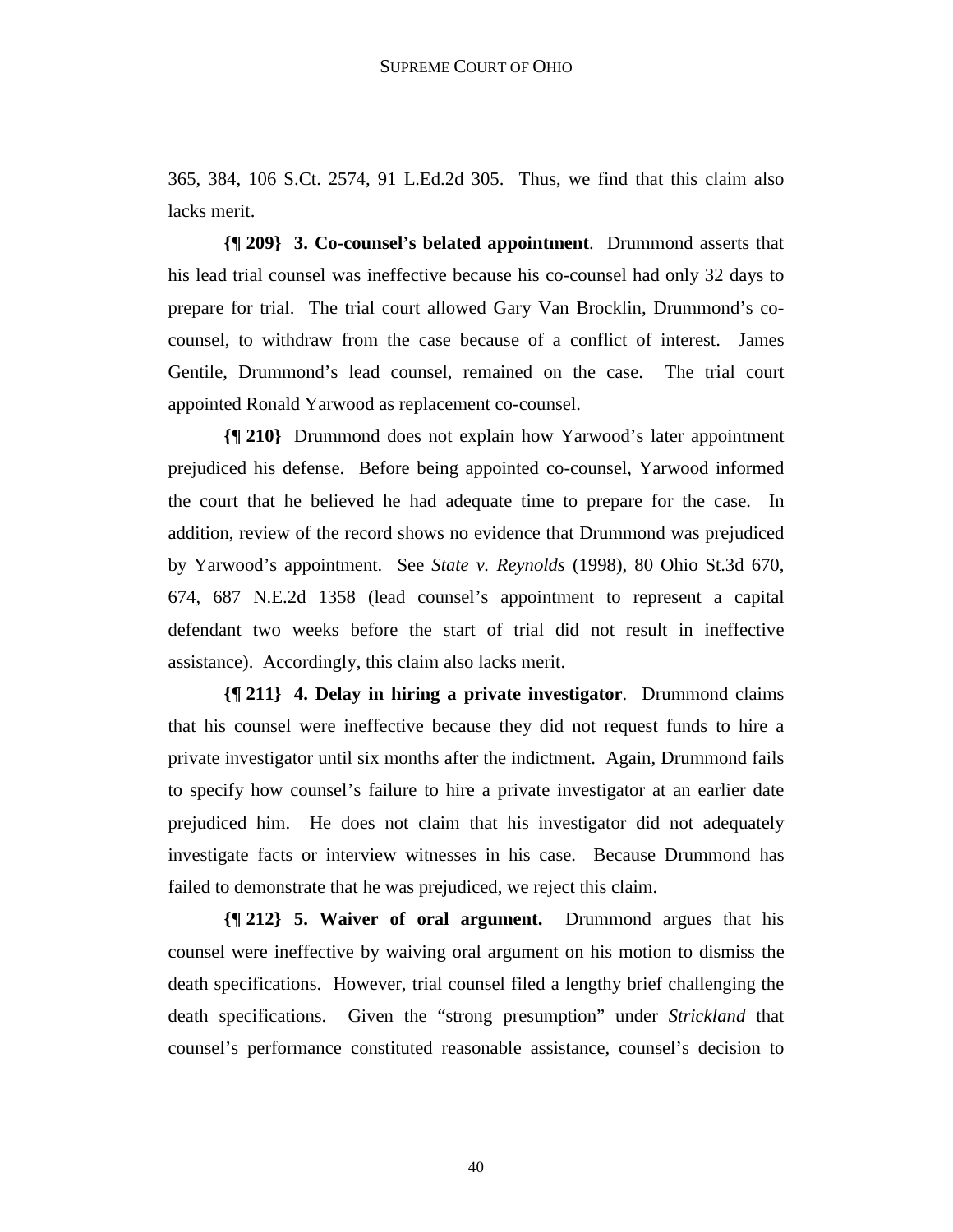365, 384, 106 S.Ct. 2574, 91 L.Ed.2d 305. Thus, we find that this claim also lacks merit.

**{¶ 209} 3. Co-counsel's belated appointment**. Drummond asserts that his lead trial counsel was ineffective because his co-counsel had only 32 days to prepare for trial. The trial court allowed Gary Van Brocklin, Drummond's co-counsel, to withdraw from the case because of a conflict of interest. James Gentile, Drummond's lead counsel, remained on the case. The trial court appointed Ronald Yarwood as replacement co-counsel.

**{¶ 210}** Drummond does not explain how Yarwood's later appointment prejudiced his defense. Before being appointed co-counsel, Yarwood informed the court that he believed he had adequate time to prepare for the case. In addition, review of the record shows no evidence that Drummond was prejudiced by Yarwood's appointment. See *State v. Reynolds* (1998), 80 Ohio St.3d 670, 674, 687 N.E.2d 1358 (lead counsel's appointment to represent a capital defendant two weeks before the start of trial did not result in ineffective assistance). Accordingly, this claim also lacks merit.

**{¶ 211} 4. Delay in hiring a private investigator**. Drummond claims that his counsel were ineffective because they did not request funds to hire a private investigator until six months after the indictment. Again, Drummond fails to specify how counsel's failure to hire a private investigator at an earlier date prejudiced him. He does not claim that his investigator did not adequately investigate facts or interview witnesses in his case. Because Drummond has failed to demonstrate that he was prejudiced, we reject this claim.

**{¶ 212} 5. Waiver of oral argument.** Drummond argues that his counsel were ineffective by waiving oral argument on his motion to dismiss the death specifications. However, trial counsel filed a lengthy brief challenging the death specifications. Given the "strong presumption" under *Strickland* that counsel's performance constituted reasonable assistance, counsel's decision to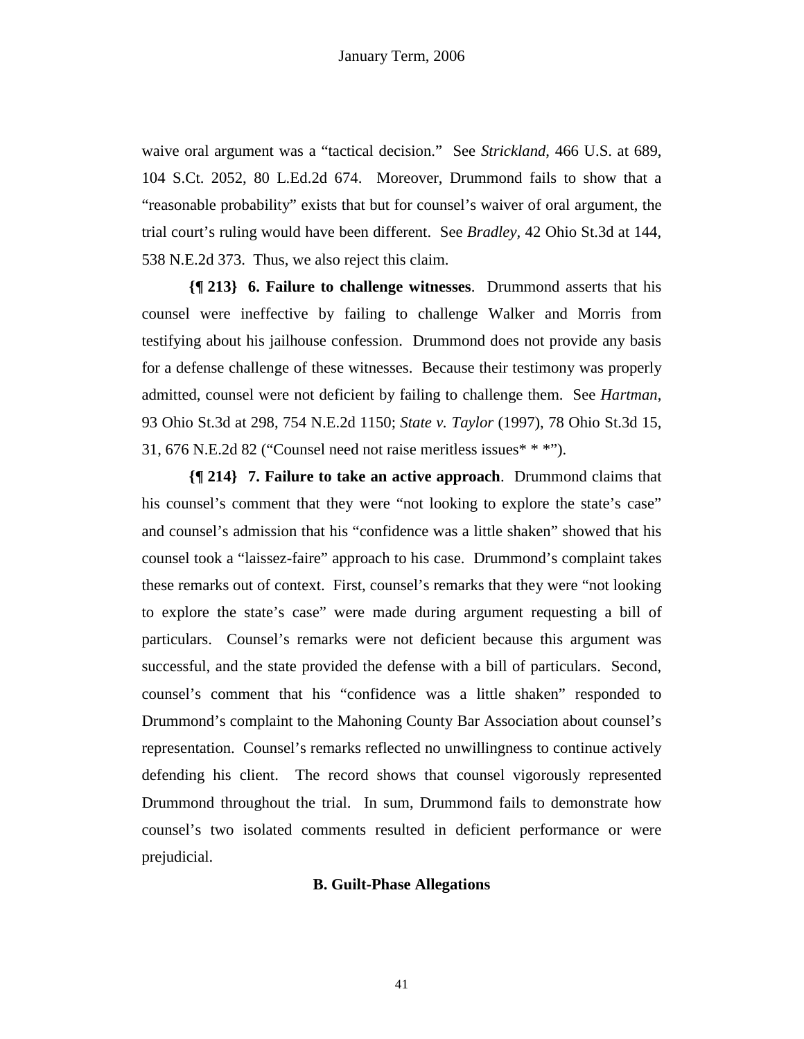waive oral argument was a "tactical decision." See *Strickland*, 466 U.S. at 689, 104 S.Ct. 2052, 80 L.Ed.2d 674. Moreover, Drummond fails to show that a "reasonable probability" exists that but for counsel's waiver of oral argument, the trial court's ruling would have been different. See *Bradley*, 42 Ohio St.3d at 144, 538 N.E.2d 373. Thus, we also reject this claim.

**{¶ 213} 6. Failure to challenge witnesses**. Drummond asserts that his counsel were ineffective by failing to challenge Walker and Morris from testifying about his jailhouse confession. Drummond does not provide any basis for a defense challenge of these witnesses. Because their testimony was properly admitted, counsel were not deficient by failing to challenge them. See *Hartman*, 93 Ohio St.3d at 298, 754 N.E.2d 1150; *State v. Taylor* (1997), 78 Ohio St.3d 15, 31, 676 N.E.2d 82 ("Counsel need not raise meritless issues* * *").

**{¶ 214} 7. Failure to take an active approach**. Drummond claims that his counsel's comment that they were "not looking to explore the state's case" and counsel's admission that his "confidence was a little shaken" showed that his counsel took a "laissez-faire" approach to his case. Drummond's complaint takes these remarks out of context. First, counsel's remarks that they were "not looking to explore the state's case" were made during argument requesting a bill of particulars. Counsel's remarks were not deficient because this argument was successful, and the state provided the defense with a bill of particulars. Second, counsel's comment that his "confidence was a little shaken" responded to Drummond's complaint to the Mahoning County Bar Association about counsel's representation. Counsel's remarks reflected no unwillingness to continue actively defending his client. The record shows that counsel vigorously represented Drummond throughout the trial. In sum, Drummond fails to demonstrate how counsel's two isolated comments resulted in deficient performance or were prejudicial.

## B. Guilt-Phase Allegations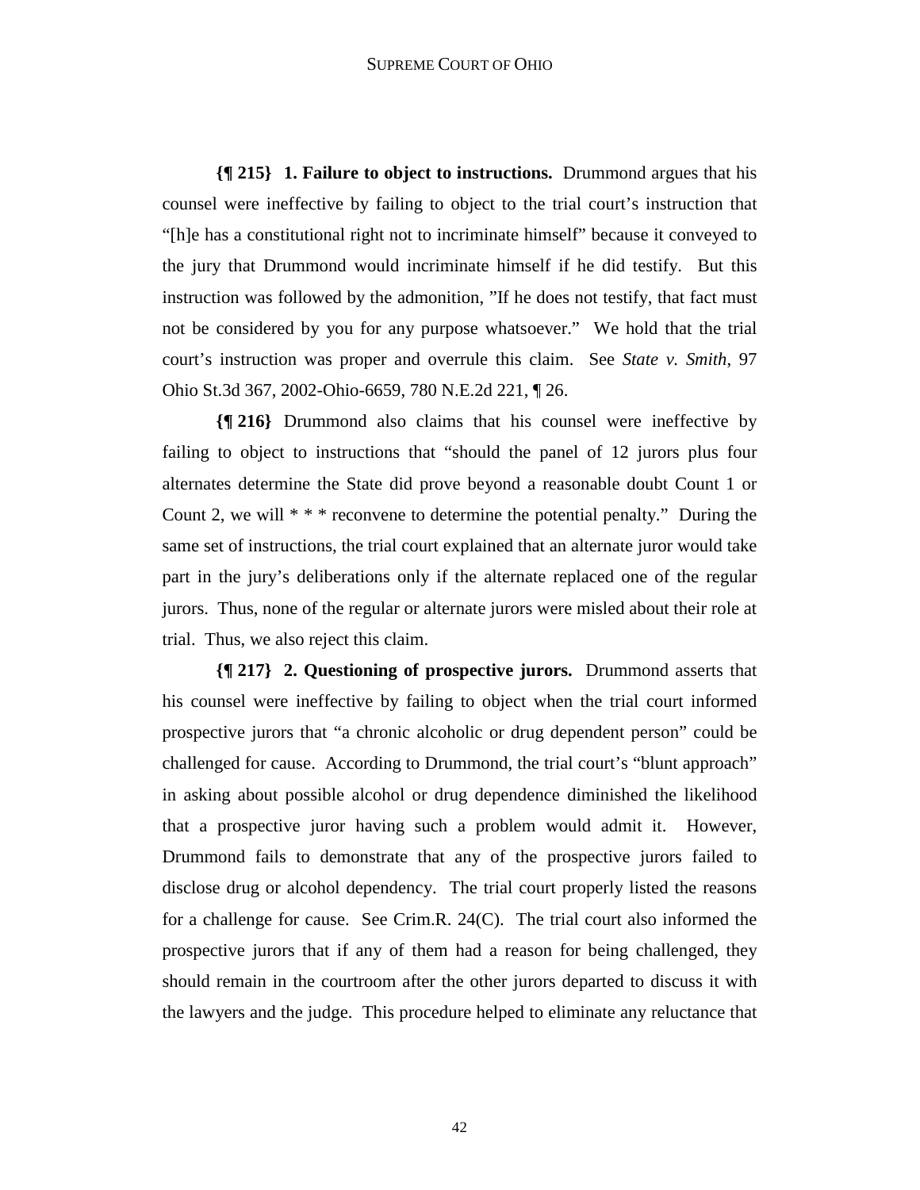**{¶ 215} 1. Failure to object to instructions.** Drummond argues that his counsel were ineffective by failing to object to the trial court's instruction that "[h]e has a constitutional right not to incriminate himself" because it conveyed to the jury that Drummond would incriminate himself if he did testify. But this instruction was followed by the admonition, "If he does not testify, that fact must not be considered by you for any purpose whatsoever." We hold that the trial court's instruction was proper and overrule this claim. See *State v. Smith*, 97 Ohio St.3d 367, 2002-Ohio-6659, 780 N.E.2d 221, ¶ 26.

**{¶ 216}** Drummond also claims that his counsel were ineffective by failing to object to instructions that "should the panel of 12 jurors plus four alternates determine the State did prove beyond a reasonable doubt Count 1 or Count 2, we will * * * reconvene to determine the potential penalty." During the same set of instructions, the trial court explained that an alternate juror would take part in the jury's deliberations only if the alternate replaced one of the regular jurors. Thus, none of the regular or alternate jurors were misled about their role at trial. Thus, we also reject this claim.

**{¶ 217} 2. Questioning of prospective jurors.** Drummond asserts that his counsel were ineffective by failing to object when the trial court informed prospective jurors that "a chronic alcoholic or drug dependent person" could be challenged for cause. According to Drummond, the trial court's "blunt approach" in asking about possible alcohol or drug dependence diminished the likelihood that a prospective juror having such a problem would admit it. However, Drummond fails to demonstrate that any of the prospective jurors failed to disclose drug or alcohol dependency. The trial court properly listed the reasons for a challenge for cause. See Crim.R. 24(C). The trial court also informed the prospective jurors that if any of them had a reason for being challenged, they should remain in the courtroom after the other jurors departed to discuss it with the lawyers and the judge. This procedure helped to eliminate any reluctance that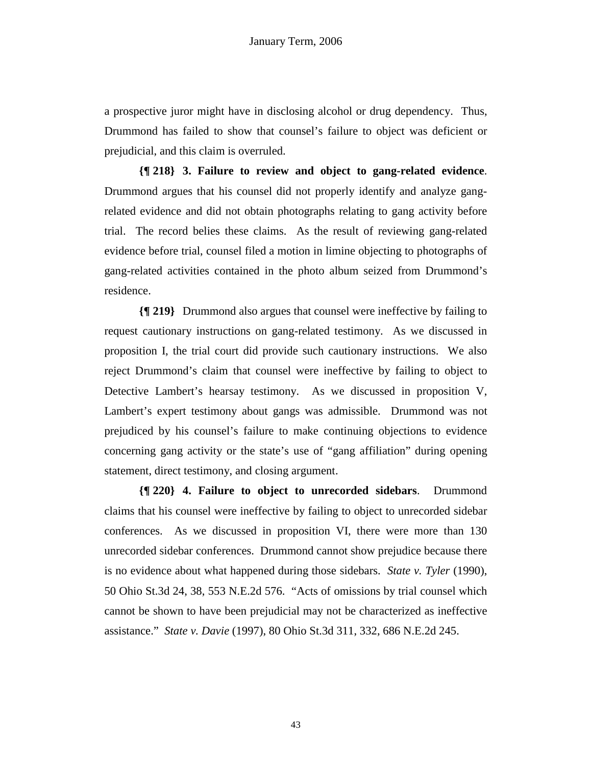a prospective juror might have in disclosing alcohol or drug dependency. Thus, Drummond has failed to show that counsel's failure to object was deficient or prejudicial, and this claim is overruled.

**{¶ 218} 3. Failure to review and object to gang-related evidence**. Drummond argues that his counsel did not properly identify and analyze gang-related evidence and did not obtain photographs relating to gang activity before trial. The record belies these claims. As the result of reviewing gang-related evidence before trial, counsel filed a motion in limine objecting to photographs of gang-related activities contained in the photo album seized from Drummond's residence.

**{¶ 219}** Drummond also argues that counsel were ineffective by failing to request cautionary instructions on gang-related testimony. As we discussed in proposition I, the trial court did provide such cautionary instructions. We also reject Drummond's claim that counsel were ineffective by failing to object to Detective Lambert's hearsay testimony. As we discussed in proposition V, Lambert's expert testimony about gangs was admissible. Drummond was not prejudiced by his counsel's failure to make continuing objections to evidence concerning gang activity or the state's use of "gang affiliation" during opening statement, direct testimony, and closing argument.

**{¶ 220} 4. Failure to object to unrecorded sidebars**. Drummond claims that his counsel were ineffective by failing to object to unrecorded sidebar conferences. As we discussed in proposition VI, there were more than 130 unrecorded sidebar conferences. Drummond cannot show prejudice because there is no evidence about what happened during those sidebars. *State v. Tyler* (1990), 50 Ohio St.3d 24, 38, 553 N.E.2d 576. "Acts of omissions by trial counsel which cannot be shown to have been prejudicial may not be characterized as ineffective assistance." *State v. Davie* (1997), 80 Ohio St.3d 311, 332, 686 N.E.2d 245.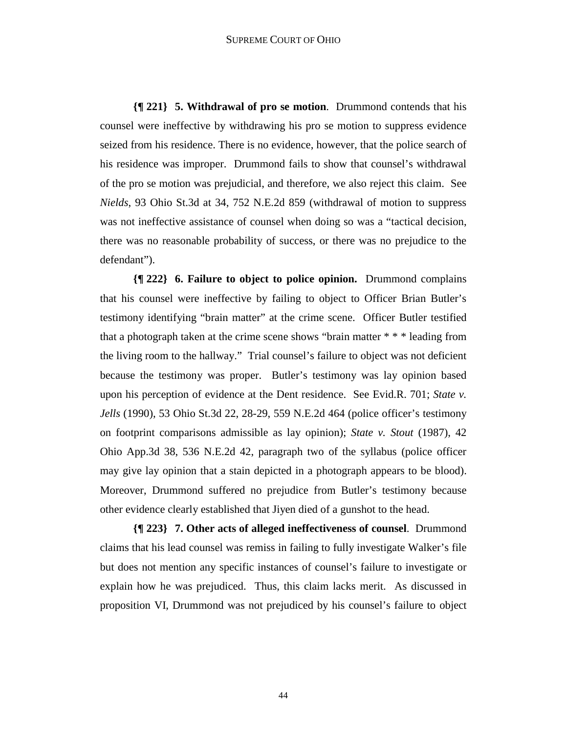**{¶ 221} 5. Withdrawal of pro se motion**. Drummond contends that his counsel were ineffective by withdrawing his pro se motion to suppress evidence seized from his residence. There is no evidence, however, that the police search of his residence was improper. Drummond fails to show that counsel's withdrawal of the pro se motion was prejudicial, and therefore, we also reject this claim. See *Nields*, 93 Ohio St.3d at 34, 752 N.E.2d 859 (withdrawal of motion to suppress was not ineffective assistance of counsel when doing so was a "tactical decision, there was no reasonable probability of success, or there was no prejudice to the defendant").

**{¶ 222} 6. Failure to object to police opinion.** Drummond complains that his counsel were ineffective by failing to object to Officer Brian Butler's testimony identifying "brain matter" at the crime scene. Officer Butler testified that a photograph taken at the crime scene shows "brain matter * * * leading from the living room to the hallway." Trial counsel's failure to object was not deficient because the testimony was proper. Butler's testimony was lay opinion based upon his perception of evidence at the Dent residence. See Evid.R. 701; *State v. Jells* (1990), 53 Ohio St.3d 22, 28-29, 559 N.E.2d 464 (police officer's testimony on footprint comparisons admissible as lay opinion); *State v. Stout* (1987), 42 Ohio App.3d 38, 536 N.E.2d 42, paragraph two of the syllabus (police officer may give lay opinion that a stain depicted in a photograph appears to be blood). Moreover, Drummond suffered no prejudice from Butler's testimony because other evidence clearly established that Jiyen died of a gunshot to the head.

**{¶ 223} 7. Other acts of alleged ineffectiveness of counsel**. Drummond claims that his lead counsel was remiss in failing to fully investigate Walker's file but does not mention any specific instances of counsel's failure to investigate or explain how he was prejudiced. Thus, this claim lacks merit. As discussed in proposition VI, Drummond was not prejudiced by his counsel's failure to object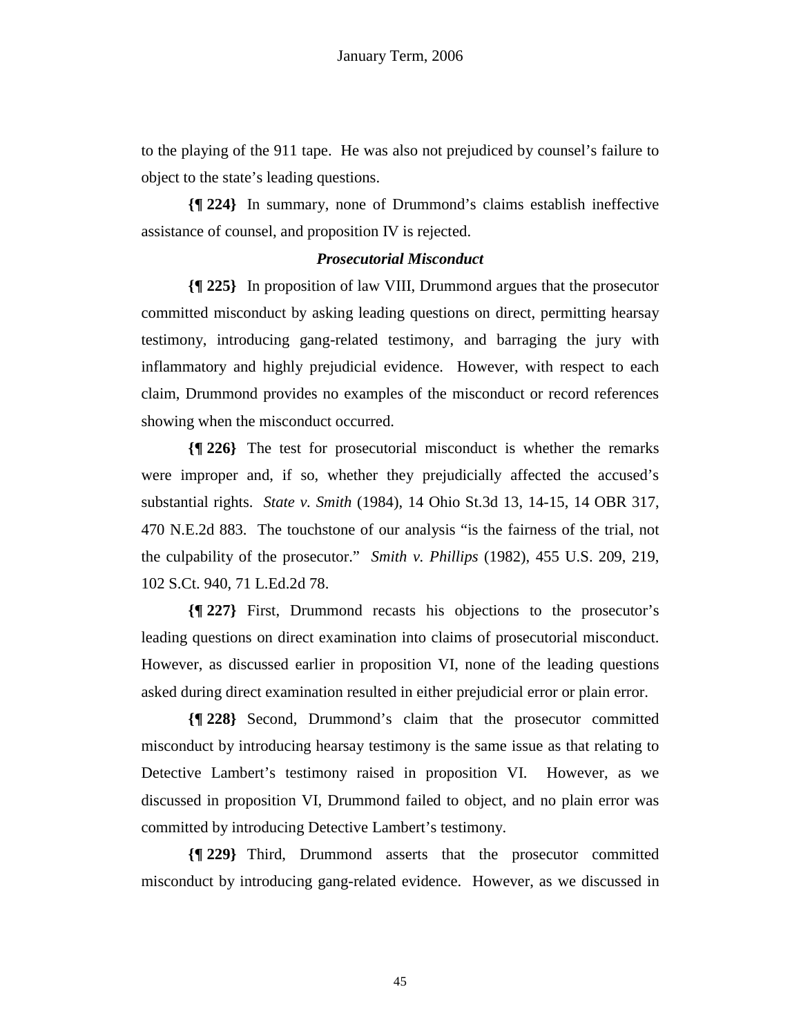to the playing of the 911 tape. He was also not prejudiced by counsel's failure to object to the state's leading questions.

**{¶ 224}** In summary, none of Drummond's claims establish ineffective assistance of counsel, and proposition IV is rejected.

### ***Prosecutorial Misconduct***

**{¶ 225}** In proposition of law VIII, Drummond argues that the prosecutor committed misconduct by asking leading questions on direct, permitting hearsay testimony, introducing gang-related testimony, and barraging the jury with inflammatory and highly prejudicial evidence. However, with respect to each claim, Drummond provides no examples of the misconduct or record references showing when the misconduct occurred.

**{¶ 226}** The test for prosecutorial misconduct is whether the remarks were improper and, if so, whether they prejudicially affected the accused's substantial rights. *State v. Smith* (1984), 14 Ohio St.3d 13, 14-15, 14 OBR 317, 470 N.E.2d 883. The touchstone of our analysis "is the fairness of the trial, not the culpability of the prosecutor." *Smith v. Phillips* (1982), 455 U.S. 209, 219, 102 S.Ct. 940, 71 L.Ed.2d 78.

**{¶ 227}** First, Drummond recasts his objections to the prosecutor's leading questions on direct examination into claims of prosecutorial misconduct. However, as discussed earlier in proposition VI, none of the leading questions asked during direct examination resulted in either prejudicial error or plain error.

**{¶ 228}** Second, Drummond's claim that the prosecutor committed misconduct by introducing hearsay testimony is the same issue as that relating to Detective Lambert's testimony raised in proposition VI. However, as we discussed in proposition VI, Drummond failed to object, and no plain error was committed by introducing Detective Lambert's testimony.

**{¶ 229}** Third, Drummond asserts that the prosecutor committed misconduct by introducing gang-related evidence. However, as we discussed in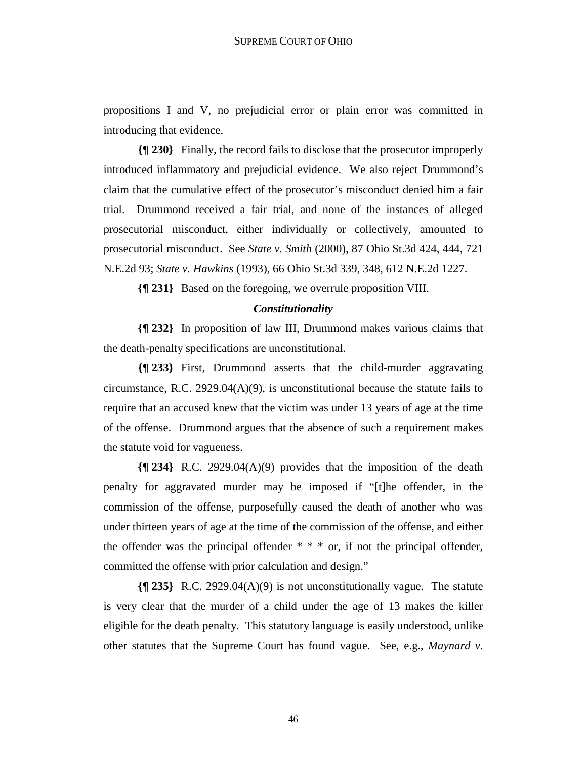propositions I and V, no prejudicial error or plain error was committed in introducing that evidence.

**{¶ 230}** Finally, the record fails to disclose that the prosecutor improperly introduced inflammatory and prejudicial evidence. We also reject Drummond's claim that the cumulative effect of the prosecutor's misconduct denied him a fair trial. Drummond received a fair trial, and none of the instances of alleged prosecutorial misconduct, either individually or collectively, amounted to prosecutorial misconduct. See *State v. Smith* (2000), 87 Ohio St.3d 424, 444, 721 N.E.2d 93; *State v. Hawkins* (1993), 66 Ohio St.3d 339, 348, 612 N.E.2d 1227.

**{¶ 231}** Based on the foregoing, we overrule proposition VIII.

***Constitutionality***

**{¶ 232}** In proposition of law III, Drummond makes various claims that the death-penalty specifications are unconstitutional.

**{¶ 233}** First, Drummond asserts that the child-murder aggravating circumstance, R.C. 2929.04(A)(9), is unconstitutional because the statute fails to require that an accused knew that the victim was under 13 years of age at the time of the offense. Drummond argues that the absence of such a requirement makes the statute void for vagueness.

**{¶ 234}** R.C. 2929.04(A)(9) provides that the imposition of the death penalty for aggravated murder may be imposed if "[t]he offender, in the commission of the offense, purposefully caused the death of another who was under thirteen years of age at the time of the commission of the offense, and either the offender was the principal offender * * * or, if not the principal offender, committed the offense with prior calculation and design."

**{¶ 235}** R.C. 2929.04(A)(9) is not unconstitutionally vague. The statute is very clear that the murder of a child under the age of 13 makes the killer eligible for the death penalty. This statutory language is easily understood, unlike other statutes that the Supreme Court has found vague. See, e.g., *Maynard v.*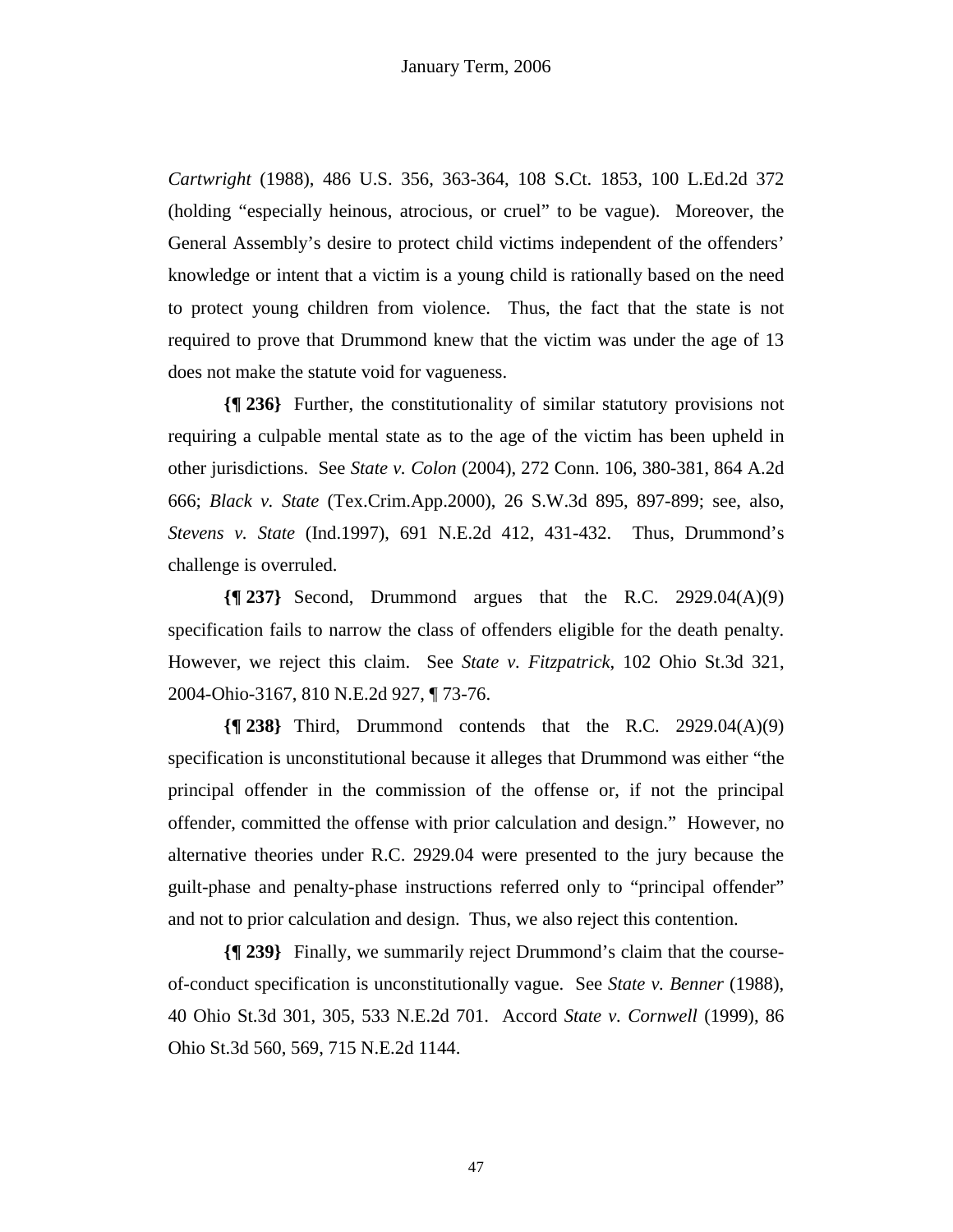*Cartwright* (1988), 486 U.S. 356, 363-364, 108 S.Ct. 1853, 100 L.Ed.2d 372 (holding "especially heinous, atrocious, or cruel" to be vague). Moreover, the General Assembly's desire to protect child victims independent of the offenders' knowledge or intent that a victim is a young child is rationally based on the need to protect young children from violence. Thus, the fact that the state is not required to prove that Drummond knew that the victim was under the age of 13 does not make the statute void for vagueness.

**{¶ 236}** Further, the constitutionality of similar statutory provisions not requiring a culpable mental state as to the age of the victim has been upheld in other jurisdictions. See *State v. Colon* (2004), 272 Conn. 106, 380-381, 864 A.2d 666; *Black v. State* (Tex.Crim.App.2000), 26 S.W.3d 895, 897-899; see, also, *Stevens v. State* (Ind.1997), 691 N.E.2d 412, 431-432. Thus, Drummond's challenge is overruled.

**{¶ 237}** Second, Drummond argues that the R.C. 2929.04(A)(9) specification fails to narrow the class of offenders eligible for the death penalty. However, we reject this claim. See *State v. Fitzpatrick*, 102 Ohio St.3d 321, 2004-Ohio-3167, 810 N.E.2d 927, ¶ 73-76.

**{¶ 238}** Third, Drummond contends that the R.C. 2929.04(A)(9) specification is unconstitutional because it alleges that Drummond was either "the principal offender in the commission of the offense or, if not the principal offender, committed the offense with prior calculation and design." However, no alternative theories under R.C. 2929.04 were presented to the jury because the guilt-phase and penalty-phase instructions referred only to "principal offender" and not to prior calculation and design. Thus, we also reject this contention.

**{¶ 239}** Finally, we summarily reject Drummond's claim that the course-of-conduct specification is unconstitutionally vague. See *State v. Benner* (1988), 40 Ohio St.3d 301, 305, 533 N.E.2d 701. Accord *State v. Cornwell* (1999), 86 Ohio St.3d 560, 569, 715 N.E.2d 1144.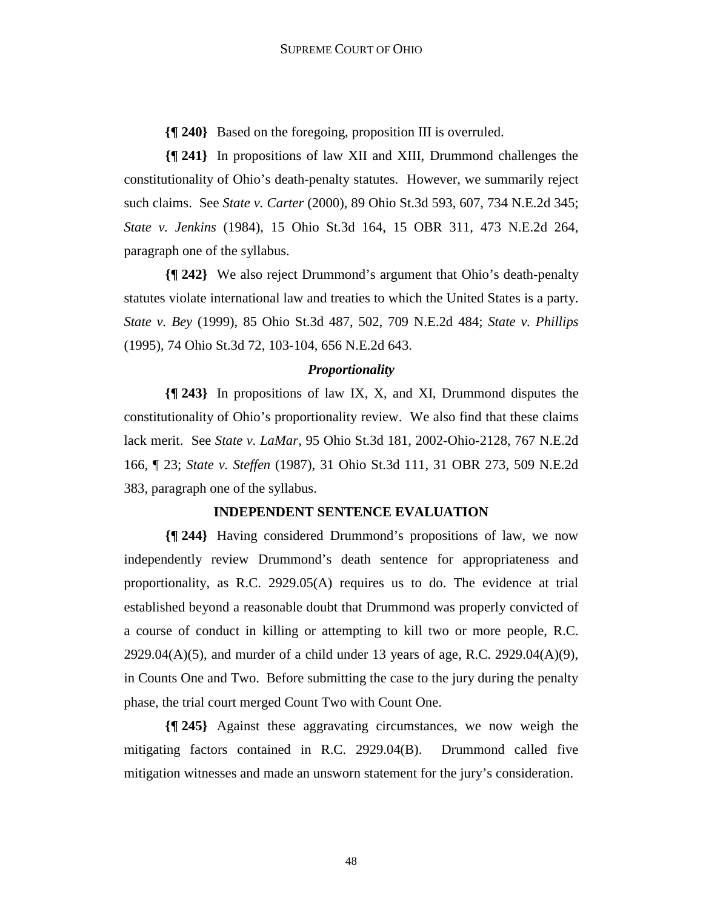**{¶ 240}** Based on the foregoing, proposition III is overruled.

**{¶ 241}** In propositions of law XII and XIII, Drummond challenges the constitutionality of Ohio's death-penalty statutes. However, we summarily reject such claims. See *State v. Carter* (2000), 89 Ohio St.3d 593, 607, 734 N.E.2d 345; *State v. Jenkins* (1984), 15 Ohio St.3d 164, 15 OBR 311, 473 N.E.2d 264, paragraph one of the syllabus.

**{¶ 242}** We also reject Drummond's argument that Ohio's death-penalty statutes violate international law and treaties to which the United States is a party. *State v. Bey* (1999), 85 Ohio St.3d 487, 502, 709 N.E.2d 484; *State v. Phillips* (1995), 74 Ohio St.3d 72, 103-104, 656 N.E.2d 643.

### *Proportionality*

**{¶ 243}** In propositions of law IX, X, and XI, Drummond disputes the constitutionality of Ohio's proportionality review. We also find that these claims lack merit. See *State v. LaMar*, 95 Ohio St.3d 181, 2002-Ohio-2128, 767 N.E.2d 166, ¶ 23; *State v. Steffen* (1987), 31 Ohio St.3d 111, 31 OBR 273, 509 N.E.2d 383, paragraph one of the syllabus.

## INDEPENDENT SENTENCE EVALUATION

**{¶ 244}** Having considered Drummond's propositions of law, we now independently review Drummond's death sentence for appropriateness and proportionality, as R.C. 2929.05(A) requires us to do. The evidence at trial established beyond a reasonable doubt that Drummond was properly convicted of a course of conduct in killing or attempting to kill two or more people, R.C. 2929.04(A)(5), and murder of a child under 13 years of age, R.C. 2929.04(A)(9), in Counts One and Two. Before submitting the case to the jury during the penalty phase, the trial court merged Count Two with Count One.

**{¶ 245}** Against these aggravating circumstances, we now weigh the mitigating factors contained in R.C. 2929.04(B). Drummond called five mitigation witnesses and made an unsworn statement for the jury's consideration.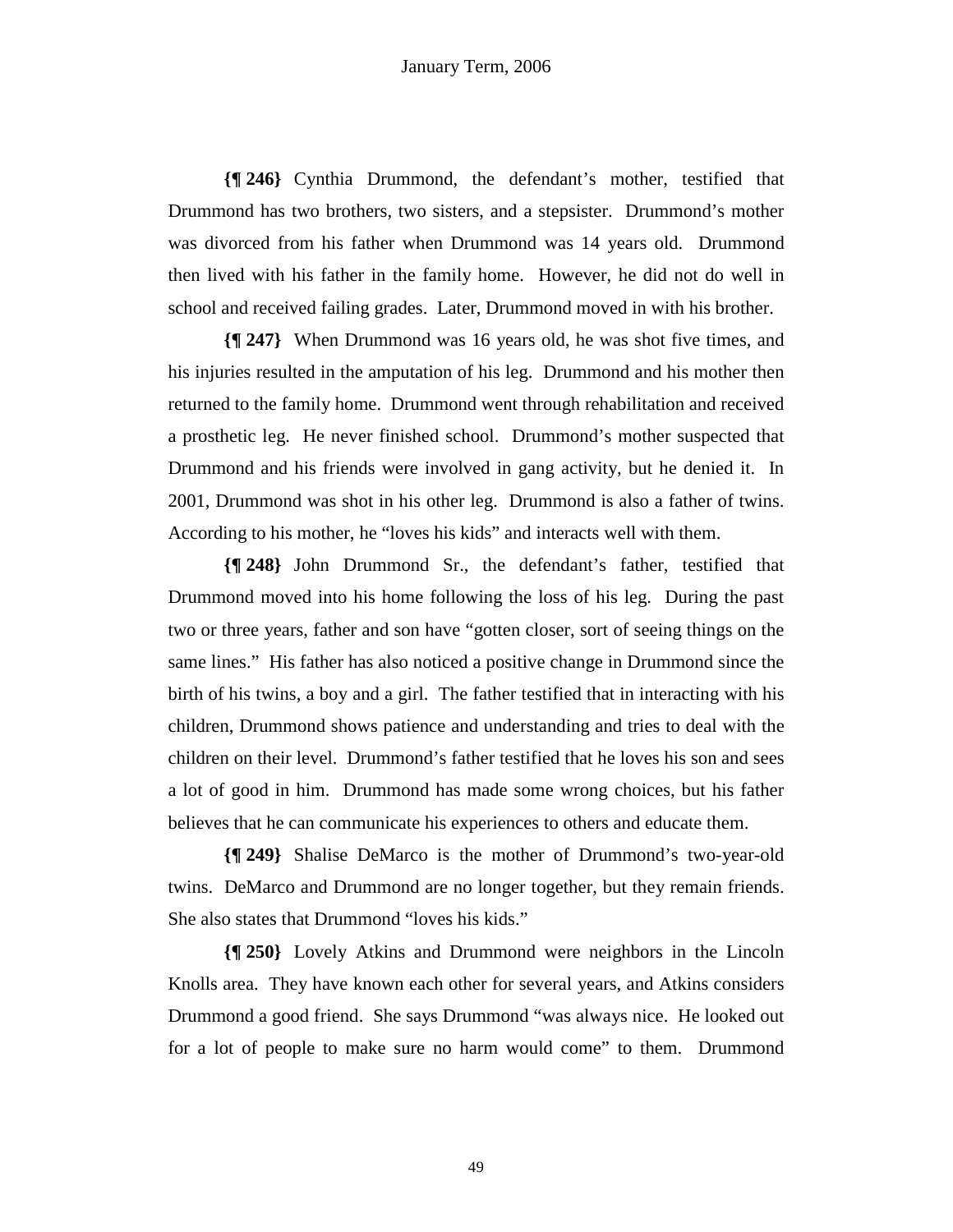**{¶ 246}** Cynthia Drummond, the defendant's mother, testified that Drummond has two brothers, two sisters, and a stepsister. Drummond's mother was divorced from his father when Drummond was 14 years old. Drummond then lived with his father in the family home. However, he did not do well in school and received failing grades. Later, Drummond moved in with his brother.

**{¶ 247}** When Drummond was 16 years old, he was shot five times, and his injuries resulted in the amputation of his leg. Drummond and his mother then returned to the family home. Drummond went through rehabilitation and received a prosthetic leg. He never finished school. Drummond's mother suspected that Drummond and his friends were involved in gang activity, but he denied it. In 2001, Drummond was shot in his other leg. Drummond is also a father of twins. According to his mother, he "loves his kids" and interacts well with them.

**{¶ 248}** John Drummond Sr., the defendant's father, testified that Drummond moved into his home following the loss of his leg. During the past two or three years, father and son have "gotten closer, sort of seeing things on the same lines." His father has also noticed a positive change in Drummond since the birth of his twins, a boy and a girl. The father testified that in interacting with his children, Drummond shows patience and understanding and tries to deal with the children on their level. Drummond's father testified that he loves his son and sees a lot of good in him. Drummond has made some wrong choices, but his father believes that he can communicate his experiences to others and educate them.

**{¶ 249}** Shalise DeMarco is the mother of Drummond's two-year-old twins. DeMarco and Drummond are no longer together, but they remain friends. She also states that Drummond "loves his kids."

**{¶ 250}** Lovely Atkins and Drummond were neighbors in the Lincoln Knolls area. They have known each other for several years, and Atkins considers Drummond a good friend. She says Drummond "was always nice. He looked out for a lot of people to make sure no harm would come" to them. Drummond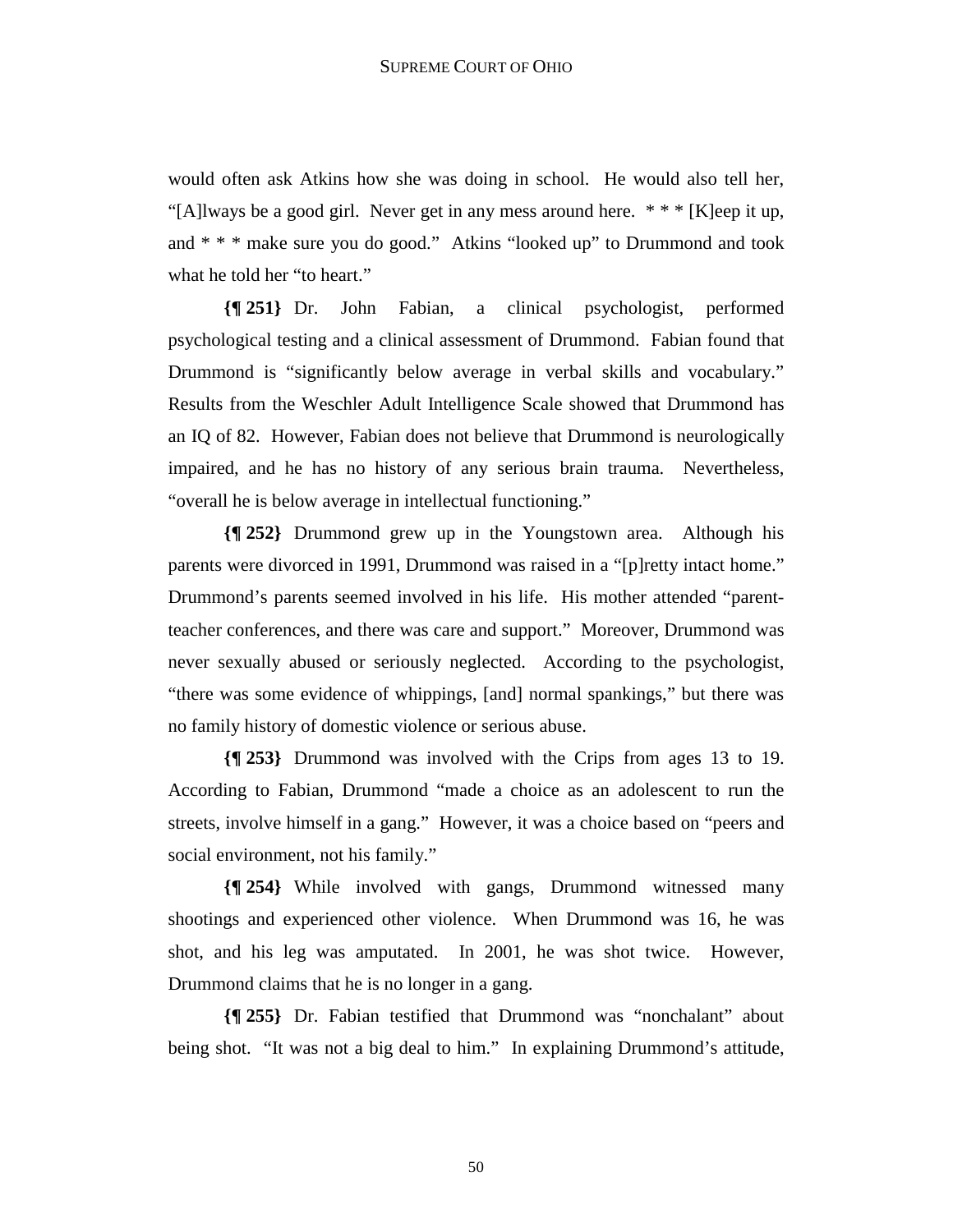would often ask Atkins how she was doing in school. He would also tell her, "[A]lways be a good girl. Never get in any mess around here. * * * [K]eep it up, and * * * make sure you do good." Atkins "looked up" to Drummond and took what he told her "to heart."

**{¶ 251}** Dr. John Fabian, a clinical psychologist, performed psychological testing and a clinical assessment of Drummond. Fabian found that Drummond is "significantly below average in verbal skills and vocabulary." Results from the Weschler Adult Intelligence Scale showed that Drummond has an IQ of 82. However, Fabian does not believe that Drummond is neurologically impaired, and he has no history of any serious brain trauma. Nevertheless, "overall he is below average in intellectual functioning."

**{¶ 252}** Drummond grew up in the Youngstown area. Although his parents were divorced in 1991, Drummond was raised in a "[p]retty intact home." Drummond's parents seemed involved in his life. His mother attended "parent-teacher conferences, and there was care and support." Moreover, Drummond was never sexually abused or seriously neglected. According to the psychologist, "there was some evidence of whippings, [and] normal spankings," but there was no family history of domestic violence or serious abuse.

**{¶ 253}** Drummond was involved with the Crips from ages 13 to 19. According to Fabian, Drummond "made a choice as an adolescent to run the streets, involve himself in a gang." However, it was a choice based on "peers and social environment, not his family."

**{¶ 254}** While involved with gangs, Drummond witnessed many shootings and experienced other violence. When Drummond was 16, he was shot, and his leg was amputated. In 2001, he was shot twice. However, Drummond claims that he is no longer in a gang.

**{¶ 255}** Dr. Fabian testified that Drummond was "nonchalant" about being shot. "It was not a big deal to him." In explaining Drummond's attitude,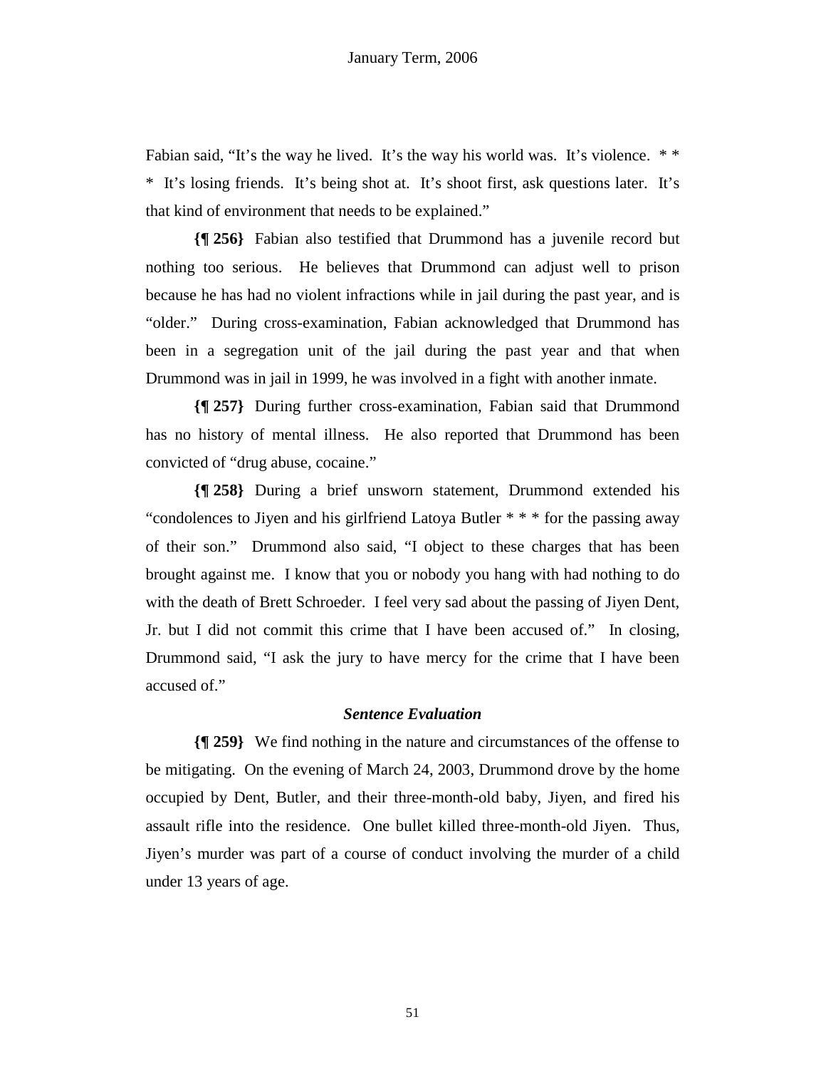Fabian said, "It's the way he lived. It's the way his world was. It's violence. * * * It's losing friends. It's being shot at. It's shoot first, ask questions later. It's that kind of environment that needs to be explained."

**{¶ 256}** Fabian also testified that Drummond has a juvenile record but nothing too serious. He believes that Drummond can adjust well to prison because he has had no violent infractions while in jail during the past year, and is "older." During cross-examination, Fabian acknowledged that Drummond has been in a segregation unit of the jail during the past year and that when Drummond was in jail in 1999, he was involved in a fight with another inmate.

**{¶ 257}** During further cross-examination, Fabian said that Drummond has no history of mental illness. He also reported that Drummond has been convicted of "drug abuse, cocaine."

**{¶ 258}** During a brief unsworn statement, Drummond extended his "condolences to Jiyen and his girlfriend Latoya Butler * * * for the passing away of their son." Drummond also said, "I object to these charges that has been brought against me. I know that you or nobody you hang with had nothing to do with the death of Brett Schroeder. I feel very sad about the passing of Jiyen Dent, Jr. but I did not commit this crime that I have been accused of." In closing, Drummond said, "I ask the jury to have mercy for the crime that I have been accused of."

### *Sentence Evaluation*

**{¶ 259}** We find nothing in the nature and circumstances of the offense to be mitigating. On the evening of March 24, 2003, Drummond drove by the home occupied by Dent, Butler, and their three-month-old baby, Jiyen, and fired his assault rifle into the residence. One bullet killed three-month-old Jiyen. Thus, Jiyen's murder was part of a course of conduct involving the murder of a child under 13 years of age.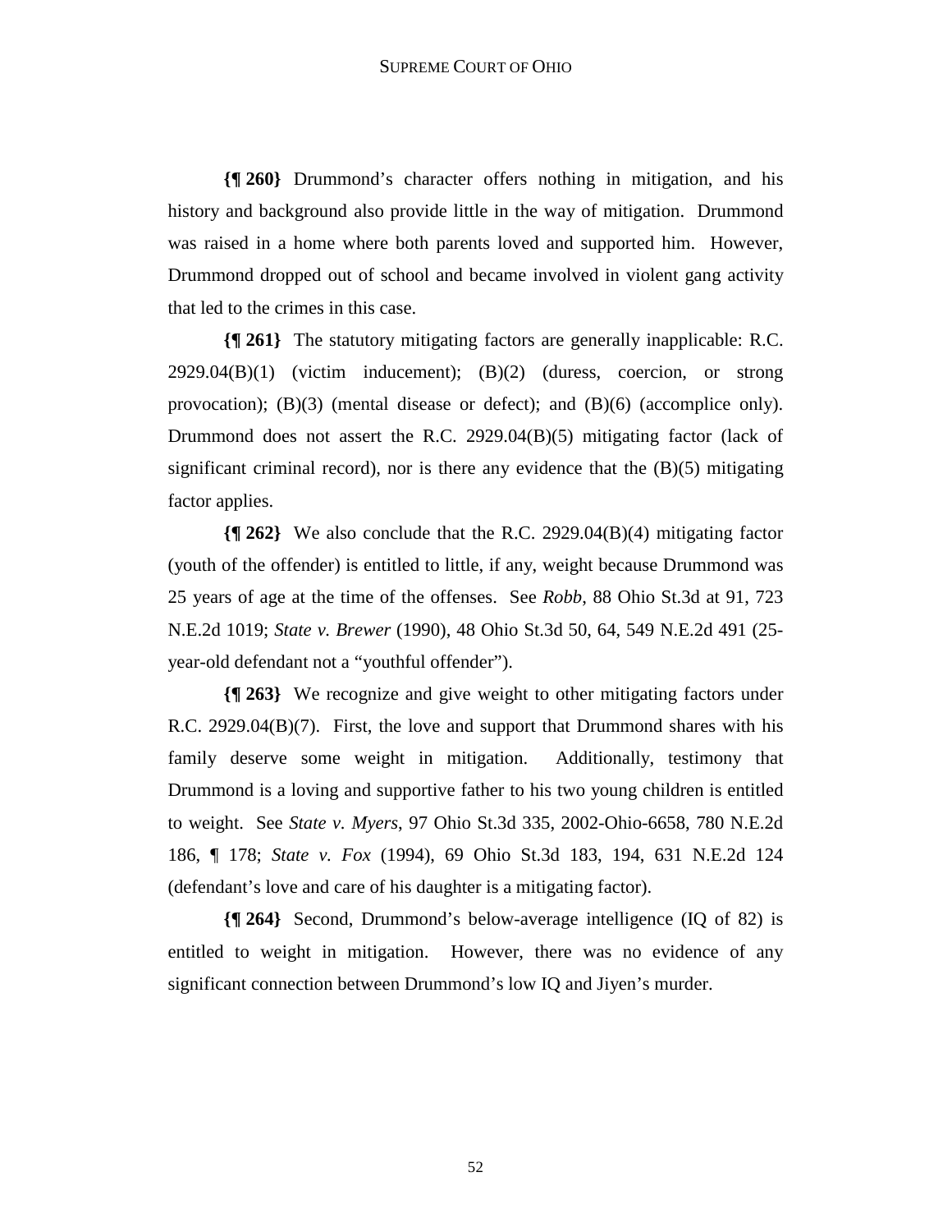**{¶ 260}** Drummond's character offers nothing in mitigation, and his history and background also provide little in the way of mitigation. Drummond was raised in a home where both parents loved and supported him. However, Drummond dropped out of school and became involved in violent gang activity that led to the crimes in this case.

**{¶ 261}** The statutory mitigating factors are generally inapplicable: R.C. 2929.04(B)(1) (victim inducement); (B)(2) (duress, coercion, or strong provocation); (B)(3) (mental disease or defect); and (B)(6) (accomplice only). Drummond does not assert the R.C. 2929.04(B)(5) mitigating factor (lack of significant criminal record), nor is there any evidence that the (B)(5) mitigating factor applies.

**{¶ 262}** We also conclude that the R.C. 2929.04(B)(4) mitigating factor (youth of the offender) is entitled to little, if any, weight because Drummond was 25 years of age at the time of the offenses. See *Robb*, 88 Ohio St.3d at 91, 723 N.E.2d 1019; *State v. Brewer* (1990), 48 Ohio St.3d 50, 64, 549 N.E.2d 491 (25-year-old defendant not a "youthful offender").

**{¶ 263}** We recognize and give weight to other mitigating factors under R.C. 2929.04(B)(7). First, the love and support that Drummond shares with his family deserve some weight in mitigation. Additionally, testimony that Drummond is a loving and supportive father to his two young children is entitled to weight. See *State v. Myers*, 97 Ohio St.3d 335, 2002-Ohio-6658, 780 N.E.2d 186, ¶ 178; *State v. Fox* (1994), 69 Ohio St.3d 183, 194, 631 N.E.2d 124 (defendant's love and care of his daughter is a mitigating factor).

**{¶ 264}** Second, Drummond's below-average intelligence (IQ of 82) is entitled to weight in mitigation. However, there was no evidence of any significant connection between Drummond's low IQ and Jiyen's murder.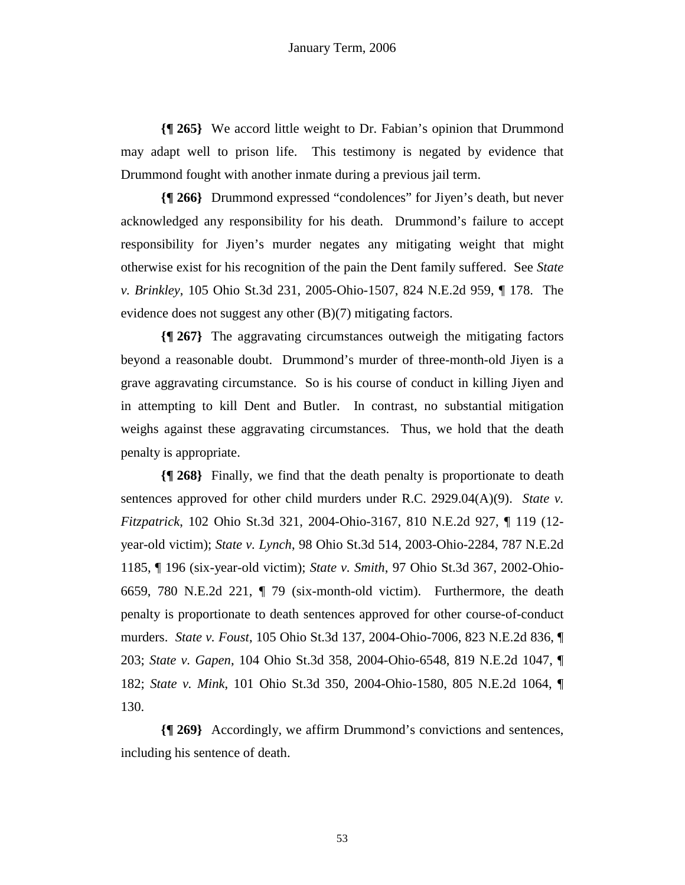**{¶ 265}** We accord little weight to Dr. Fabian's opinion that Drummond may adapt well to prison life. This testimony is negated by evidence that Drummond fought with another inmate during a previous jail term.

**{¶ 266}** Drummond expressed "condolences" for Jiyen's death, but never acknowledged any responsibility for his death. Drummond's failure to accept responsibility for Jiyen's murder negates any mitigating weight that might otherwise exist for his recognition of the pain the Dent family suffered. See *State v. Brinkley*, 105 Ohio St.3d 231, 2005-Ohio-1507, 824 N.E.2d 959, ¶ 178. The evidence does not suggest any other (B)(7) mitigating factors.

**{¶ 267}** The aggravating circumstances outweigh the mitigating factors beyond a reasonable doubt. Drummond's murder of three-month-old Jiyen is a grave aggravating circumstance. So is his course of conduct in killing Jiyen and in attempting to kill Dent and Butler. In contrast, no substantial mitigation weighs against these aggravating circumstances. Thus, we hold that the death penalty is appropriate.

**{¶ 268}** Finally, we find that the death penalty is proportionate to death sentences approved for other child murders under R.C. 2929.04(A)(9). *State v. Fitzpatrick*, 102 Ohio St.3d 321, 2004-Ohio-3167, 810 N.E.2d 927, ¶ 119 (12-year-old victim); *State v. Lynch*, 98 Ohio St.3d 514, 2003-Ohio-2284, 787 N.E.2d 1185, ¶ 196 (six-year-old victim); *State v. Smith*, 97 Ohio St.3d 367, 2002-Ohio-6659, 780 N.E.2d 221, ¶ 79 (six-month-old victim). Furthermore, the death penalty is proportionate to death sentences approved for other course-of-conduct murders. *State v. Foust*, 105 Ohio St.3d 137, 2004-Ohio-7006, 823 N.E.2d 836, ¶ 203; *State v. Gapen*, 104 Ohio St.3d 358, 2004-Ohio-6548, 819 N.E.2d 1047, ¶ 182; *State v. Mink*, 101 Ohio St.3d 350, 2004-Ohio-1580, 805 N.E.2d 1064, ¶ 130.

**{¶ 269}** Accordingly, we affirm Drummond's convictions and sentences, including his sentence of death.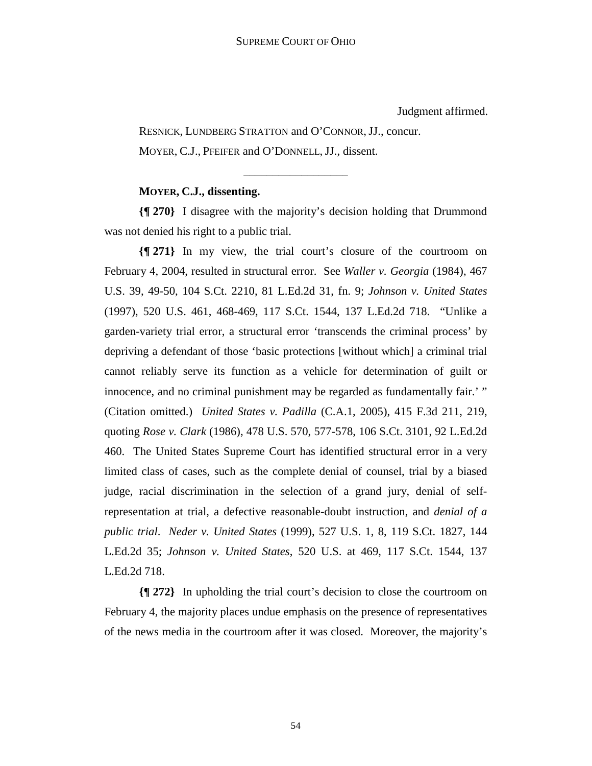Judgment affirmed.

RESNICK, LUNDBERG STRATTON and O'CONNOR, JJ., concur.

MOYER, C.J., PFEIFER and O'DONNELL, JJ., dissent.

---

**MOYER, C.J., dissenting.**

**{¶ 270}** I disagree with the majority's decision holding that Drummond was not denied his right to a public trial.

**{¶ 271}** In my view, the trial court's closure of the courtroom on February 4, 2004, resulted in structural error. See *Waller v. Georgia* (1984), 467 U.S. 39, 49-50, 104 S.Ct. 2210, 81 L.Ed.2d 31, fn. 9; *Johnson v. United States* (1997), 520 U.S. 461, 468-469, 117 S.Ct. 1544, 137 L.Ed.2d 718. "Unlike a garden-variety trial error, a structural error 'transcends the criminal process' by depriving a defendant of those 'basic protections [without which] a criminal trial cannot reliably serve its function as a vehicle for determination of guilt or innocence, and no criminal punishment may be regarded as fundamentally fair.' " (Citation omitted.) *United States v. Padilla* (C.A.1, 2005), 415 F.3d 211, 219, quoting *Rose v. Clark* (1986), 478 U.S. 570, 577-578, 106 S.Ct. 3101, 92 L.Ed.2d 460. The United States Supreme Court has identified structural error in a very limited class of cases, such as the complete denial of counsel, trial by a biased judge, racial discrimination in the selection of a grand jury, denial of self-representation at trial, a defective reasonable-doubt instruction, and *denial of a public trial*. *Neder v. United States* (1999), 527 U.S. 1, 8, 119 S.Ct. 1827, 144 L.Ed.2d 35; *Johnson v. United States*, 520 U.S. at 469, 117 S.Ct. 1544, 137 L.Ed.2d 718.

**{¶ 272}** In upholding the trial court's decision to close the courtroom on February 4, the majority places undue emphasis on the presence of representatives of the news media in the courtroom after it was closed. Moreover, the majority's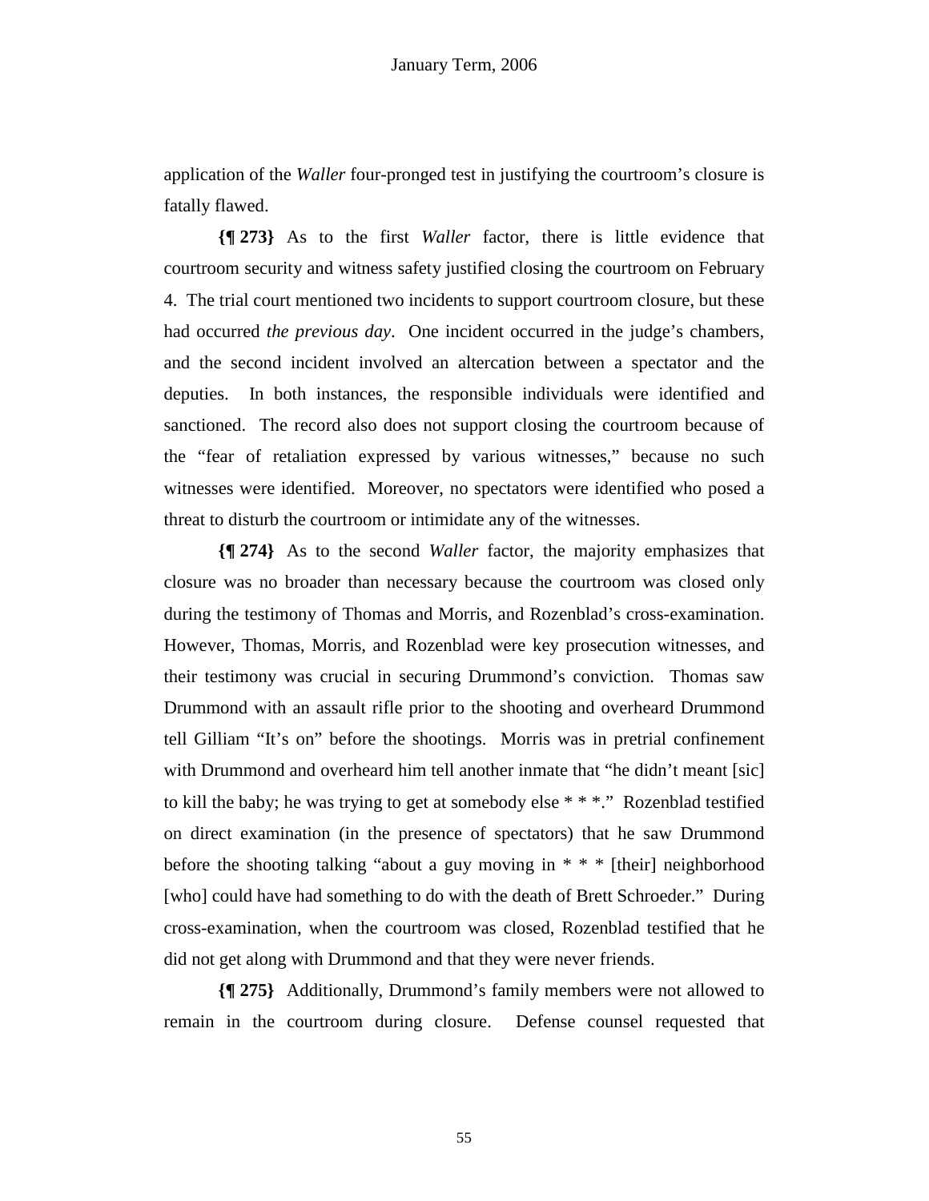application of the *Waller* four-pronged test in justifying the courtroom's closure is fatally flawed.

**{¶ 273}** As to the first *Waller* factor, there is little evidence that courtroom security and witness safety justified closing the courtroom on February 4. The trial court mentioned two incidents to support courtroom closure, but these had occurred *the previous day*. One incident occurred in the judge's chambers, and the second incident involved an altercation between a spectator and the deputies. In both instances, the responsible individuals were identified and sanctioned. The record also does not support closing the courtroom because of the "fear of retaliation expressed by various witnesses," because no such witnesses were identified. Moreover, no spectators were identified who posed a threat to disturb the courtroom or intimidate any of the witnesses.

**{¶ 274}** As to the second *Waller* factor, the majority emphasizes that closure was no broader than necessary because the courtroom was closed only during the testimony of Thomas and Morris, and Rozenblad's cross-examination. However, Thomas, Morris, and Rozenblad were key prosecution witnesses, and their testimony was crucial in securing Drummond's conviction. Thomas saw Drummond with an assault rifle prior to the shooting and overheard Drummond tell Gilliam "It's on" before the shootings. Morris was in pretrial confinement with Drummond and overheard him tell another inmate that "he didn't meant [sic] to kill the baby; he was trying to get at somebody else * * *." Rozenblad testified on direct examination (in the presence of spectators) that he saw Drummond before the shooting talking "about a guy moving in * * * [their] neighborhood [who] could have had something to do with the death of Brett Schroeder." During cross-examination, when the courtroom was closed, Rozenblad testified that he did not get along with Drummond and that they were never friends.

**{¶ 275}** Additionally, Drummond's family members were not allowed to remain in the courtroom during closure. Defense counsel requested that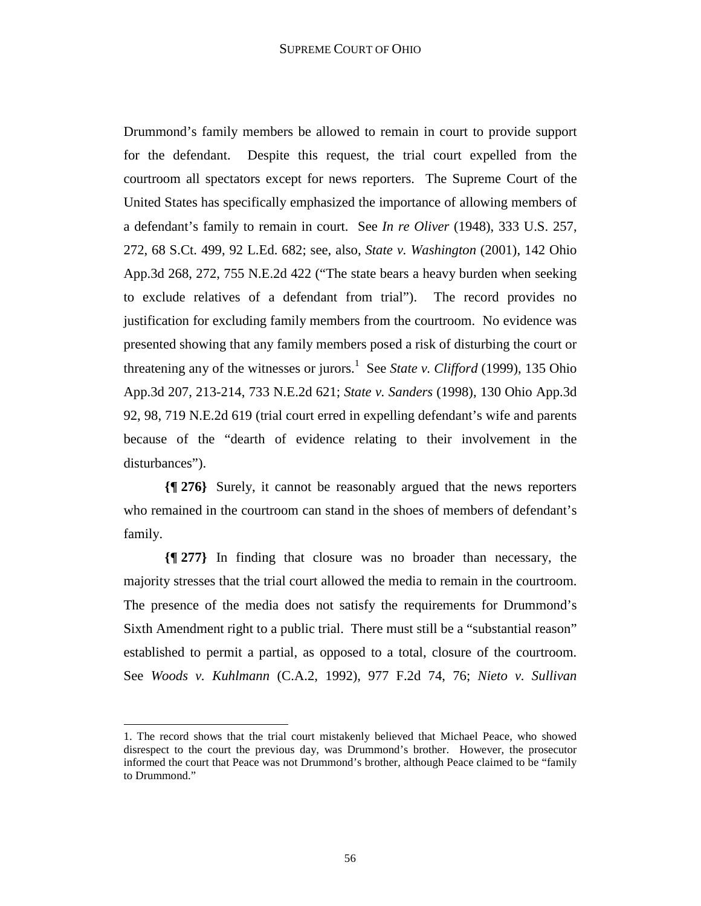Drummond's family members be allowed to remain in court to provide support for the defendant. Despite this request, the trial court expelled from the courtroom all spectators except for news reporters. The Supreme Court of the United States has specifically emphasized the importance of allowing members of a defendant's family to remain in court. See *In re Oliver* (1948), 333 U.S. 257, 272, 68 S.Ct. 499, 92 L.Ed. 682; see, also, *State v. Washington* (2001), 142 Ohio App.3d 268, 272, 755 N.E.2d 422 ("The state bears a heavy burden when seeking to exclude relatives of a defendant from trial"). The record provides no justification for excluding family members from the courtroom. No evidence was presented showing that any family members posed a risk of disturbing the court or threatening any of the witnesses or jurors.[1] See *State v. Clifford* (1999), 135 Ohio App.3d 207, 213-214, 733 N.E.2d 621; *State v. Sanders* (1998), 130 Ohio App.3d 92, 98, 719 N.E.2d 619 (trial court erred in expelling defendant's wife and parents because of the "dearth of evidence relating to their involvement in the disturbances").

**{¶ 276}** Surely, it cannot be reasonably argued that the news reporters who remained in the courtroom can stand in the shoes of members of defendant's family.

**{¶ 277}** In finding that closure was no broader than necessary, the majority stresses that the trial court allowed the media to remain in the courtroom. The presence of the media does not satisfy the requirements for Drummond's Sixth Amendment right to a public trial. There must still be a "substantial reason" established to permit a partial, as opposed to a total, closure of the courtroom. See *Woods v. Kuhlmann* (C.A.2, 1992), 977 F.2d 74, 76; *Nieto v. Sullivan*

---

1. The record shows that the trial court mistakenly believed that Michael Peace, who showed disrespect to the court the previous day, was Drummond's brother. However, the prosecutor informed the court that Peace was not Drummond's brother, although Peace claimed to be "family to Drummond."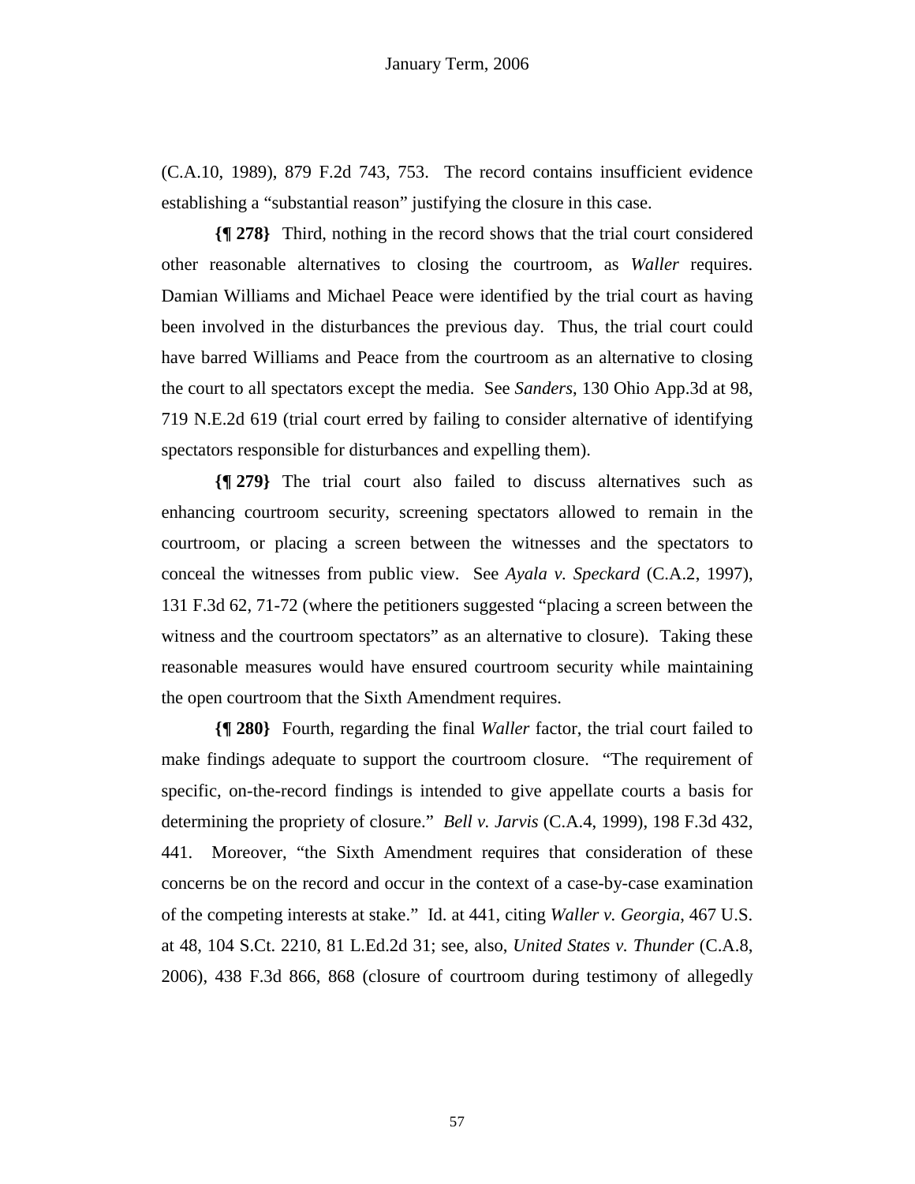(C.A.10, 1989), 879 F.2d 743, 753. The record contains insufficient evidence establishing a "substantial reason" justifying the closure in this case.

**{¶ 278}** Third, nothing in the record shows that the trial court considered other reasonable alternatives to closing the courtroom, as *Waller* requires. Damian Williams and Michael Peace were identified by the trial court as having been involved in the disturbances the previous day. Thus, the trial court could have barred Williams and Peace from the courtroom as an alternative to closing the court to all spectators except the media. See *Sanders*, 130 Ohio App.3d at 98, 719 N.E.2d 619 (trial court erred by failing to consider alternative of identifying spectators responsible for disturbances and expelling them).

**{¶ 279}** The trial court also failed to discuss alternatives such as enhancing courtroom security, screening spectators allowed to remain in the courtroom, or placing a screen between the witnesses and the spectators to conceal the witnesses from public view. See *Ayala v. Speckard* (C.A.2, 1997), 131 F.3d 62, 71-72 (where the petitioners suggested "placing a screen between the witness and the courtroom spectators" as an alternative to closure). Taking these reasonable measures would have ensured courtroom security while maintaining the open courtroom that the Sixth Amendment requires.

**{¶ 280}** Fourth, regarding the final *Waller* factor, the trial court failed to make findings adequate to support the courtroom closure. "The requirement of specific, on-the-record findings is intended to give appellate courts a basis for determining the propriety of closure." *Bell v. Jarvis* (C.A.4, 1999), 198 F.3d 432, 441. Moreover, "the Sixth Amendment requires that consideration of these concerns be on the record and occur in the context of a case-by-case examination of the competing interests at stake." Id. at 441, citing *Waller v. Georgia*, 467 U.S. at 48, 104 S.Ct. 2210, 81 L.Ed.2d 31; see, also, *United States v. Thunder* (C.A.8, 2006), 438 F.3d 866, 868 (closure of courtroom during testimony of allegedly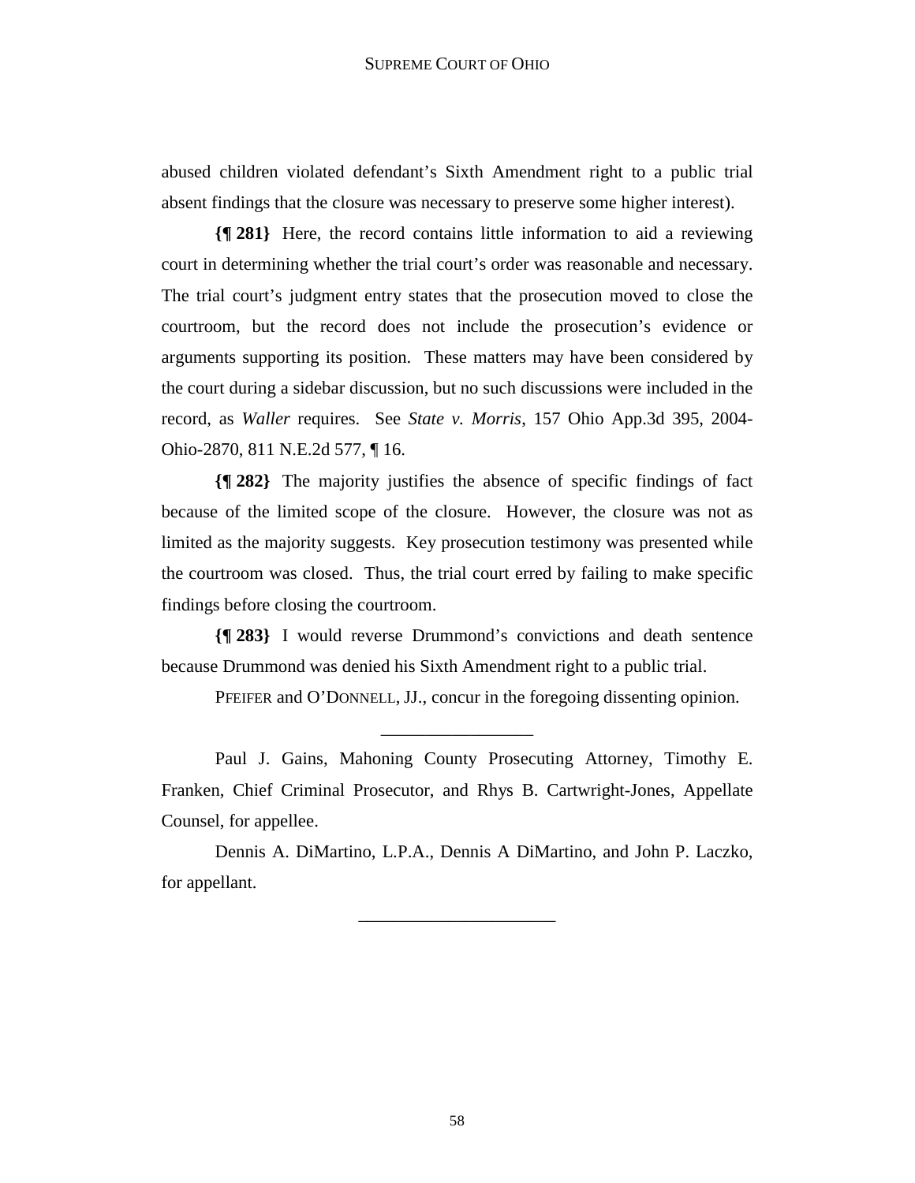abused children violated defendant's Sixth Amendment right to a public trial absent findings that the closure was necessary to preserve some higher interest).

**{¶ 281}** Here, the record contains little information to aid a reviewing court in determining whether the trial court's order was reasonable and necessary. The trial court's judgment entry states that the prosecution moved to close the courtroom, but the record does not include the prosecution's evidence or arguments supporting its position. These matters may have been considered by the court during a sidebar discussion, but no such discussions were included in the record, as *Waller* requires. See *State v. Morris*, 157 Ohio App.3d 395, 2004-Ohio-2870, 811 N.E.2d 577, ¶ 16.

**{¶ 282}** The majority justifies the absence of specific findings of fact because of the limited scope of the closure. However, the closure was not as limited as the majority suggests. Key prosecution testimony was presented while the courtroom was closed. Thus, the trial court erred by failing to make specific findings before closing the courtroom.

**{¶ 283}** I would reverse Drummond's convictions and death sentence because Drummond was denied his Sixth Amendment right to a public trial.

PFEIFER and O'DONNELL, JJ., concur in the foregoing dissenting opinion.

---

Paul J. Gains, Mahoning County Prosecuting Attorney, Timothy E. Franken, Chief Criminal Prosecutor, and Rhys B. Cartwright-Jones, Appellate Counsel, for appellee.

Dennis A. DiMartino, L.P.A., Dennis A DiMartino, and John P. Laczko, for appellant.

---